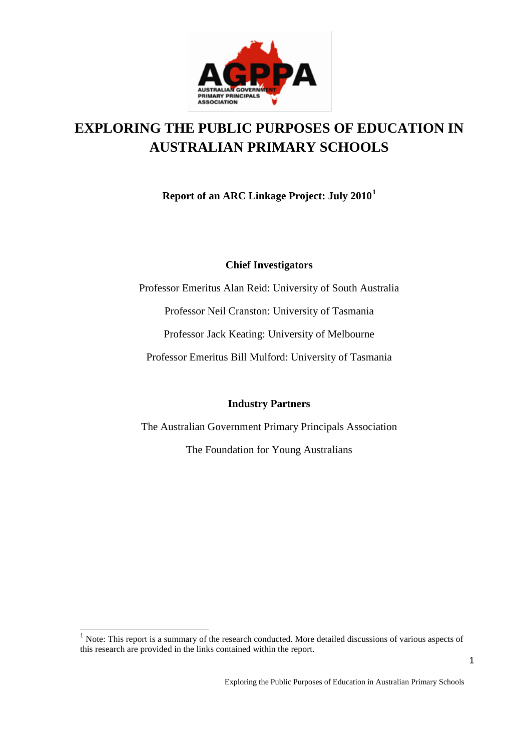# EXPLORING THE PUBLIC PURPOSES OF EDUCATION IN AUSTRALIAN PRIMARY SCHOOLS

**Report of an ARC Linkage Project: July 2010[1]**

**Chief Investigators**

Professor Emeritus Alan Reid: University of South Australia

Professor Neil Cranston: University of Tasmania

Professor Jack Keating: University of Melbourne

Professor Emeritus Bill Mulford: University of Tasmania

**Industry Partners**

The Australian Government Primary Principals Association

The Foundation for Young Australians

---

[1] Note: This report is a summary of the research conducted. More detailed discussions of various aspects of this research are provided in the links contained within the report.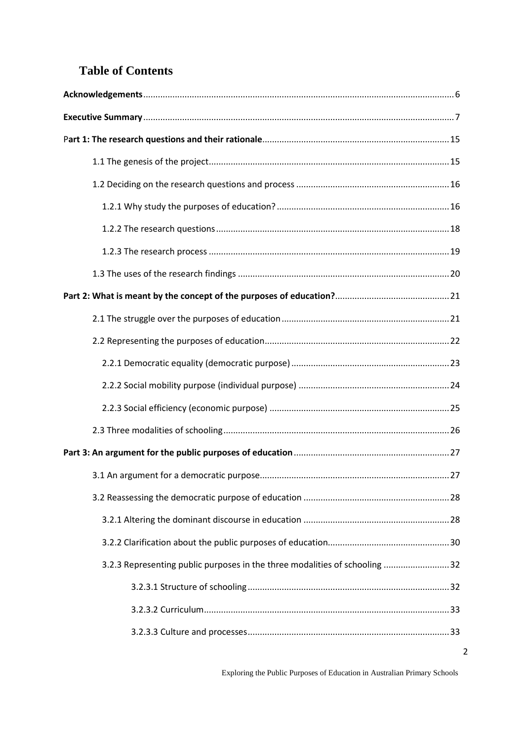# Table of Contents

**Acknowledgements** 6

**Executive Summary** 7

P**art 1: The research questions and their rationale** 15

- 1.1 The genesis of the project 15
- 1.2 Deciding on the research questions and process 16
  - 1.2.1 Why study the purposes of education? 16
  - 1.2.2 The research questions 18
  - 1.2.3 The research process 19
- 1.3 The uses of the research findings 20

**Part 2: What is meant by the concept of the purposes of education?** 21

- 2.1 The struggle over the purposes of education 21
- 2.2 Representing the purposes of education 22
  - 2.2.1 Democratic equality (democratic purpose) 23
  - 2.2.2 Social mobility purpose (individual purpose) 24
  - 2.2.3 Social efficiency (economic purpose) 25
- 2.3 Three modalities of schooling 26

**Part 3: An argument for the public purposes of education** 27

- 3.1 An argument for a democratic purpose 27
- 3.2 Reassessing the democratic purpose of education 28
  - 3.2.1 Altering the dominant discourse in education 28
  - 3.2.2 Clarification about the public purposes of education 30
  - 3.2.3 Representing public purposes in the three modalities of schooling 32
    - 3.2.3.1 Structure of schooling 32
    - 3.2.3.2 Curriculum 33
    - 3.2.3.3 Culture and processes 33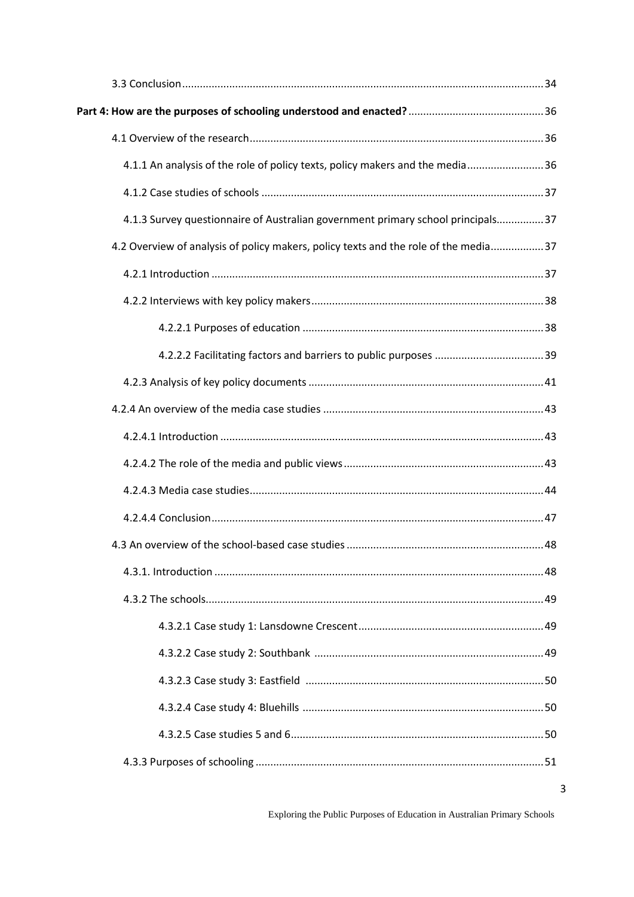3.3 Conclusion ........................................................................................................ 34

**Part 4: How are the purposes of schooling understood and enacted?** ............................................ 36

4.1 Overview of the research .................................................................................................. 36

4.1.1 An analysis of the role of policy texts, policy makers and the media ......................... 36

4.1.2 Case studies of schools ............................................................................................... 37

4.1.3 Survey questionnaire of Australian government primary school principals ............... 37

4.2 Overview of analysis of policy makers, policy texts and the role of the media ................. 37

4.2.1 Introduction ................................................................................................................ 37

4.2.2 Interviews with key policy makers .............................................................................. 38

4.2.2.1 Purposes of education ................................................................................. 38

4.2.2.2 Facilitating factors and barriers to public purposes ..................................... 39

4.2.3 Analysis of key policy documents ............................................................................... 41

4.2.4 An overview of the media case studies ........................................................................... 43

4.2.4.1 Introduction ............................................................................................................ 43

4.2.4.2 The role of the media and public views ................................................................... 43

4.2.4.3 Media case studies ................................................................................................... 44

4.2.4.4 Conclusion ............................................................................................................... 47

4.3 An overview of the school-based case studies ................................................................. 48

4.3.1. Introduction ............................................................................................................... 48

4.3.2 The schools .................................................................................................................. 49

4.3.2.1 Case study 1: Lansdowne Crescent .............................................................. 49

4.3.2.2 Case study 2: Southbank ............................................................................. 49

4.3.2.3 Case study 3: Eastfield ................................................................................ 50

4.3.2.4 Case study 4: Bluehills ................................................................................. 50

4.3.2.5 Case studies 5 and 6 ..................................................................................... 50

4.3.3 Purposes of schooling ................................................................................................. 51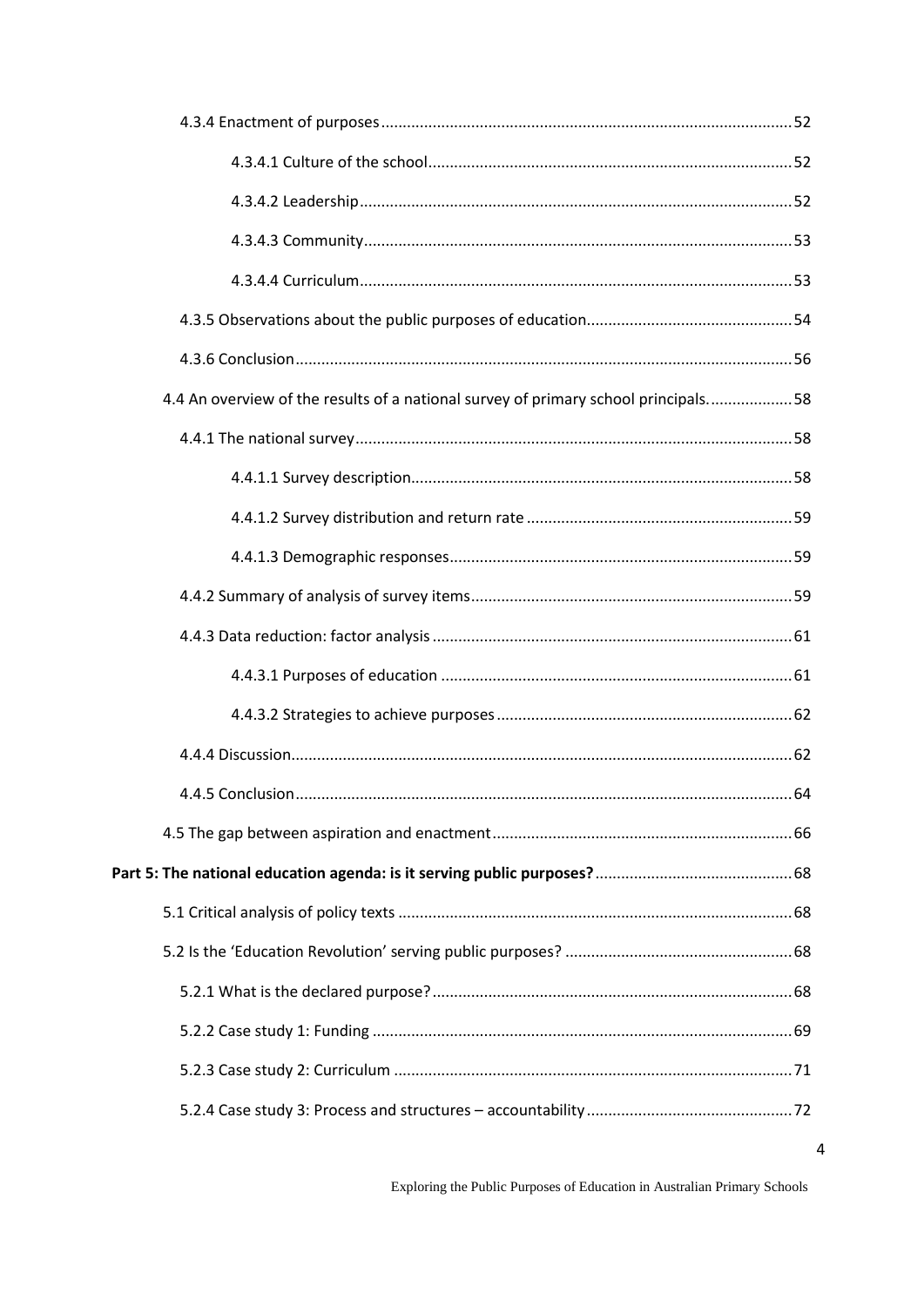4.3.4 Enactment of purposes ... 52

4.3.4.1 Culture of the school ... 52

4.3.4.2 Leadership ... 52

4.3.4.3 Community ... 53

4.3.4.4 Curriculum ... 53

4.3.5 Observations about the public purposes of education ... 54

4.3.6 Conclusion ... 56

4.4 An overview of the results of a national survey of primary school principals. ... 58

4.4.1 The national survey ... 58

4.4.1.1 Survey description ... 58

4.4.1.2 Survey distribution and return rate ... 59

4.4.1.3 Demographic responses ... 59

4.4.2 Summary of analysis of survey items ... 59

4.4.3 Data reduction: factor analysis ... 61

4.4.3.1 Purposes of education ... 61

4.4.3.2 Strategies to achieve purposes ... 62

4.4.4 Discussion ... 62

4.4.5 Conclusion ... 64

4.5 The gap between aspiration and enactment ... 66

**Part 5: The national education agenda: is it serving public purposes?** ... 68

5.1 Critical analysis of policy texts ... 68

5.2 Is the 'Education Revolution' serving public purposes? ... 68

5.2.1 What is the declared purpose? ... 68

5.2.2 Case study 1: Funding ... 69

5.2.3 Case study 2: Curriculum ... 71

5.2.4 Case study 3: Process and structures – accountability ... 72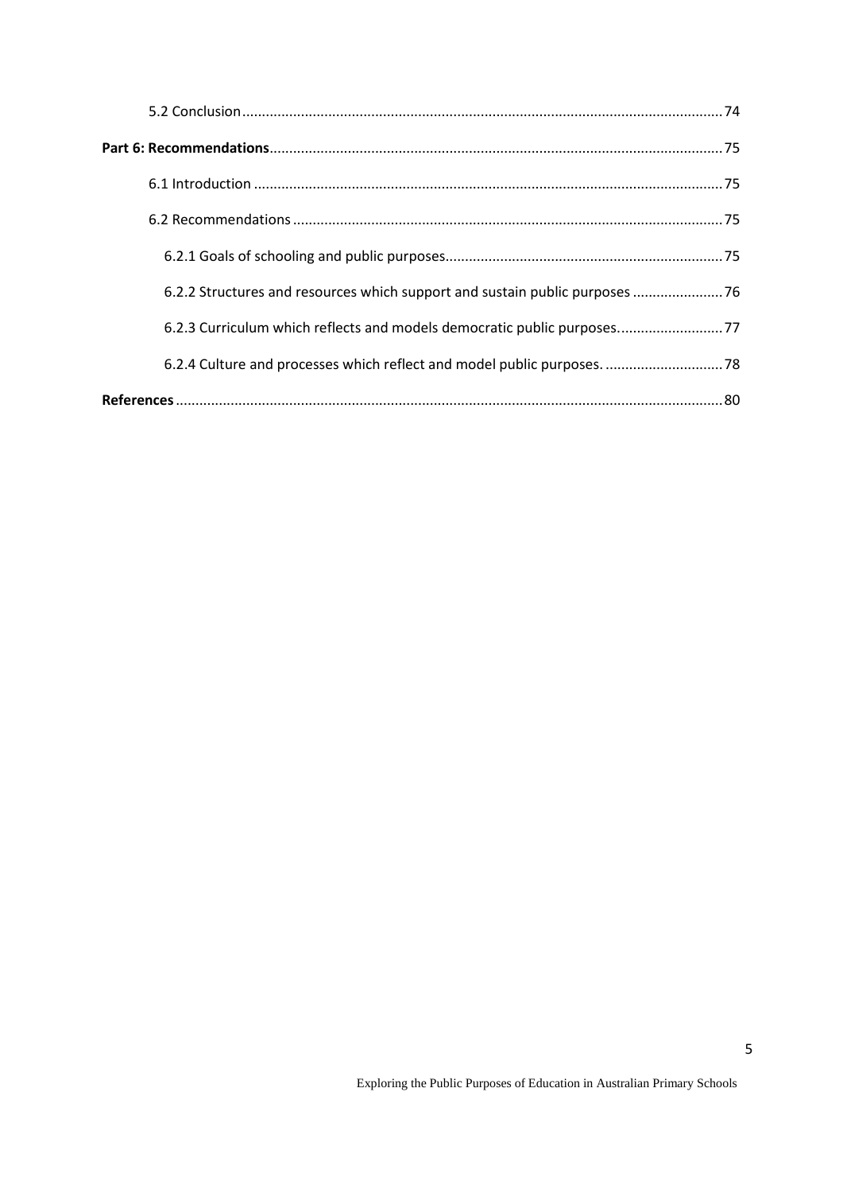5.2 Conclusion .......... 74

**Part 6: Recommendations** .......... 75

6.1 Introduction .......... 75

6.2 Recommendations .......... 75

6.2.1 Goals of schooling and public purposes .......... 75

6.2.2 Structures and resources which support and sustain public purposes .......... 76

6.2.3 Curriculum which reflects and models democratic public purposes. .......... 77

6.2.4 Culture and processes which reflect and model public purposes. .......... 78

**References** .......... 80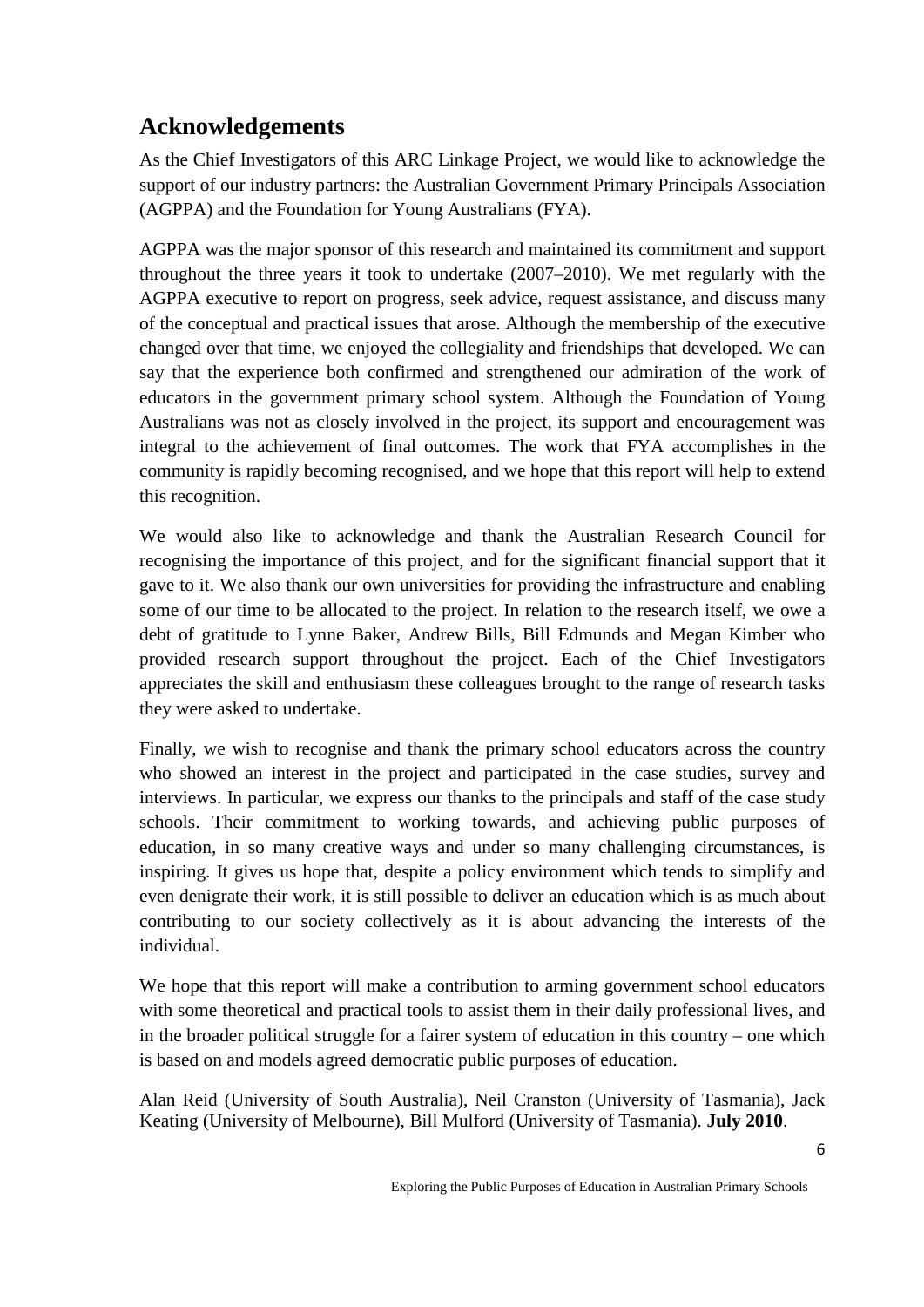## Acknowledgements

As the Chief Investigators of this ARC Linkage Project, we would like to acknowledge the support of our industry partners: the Australian Government Primary Principals Association (AGPPA) and the Foundation for Young Australians (FYA).

AGPPA was the major sponsor of this research and maintained its commitment and support throughout the three years it took to undertake (2007–2010). We met regularly with the AGPPA executive to report on progress, seek advice, request assistance, and discuss many of the conceptual and practical issues that arose. Although the membership of the executive changed over that time, we enjoyed the collegiality and friendships that developed. We can say that the experience both confirmed and strengthened our admiration of the work of educators in the government primary school system. Although the Foundation of Young Australians was not as closely involved in the project, its support and encouragement was integral to the achievement of final outcomes. The work that FYA accomplishes in the community is rapidly becoming recognised, and we hope that this report will help to extend this recognition.

We would also like to acknowledge and thank the Australian Research Council for recognising the importance of this project, and for the significant financial support that it gave to it. We also thank our own universities for providing the infrastructure and enabling some of our time to be allocated to the project. In relation to the research itself, we owe a debt of gratitude to Lynne Baker, Andrew Bills, Bill Edmunds and Megan Kimber who provided research support throughout the project. Each of the Chief Investigators appreciates the skill and enthusiasm these colleagues brought to the range of research tasks they were asked to undertake.

Finally, we wish to recognise and thank the primary school educators across the country who showed an interest in the project and participated in the case studies, survey and interviews. In particular, we express our thanks to the principals and staff of the case study schools. Their commitment to working towards, and achieving public purposes of education, in so many creative ways and under so many challenging circumstances, is inspiring. It gives us hope that, despite a policy environment which tends to simplify and even denigrate their work, it is still possible to deliver an education which is as much about contributing to our society collectively as it is about advancing the interests of the individual.

We hope that this report will make a contribution to arming government school educators with some theoretical and practical tools to assist them in their daily professional lives, and in the broader political struggle for a fairer system of education in this country – one which is based on and models agreed democratic public purposes of education.

Alan Reid (University of South Australia), Neil Cranston (University of Tasmania), Jack Keating (University of Melbourne), Bill Mulford (University of Tasmania). **July 2010**.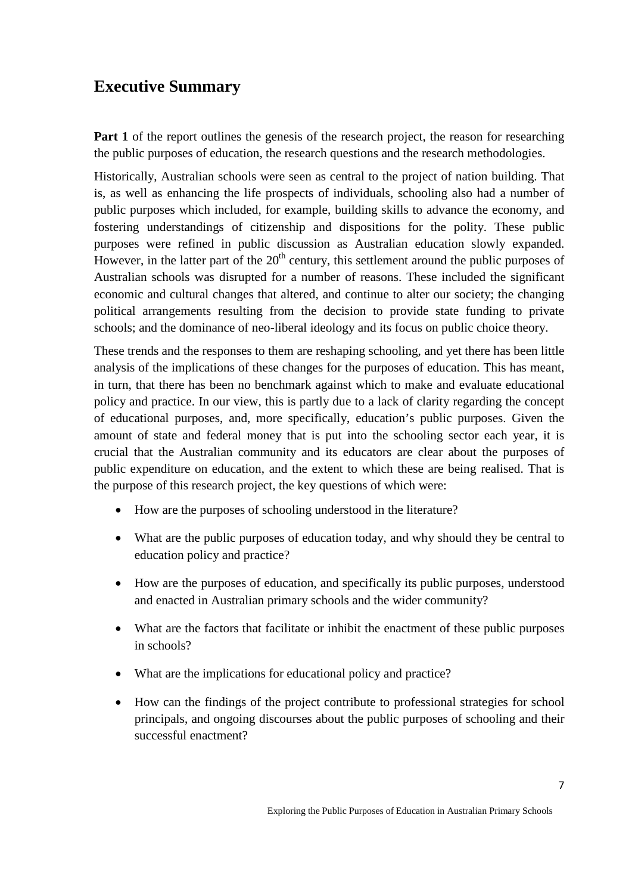## Executive Summary

**Part 1** of the report outlines the genesis of the research project, the reason for researching the public purposes of education, the research questions and the research methodologies.

Historically, Australian schools were seen as central to the project of nation building. That is, as well as enhancing the life prospects of individuals, schooling also had a number of public purposes which included, for example, building skills to advance the economy, and fostering understandings of citizenship and dispositions for the polity. These public purposes were refined in public discussion as Australian education slowly expanded. However, in the latter part of the $20^{th}$ century, this settlement around the public purposes of Australian schools was disrupted for a number of reasons. These included the significant economic and cultural changes that altered, and continue to alter our society; the changing political arrangements resulting from the decision to provide state funding to private schools; and the dominance of neo-liberal ideology and its focus on public choice theory.

These trends and the responses to them are reshaping schooling, and yet there has been little analysis of the implications of these changes for the purposes of education. This has meant, in turn, that there has been no benchmark against which to make and evaluate educational policy and practice. In our view, this is partly due to a lack of clarity regarding the concept of educational purposes, and, more specifically, education's public purposes. Given the amount of state and federal money that is put into the schooling sector each year, it is crucial that the Australian community and its educators are clear about the purposes of public expenditure on education, and the extent to which these are being realised. That is the purpose of this research project, the key questions of which were:

- How are the purposes of schooling understood in the literature?
- What are the public purposes of education today, and why should they be central to education policy and practice?
- How are the purposes of education, and specifically its public purposes, understood and enacted in Australian primary schools and the wider community?
- What are the factors that facilitate or inhibit the enactment of these public purposes in schools?
- What are the implications for educational policy and practice?
- How can the findings of the project contribute to professional strategies for school principals, and ongoing discourses about the public purposes of schooling and their successful enactment?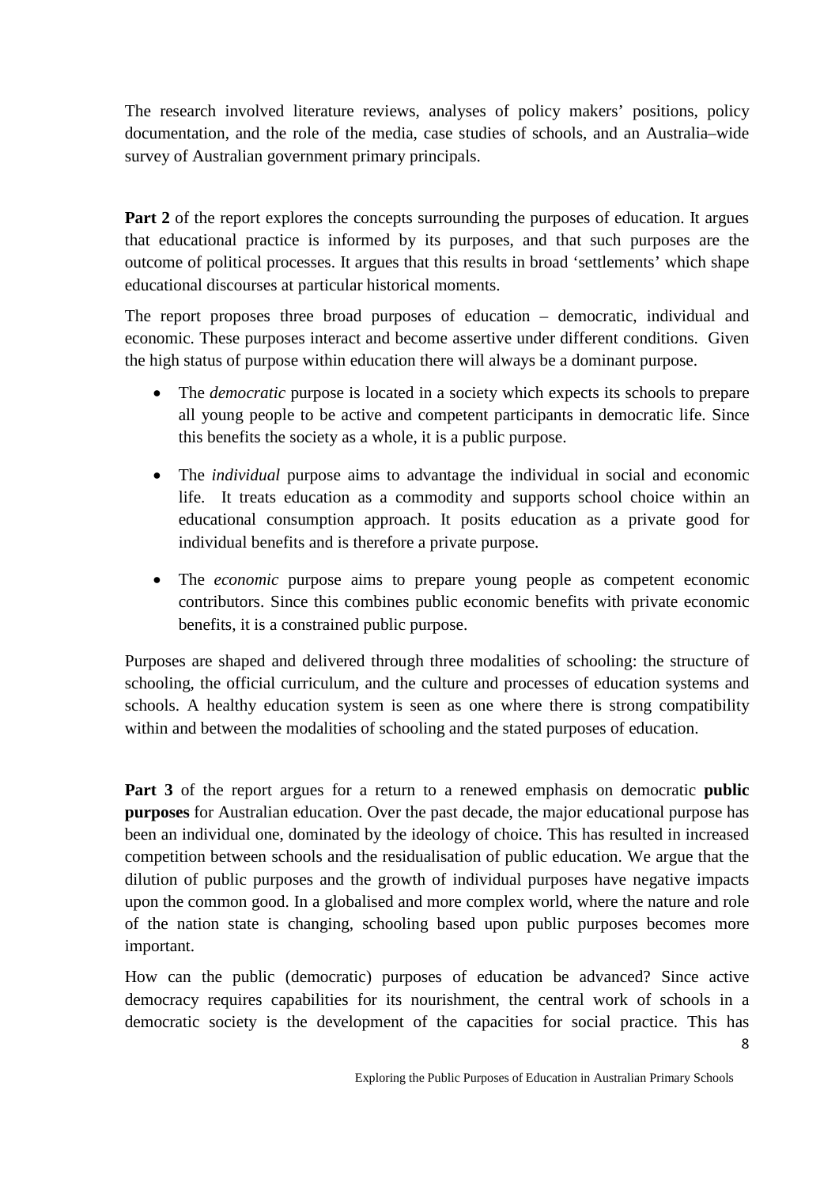The research involved literature reviews, analyses of policy makers' positions, policy documentation, and the role of the media, case studies of schools, and an Australia–wide survey of Australian government primary principals.

**Part 2** of the report explores the concepts surrounding the purposes of education. It argues that educational practice is informed by its purposes, and that such purposes are the outcome of political processes. It argues that this results in broad 'settlements' which shape educational discourses at particular historical moments.

The report proposes three broad purposes of education – democratic, individual and economic. These purposes interact and become assertive under different conditions. Given the high status of purpose within education there will always be a dominant purpose.

- The *democratic* purpose is located in a society which expects its schools to prepare all young people to be active and competent participants in democratic life. Since this benefits the society as a whole, it is a public purpose.
- The *individual* purpose aims to advantage the individual in social and economic life. It treats education as a commodity and supports school choice within an educational consumption approach. It posits education as a private good for individual benefits and is therefore a private purpose.
- The *economic* purpose aims to prepare young people as competent economic contributors. Since this combines public economic benefits with private economic benefits, it is a constrained public purpose.

Purposes are shaped and delivered through three modalities of schooling: the structure of schooling, the official curriculum, and the culture and processes of education systems and schools. A healthy education system is seen as one where there is strong compatibility within and between the modalities of schooling and the stated purposes of education.

**Part 3** of the report argues for a return to a renewed emphasis on democratic **public purposes** for Australian education. Over the past decade, the major educational purpose has been an individual one, dominated by the ideology of choice. This has resulted in increased competition between schools and the residualisation of public education. We argue that the dilution of public purposes and the growth of individual purposes have negative impacts upon the common good. In a globalised and more complex world, where the nature and role of the nation state is changing, schooling based upon public purposes becomes more important.

How can the public (democratic) purposes of education be advanced? Since active democracy requires capabilities for its nourishment, the central work of schools in a democratic society is the development of the capacities for social practice. This has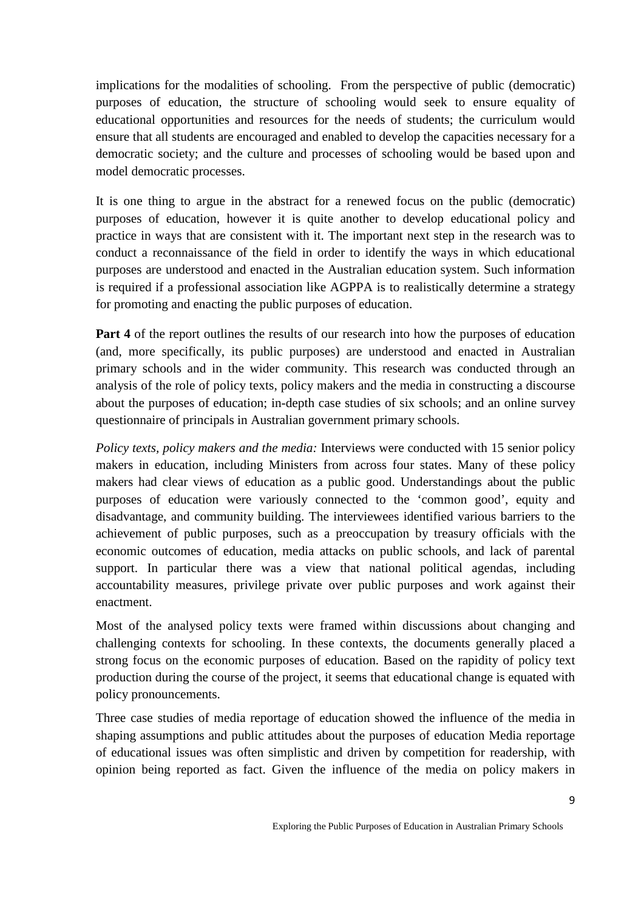implications for the modalities of schooling. From the perspective of public (democratic) purposes of education, the structure of schooling would seek to ensure equality of educational opportunities and resources for the needs of students; the curriculum would ensure that all students are encouraged and enabled to develop the capacities necessary for a democratic society; and the culture and processes of schooling would be based upon and model democratic processes.

It is one thing to argue in the abstract for a renewed focus on the public (democratic) purposes of education, however it is quite another to develop educational policy and practice in ways that are consistent with it. The important next step in the research was to conduct a reconnaissance of the field in order to identify the ways in which educational purposes are understood and enacted in the Australian education system. Such information is required if a professional association like AGPPA is to realistically determine a strategy for promoting and enacting the public purposes of education.

**Part 4** of the report outlines the results of our research into how the purposes of education (and, more specifically, its public purposes) are understood and enacted in Australian primary schools and in the wider community. This research was conducted through an analysis of the role of policy texts, policy makers and the media in constructing a discourse about the purposes of education; in-depth case studies of six schools; and an online survey questionnaire of principals in Australian government primary schools.

*Policy texts, policy makers and the media:* Interviews were conducted with 15 senior policy makers in education, including Ministers from across four states. Many of these policy makers had clear views of education as a public good. Understandings about the public purposes of education were variously connected to the 'common good', equity and disadvantage, and community building. The interviewees identified various barriers to the achievement of public purposes, such as a preoccupation by treasury officials with the economic outcomes of education, media attacks on public schools, and lack of parental support. In particular there was a view that national political agendas, including accountability measures, privilege private over public purposes and work against their enactment.

Most of the analysed policy texts were framed within discussions about changing and challenging contexts for schooling. In these contexts, the documents generally placed a strong focus on the economic purposes of education. Based on the rapidity of policy text production during the course of the project, it seems that educational change is equated with policy pronouncements.

Three case studies of media reportage of education showed the influence of the media in shaping assumptions and public attitudes about the purposes of education Media reportage of educational issues was often simplistic and driven by competition for readership, with opinion being reported as fact. Given the influence of the media on policy makers in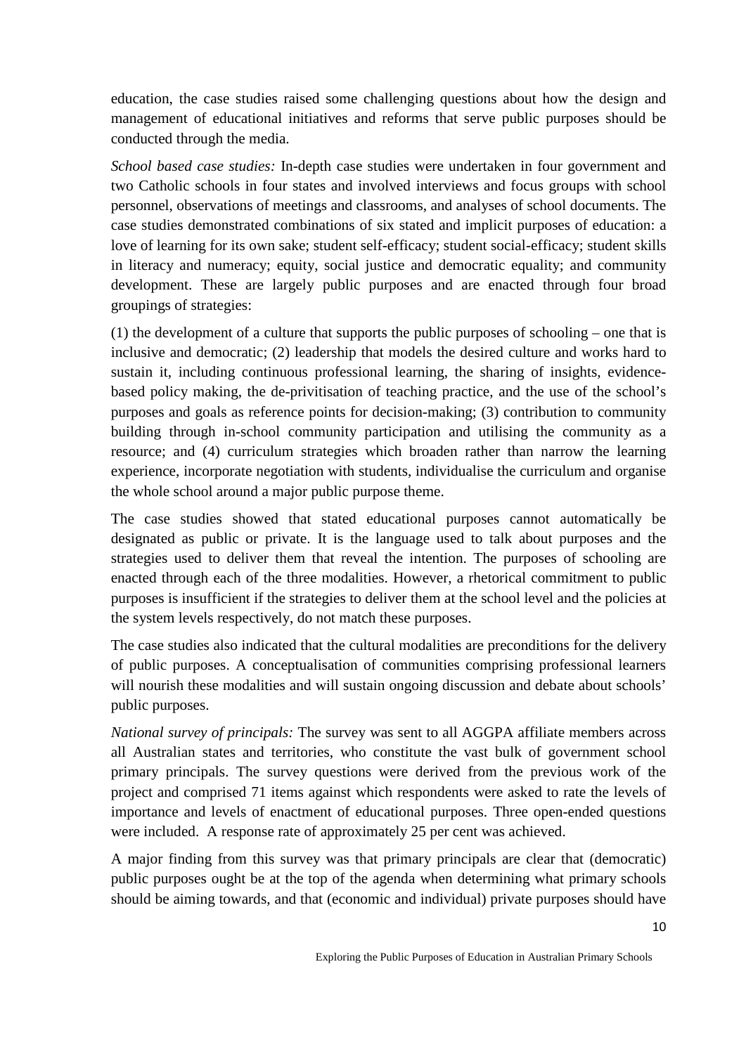education, the case studies raised some challenging questions about how the design and management of educational initiatives and reforms that serve public purposes should be conducted through the media.

*School based case studies:* In-depth case studies were undertaken in four government and two Catholic schools in four states and involved interviews and focus groups with school personnel, observations of meetings and classrooms, and analyses of school documents. The case studies demonstrated combinations of six stated and implicit purposes of education: a love of learning for its own sake; student self-efficacy; student social-efficacy; student skills in literacy and numeracy; equity, social justice and democratic equality; and community development. These are largely public purposes and are enacted through four broad groupings of strategies:

(1) the development of a culture that supports the public purposes of schooling – one that is inclusive and democratic; (2) leadership that models the desired culture and works hard to sustain it, including continuous professional learning, the sharing of insights, evidence-based policy making, the de-privitisation of teaching practice, and the use of the school's purposes and goals as reference points for decision-making; (3) contribution to community building through in-school community participation and utilising the community as a resource; and (4) curriculum strategies which broaden rather than narrow the learning experience, incorporate negotiation with students, individualise the curriculum and organise the whole school around a major public purpose theme.

The case studies showed that stated educational purposes cannot automatically be designated as public or private. It is the language used to talk about purposes and the strategies used to deliver them that reveal the intention. The purposes of schooling are enacted through each of the three modalities. However, a rhetorical commitment to public purposes is insufficient if the strategies to deliver them at the school level and the policies at the system levels respectively, do not match these purposes.

The case studies also indicated that the cultural modalities are preconditions for the delivery of public purposes. A conceptualisation of communities comprising professional learners will nourish these modalities and will sustain ongoing discussion and debate about schools' public purposes.

*National survey of principals:* The survey was sent to all AGGPA affiliate members across all Australian states and territories, who constitute the vast bulk of government school primary principals. The survey questions were derived from the previous work of the project and comprised 71 items against which respondents were asked to rate the levels of importance and levels of enactment of educational purposes. Three open-ended questions were included. A response rate of approximately 25 per cent was achieved.

A major finding from this survey was that primary principals are clear that (democratic) public purposes ought be at the top of the agenda when determining what primary schools should be aiming towards, and that (economic and individual) private purposes should have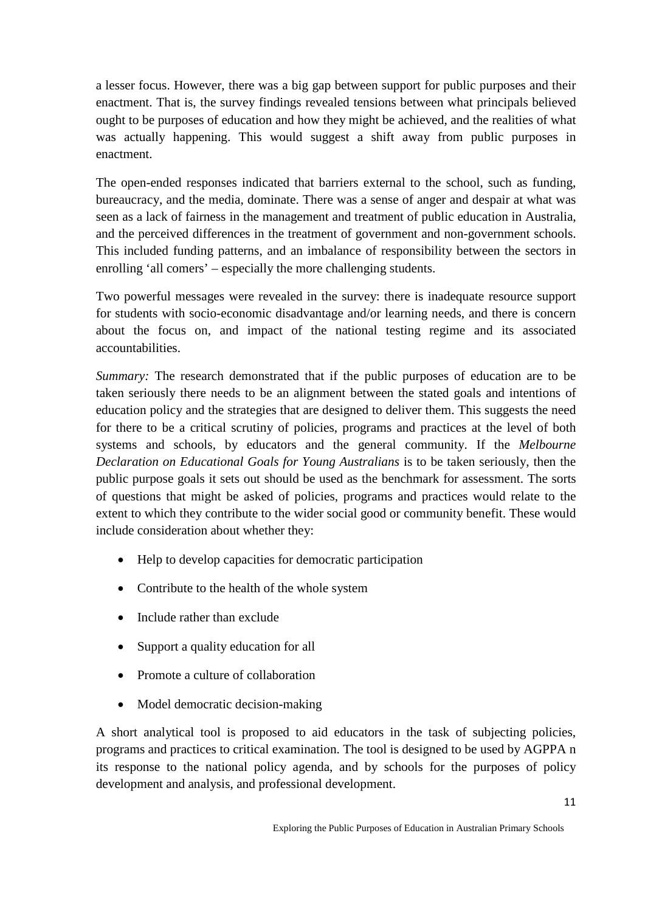a lesser focus. However, there was a big gap between support for public purposes and their enactment. That is, the survey findings revealed tensions between what principals believed ought to be purposes of education and how they might be achieved, and the realities of what was actually happening. This would suggest a shift away from public purposes in enactment.

The open-ended responses indicated that barriers external to the school, such as funding, bureaucracy, and the media, dominate. There was a sense of anger and despair at what was seen as a lack of fairness in the management and treatment of public education in Australia, and the perceived differences in the treatment of government and non-government schools. This included funding patterns, and an imbalance of responsibility between the sectors in enrolling 'all comers' – especially the more challenging students.

Two powerful messages were revealed in the survey: there is inadequate resource support for students with socio-economic disadvantage and/or learning needs, and there is concern about the focus on, and impact of the national testing regime and its associated accountabilities.

*Summary:* The research demonstrated that if the public purposes of education are to be taken seriously there needs to be an alignment between the stated goals and intentions of education policy and the strategies that are designed to deliver them. This suggests the need for there to be a critical scrutiny of policies, programs and practices at the level of both systems and schools, by educators and the general community. If the *Melbourne Declaration on Educational Goals for Young Australians* is to be taken seriously, then the public purpose goals it sets out should be used as the benchmark for assessment. The sorts of questions that might be asked of policies, programs and practices would relate to the extent to which they contribute to the wider social good or community benefit. These would include consideration about whether they:

- Help to develop capacities for democratic participation
- Contribute to the health of the whole system
- Include rather than exclude
- Support a quality education for all
- Promote a culture of collaboration
- Model democratic decision-making

A short analytical tool is proposed to aid educators in the task of subjecting policies, programs and practices to critical examination. The tool is designed to be used by AGPPA n its response to the national policy agenda, and by schools for the purposes of policy development and analysis, and professional development.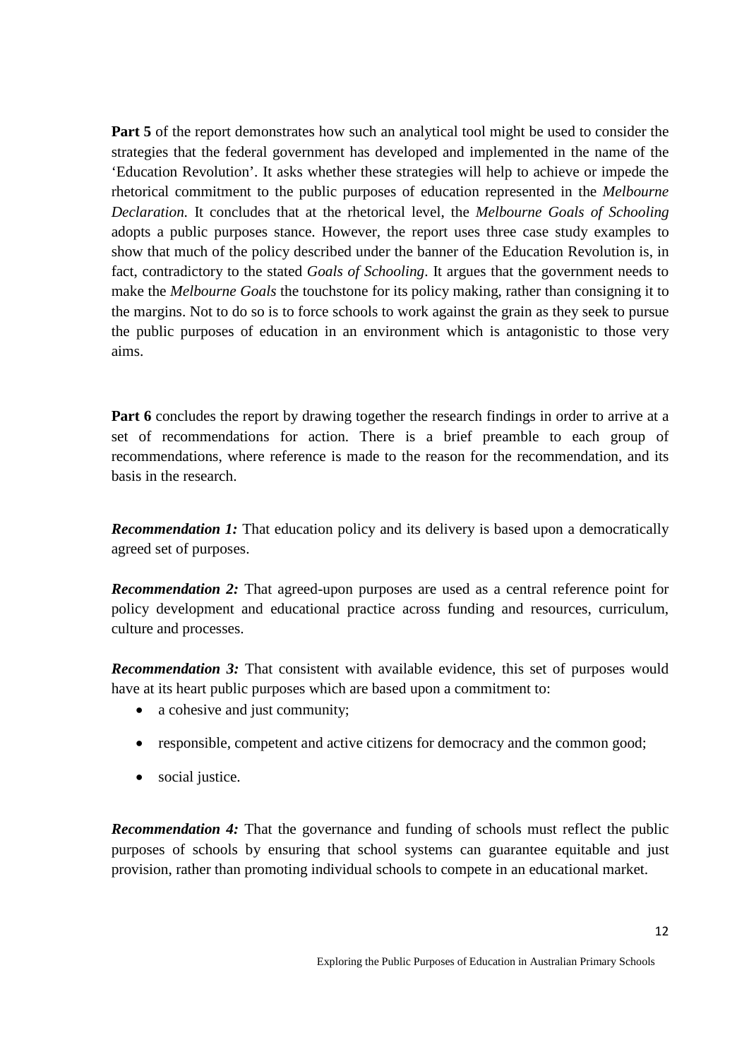**Part 5** of the report demonstrates how such an analytical tool might be used to consider the strategies that the federal government has developed and implemented in the name of the 'Education Revolution'. It asks whether these strategies will help to achieve or impede the rhetorical commitment to the public purposes of education represented in the *Melbourne Declaration.* It concludes that at the rhetorical level, the *Melbourne Goals of Schooling* adopts a public purposes stance. However, the report uses three case study examples to show that much of the policy described under the banner of the Education Revolution is, in fact, contradictory to the stated *Goals of Schooling*. It argues that the government needs to make the *Melbourne Goals* the touchstone for its policy making, rather than consigning it to the margins. Not to do so is to force schools to work against the grain as they seek to pursue the public purposes of education in an environment which is antagonistic to those very aims.

**Part 6** concludes the report by drawing together the research findings in order to arrive at a set of recommendations for action. There is a brief preamble to each group of recommendations, where reference is made to the reason for the recommendation, and its basis in the research.

***Recommendation 1:*** That education policy and its delivery is based upon a democratically agreed set of purposes.

***Recommendation 2:*** That agreed-upon purposes are used as a central reference point for policy development and educational practice across funding and resources, curriculum, culture and processes.

***Recommendation 3:*** That consistent with available evidence, this set of purposes would have at its heart public purposes which are based upon a commitment to:

- a cohesive and just community;
- responsible, competent and active citizens for democracy and the common good;
- social justice.

***Recommendation 4:*** That the governance and funding of schools must reflect the public purposes of schools by ensuring that school systems can guarantee equitable and just provision, rather than promoting individual schools to compete in an educational market.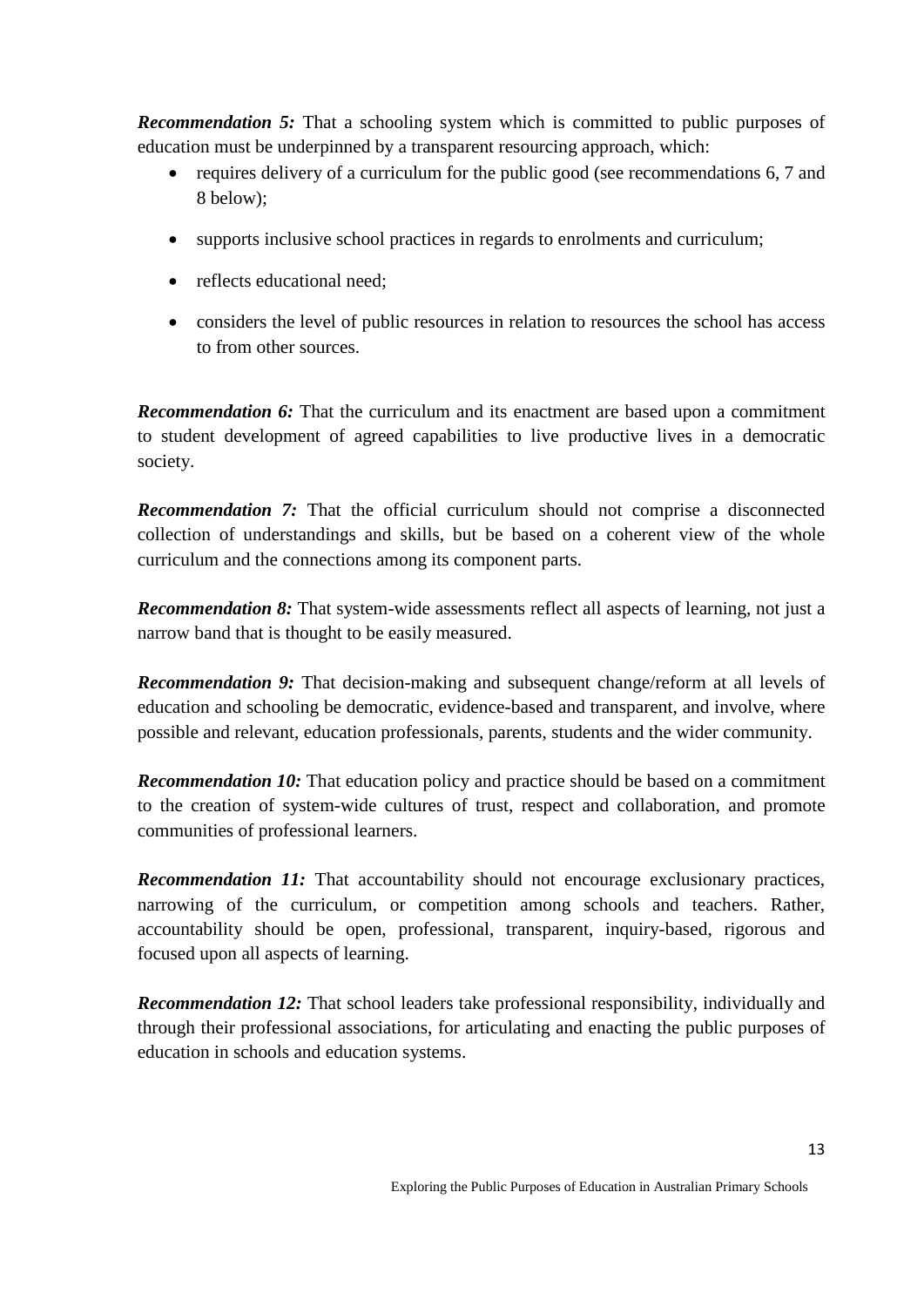***Recommendation 5:*** That a schooling system which is committed to public purposes of education must be underpinned by a transparent resourcing approach, which:

- requires delivery of a curriculum for the public good (see recommendations 6, 7 and 8 below);
- supports inclusive school practices in regards to enrolments and curriculum;
- reflects educational need;
- considers the level of public resources in relation to resources the school has access to from other sources.

***Recommendation 6:*** That the curriculum and its enactment are based upon a commitment to student development of agreed capabilities to live productive lives in a democratic society.

***Recommendation 7:*** That the official curriculum should not comprise a disconnected collection of understandings and skills, but be based on a coherent view of the whole curriculum and the connections among its component parts.

***Recommendation 8:*** That system-wide assessments reflect all aspects of learning, not just a narrow band that is thought to be easily measured.

***Recommendation 9:*** That decision-making and subsequent change/reform at all levels of education and schooling be democratic, evidence-based and transparent, and involve, where possible and relevant, education professionals, parents, students and the wider community.

***Recommendation 10:*** That education policy and practice should be based on a commitment to the creation of system-wide cultures of trust, respect and collaboration, and promote communities of professional learners.

***Recommendation 11:*** That accountability should not encourage exclusionary practices, narrowing of the curriculum, or competition among schools and teachers. Rather, accountability should be open, professional, transparent, inquiry-based, rigorous and focused upon all aspects of learning.

***Recommendation 12:*** That school leaders take professional responsibility, individually and through their professional associations, for articulating and enacting the public purposes of education in schools and education systems.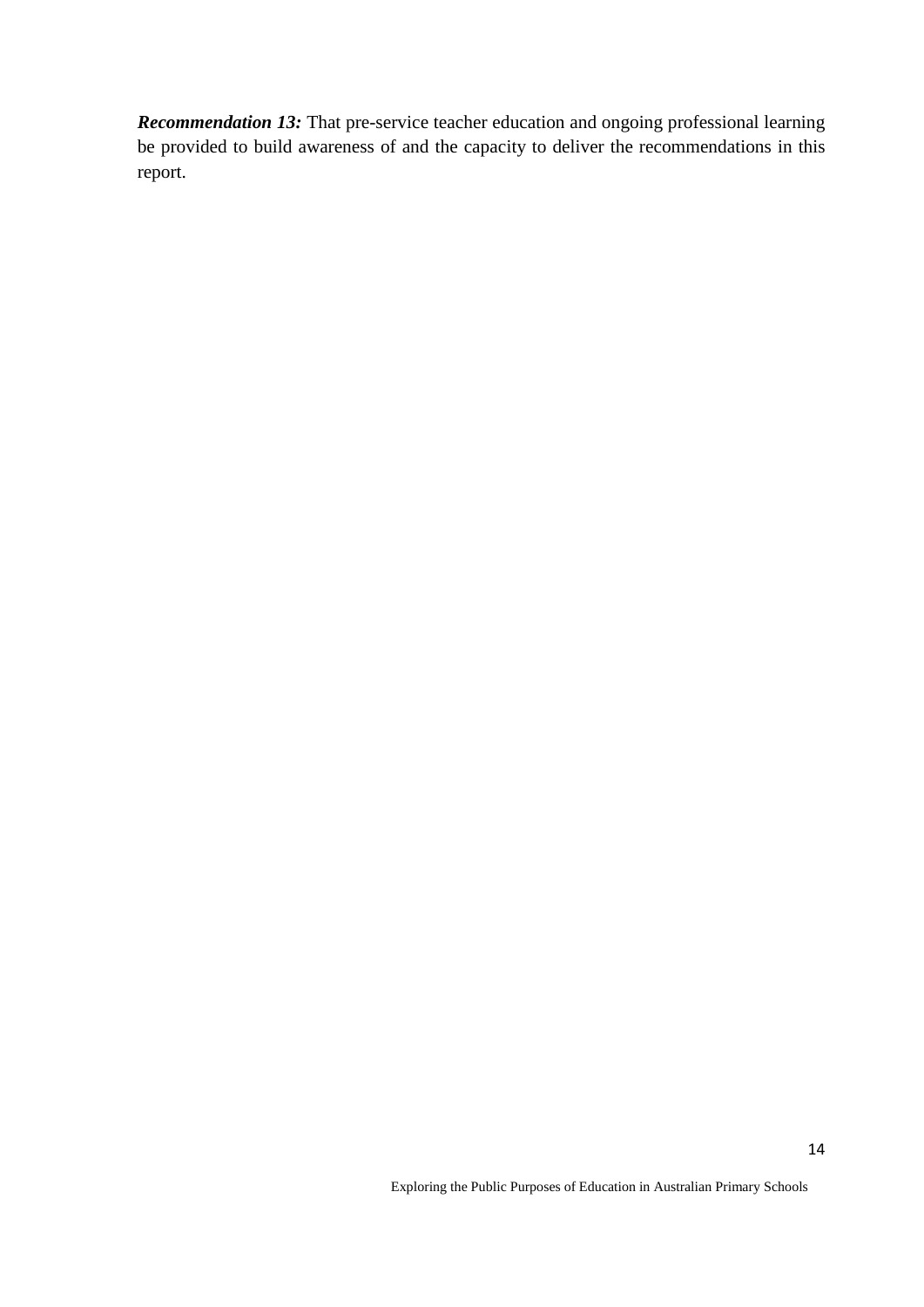***Recommendation 13:*** That pre-service teacher education and ongoing professional learning be provided to build awareness of and the capacity to deliver the recommendations in this report.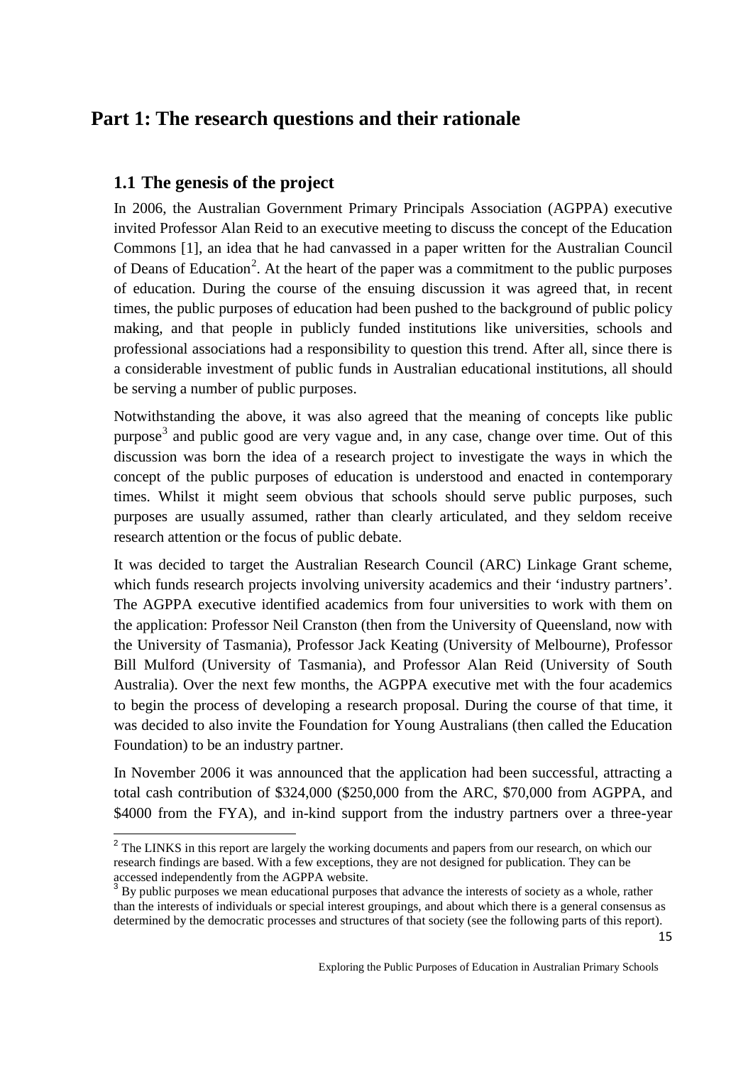# Part 1: The research questions and their rationale

## 1.1 The genesis of the project

In 2006, the Australian Government Primary Principals Association (AGPPA) executive invited Professor Alan Reid to an executive meeting to discuss the concept of the Education Commons [1], an idea that he had canvassed in a paper written for the Australian Council of Deans of Education[2]. At the heart of the paper was a commitment to the public purposes of education. During the course of the ensuing discussion it was agreed that, in recent times, the public purposes of education had been pushed to the background of public policy making, and that people in publicly funded institutions like universities, schools and professional associations had a responsibility to question this trend. After all, since there is a considerable investment of public funds in Australian educational institutions, all should be serving a number of public purposes.

Notwithstanding the above, it was also agreed that the meaning of concepts like public purpose[3] and public good are very vague and, in any case, change over time. Out of this discussion was born the idea of a research project to investigate the ways in which the concept of the public purposes of education is understood and enacted in contemporary times. Whilst it might seem obvious that schools should serve public purposes, such purposes are usually assumed, rather than clearly articulated, and they seldom receive research attention or the focus of public debate.

It was decided to target the Australian Research Council (ARC) Linkage Grant scheme, which funds research projects involving university academics and their 'industry partners'. The AGPPA executive identified academics from four universities to work with them on the application: Professor Neil Cranston (then from the University of Queensland, now with the University of Tasmania), Professor Jack Keating (University of Melbourne), Professor Bill Mulford (University of Tasmania), and Professor Alan Reid (University of South Australia). Over the next few months, the AGPPA executive met with the four academics to begin the process of developing a research proposal. During the course of that time, it was decided to also invite the Foundation for Young Australians (then called the Education Foundation) to be an industry partner.

In November 2006 it was announced that the application had been successful, attracting a total cash contribution of $324,000 ($250,000 from the ARC, $70,000 from AGPPA, and $4000 from the FYA), and in-kind support from the industry partners over a three-year

---

[2] The LINKS in this report are largely the working documents and papers from our research, on which our research findings are based. With a few exceptions, they are not designed for publication. They can be accessed independently from the AGPPA website.

[3] By public purposes we mean educational purposes that advance the interests of society as a whole, rather than the interests of individuals or special interest groupings, and about which there is a general consensus as determined by the democratic processes and structures of that society (see the following parts of this report).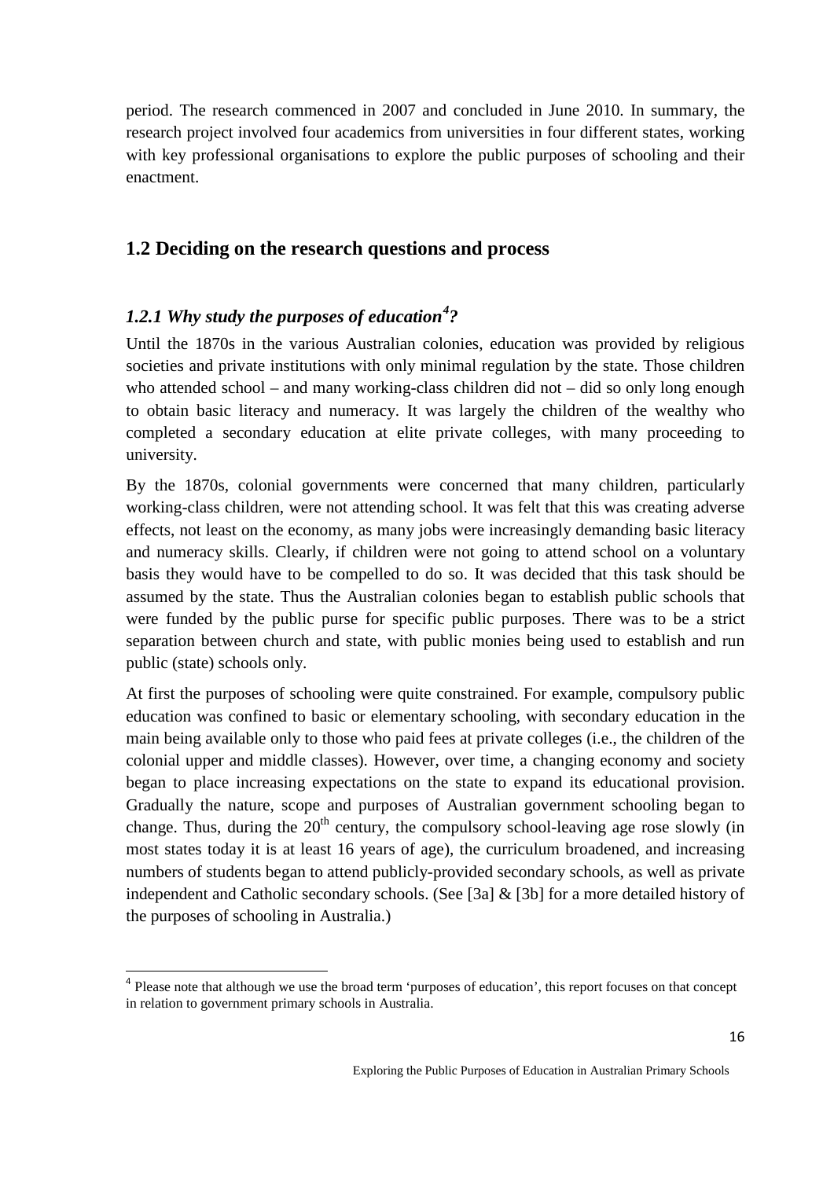period. The research commenced in 2007 and concluded in June 2010. In summary, the research project involved four academics from universities in four different states, working with key professional organisations to explore the public purposes of schooling and their enactment.

## 1.2 Deciding on the research questions and process

### *1.2.1 Why study the purposes of education[4]?*

Until the 1870s in the various Australian colonies, education was provided by religious societies and private institutions with only minimal regulation by the state. Those children who attended school – and many working-class children did not – did so only long enough to obtain basic literacy and numeracy. It was largely the children of the wealthy who completed a secondary education at elite private colleges, with many proceeding to university.

By the 1870s, colonial governments were concerned that many children, particularly working-class children, were not attending school. It was felt that this was creating adverse effects, not least on the economy, as many jobs were increasingly demanding basic literacy and numeracy skills. Clearly, if children were not going to attend school on a voluntary basis they would have to be compelled to do so. It was decided that this task should be assumed by the state. Thus the Australian colonies began to establish public schools that were funded by the public purse for specific public purposes. There was to be a strict separation between church and state, with public monies being used to establish and run public (state) schools only.

At first the purposes of schooling were quite constrained. For example, compulsory public education was confined to basic or elementary schooling, with secondary education in the main being available only to those who paid fees at private colleges (i.e., the children of the colonial upper and middle classes). However, over time, a changing economy and society began to place increasing expectations on the state to expand its educational provision. Gradually the nature, scope and purposes of Australian government schooling began to change. Thus, during the 20th century, the compulsory school-leaving age rose slowly (in most states today it is at least 16 years of age), the curriculum broadened, and increasing numbers of students began to attend publicly-provided secondary schools, as well as private independent and Catholic secondary schools. (See [3a] & [3b] for a more detailed history of the purposes of schooling in Australia.)

---

[4] Please note that although we use the broad term 'purposes of education', this report focuses on that concept in relation to government primary schools in Australia.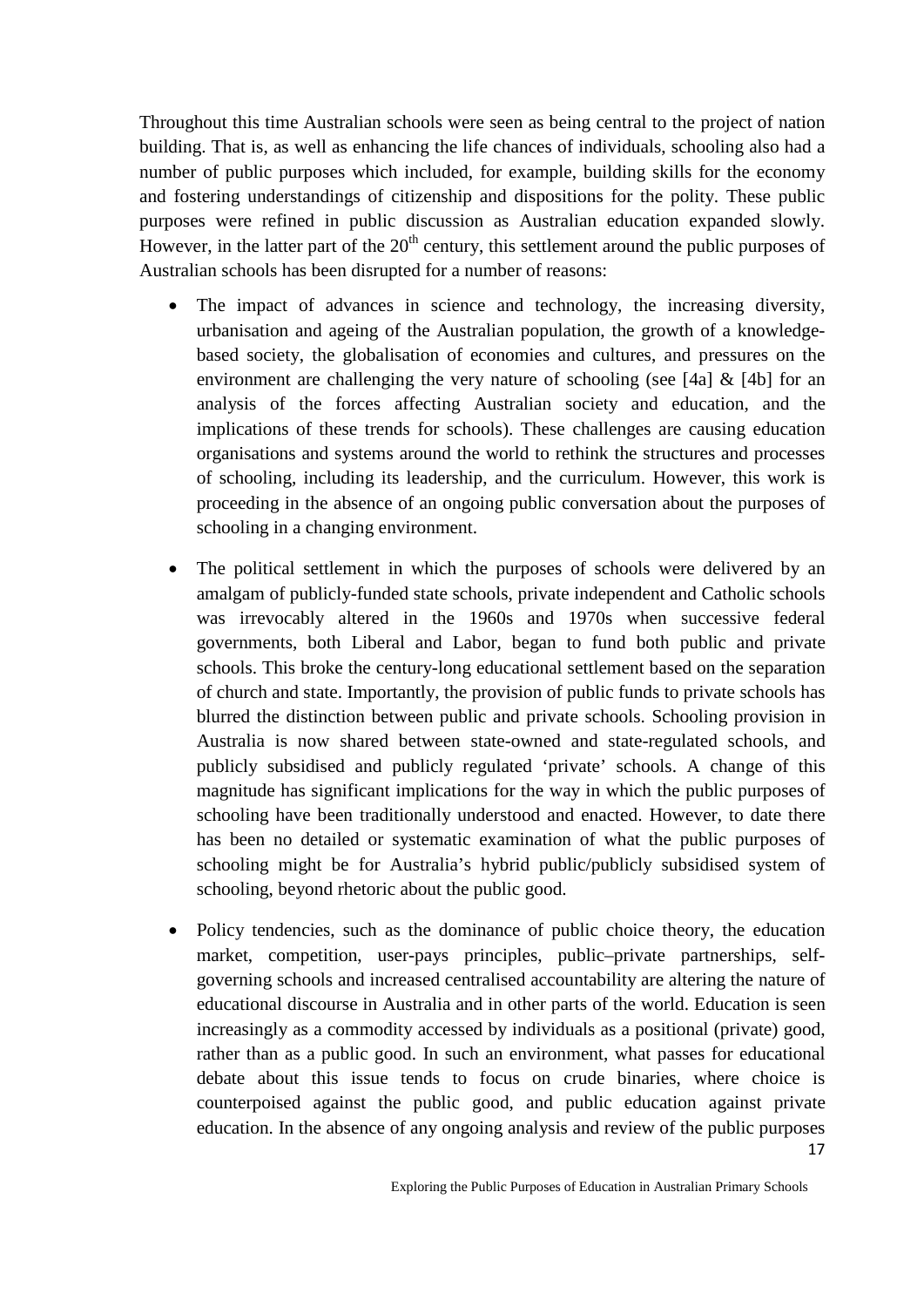Throughout this time Australian schools were seen as being central to the project of nation building. That is, as well as enhancing the life chances of individuals, schooling also had a number of public purposes which included, for example, building skills for the economy and fostering understandings of citizenship and dispositions for the polity. These public purposes were refined in public discussion as Australian education expanded slowly. However, in the latter part of the 20th century, this settlement around the public purposes of Australian schools has been disrupted for a number of reasons:

- The impact of advances in science and technology, the increasing diversity, urbanisation and ageing of the Australian population, the growth of a knowledge-based society, the globalisation of economies and cultures, and pressures on the environment are challenging the very nature of schooling (see [4a] & [4b] for an analysis of the forces affecting Australian society and education, and the implications of these trends for schools). These challenges are causing education organisations and systems around the world to rethink the structures and processes of schooling, including its leadership, and the curriculum. However, this work is proceeding in the absence of an ongoing public conversation about the purposes of schooling in a changing environment.

- The political settlement in which the purposes of schools were delivered by an amalgam of publicly-funded state schools, private independent and Catholic schools was irrevocably altered in the 1960s and 1970s when successive federal governments, both Liberal and Labor, began to fund both public and private schools. This broke the century-long educational settlement based on the separation of church and state. Importantly, the provision of public funds to private schools has blurred the distinction between public and private schools. Schooling provision in Australia is now shared between state-owned and state-regulated schools, and publicly subsidised and publicly regulated 'private' schools. A change of this magnitude has significant implications for the way in which the public purposes of schooling have been traditionally understood and enacted. However, to date there has been no detailed or systematic examination of what the public purposes of schooling might be for Australia's hybrid public/publicly subsidised system of schooling, beyond rhetoric about the public good.

- Policy tendencies, such as the dominance of public choice theory, the education market, competition, user-pays principles, public–private partnerships, self-governing schools and increased centralised accountability are altering the nature of educational discourse in Australia and in other parts of the world. Education is seen increasingly as a commodity accessed by individuals as a positional (private) good, rather than as a public good. In such an environment, what passes for educational debate about this issue tends to focus on crude binaries, where choice is counterpoised against the public good, and public education against private education. In the absence of any ongoing analysis and review of the public purposes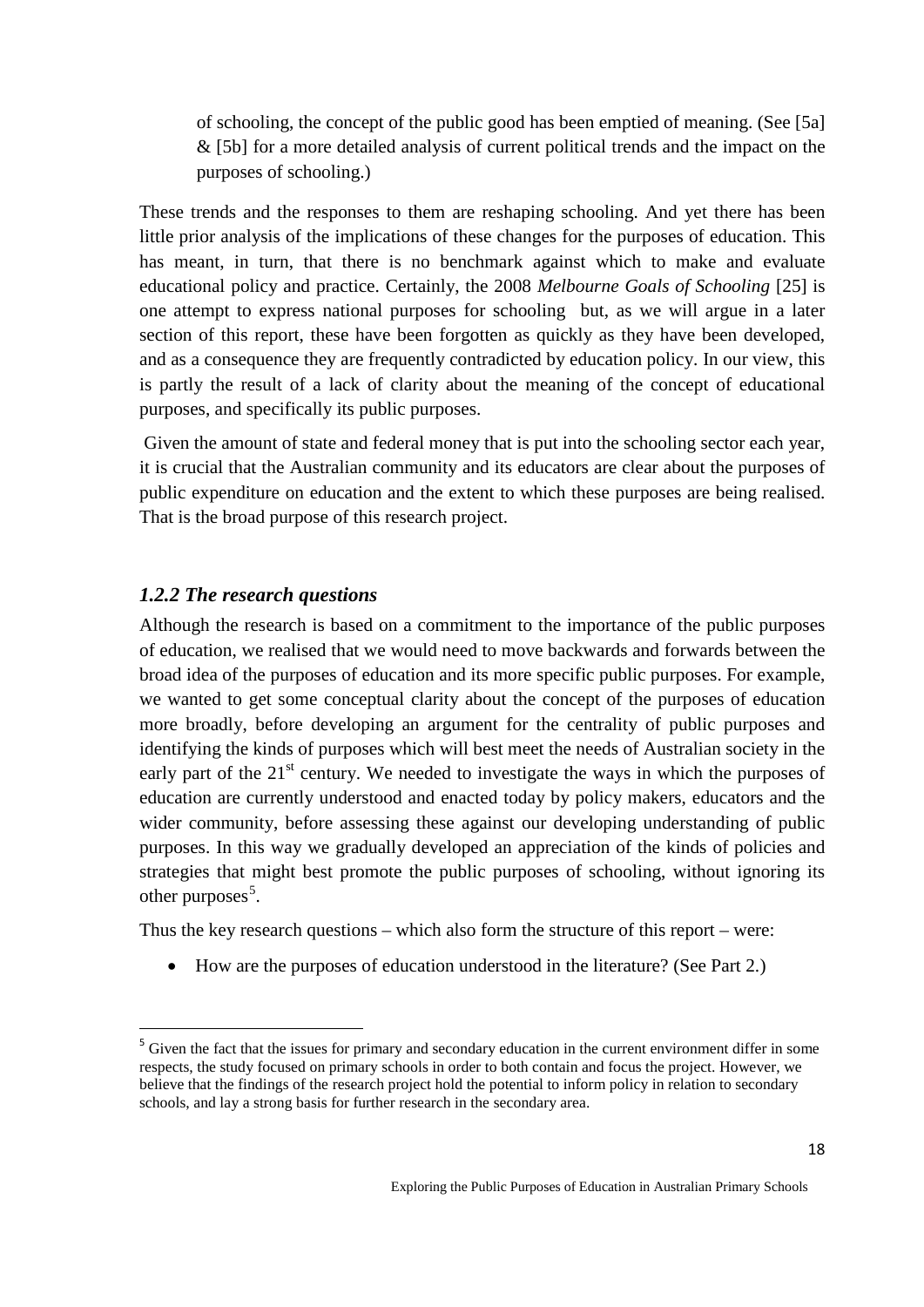of schooling, the concept of the public good has been emptied of meaning. (See [5a] & [5b] for a more detailed analysis of current political trends and the impact on the purposes of schooling.)

These trends and the responses to them are reshaping schooling. And yet there has been little prior analysis of the implications of these changes for the purposes of education. This has meant, in turn, that there is no benchmark against which to make and evaluate educational policy and practice. Certainly, the 2008 *Melbourne Goals of Schooling* [25] is one attempt to express national purposes for schooling but, as we will argue in a later section of this report, these have been forgotten as quickly as they have been developed, and as a consequence they are frequently contradicted by education policy. In our view, this is partly the result of a lack of clarity about the meaning of the concept of educational purposes, and specifically its public purposes.

Given the amount of state and federal money that is put into the schooling sector each year, it is crucial that the Australian community and its educators are clear about the purposes of public expenditure on education and the extent to which these purposes are being realised. That is the broad purpose of this research project.

### *1.2.2 The research questions*

Although the research is based on a commitment to the importance of the public purposes of education, we realised that we would need to move backwards and forwards between the broad idea of the purposes of education and its more specific public purposes. For example, we wanted to get some conceptual clarity about the concept of the purposes of education more broadly, before developing an argument for the centrality of public purposes and identifying the kinds of purposes which will best meet the needs of Australian society in the early part of the 21st century. We needed to investigate the ways in which the purposes of education are currently understood and enacted today by policy makers, educators and the wider community, before assessing these against our developing understanding of public purposes. In this way we gradually developed an appreciation of the kinds of policies and strategies that might best promote the public purposes of schooling, without ignoring its other purposes[5].

Thus the key research questions – which also form the structure of this report – were:

- How are the purposes of education understood in the literature? (See Part 2.)

[5] Given the fact that the issues for primary and secondary education in the current environment differ in some respects, the study focused on primary schools in order to both contain and focus the project. However, we believe that the findings of the research project hold the potential to inform policy in relation to secondary schools, and lay a strong basis for further research in the secondary area.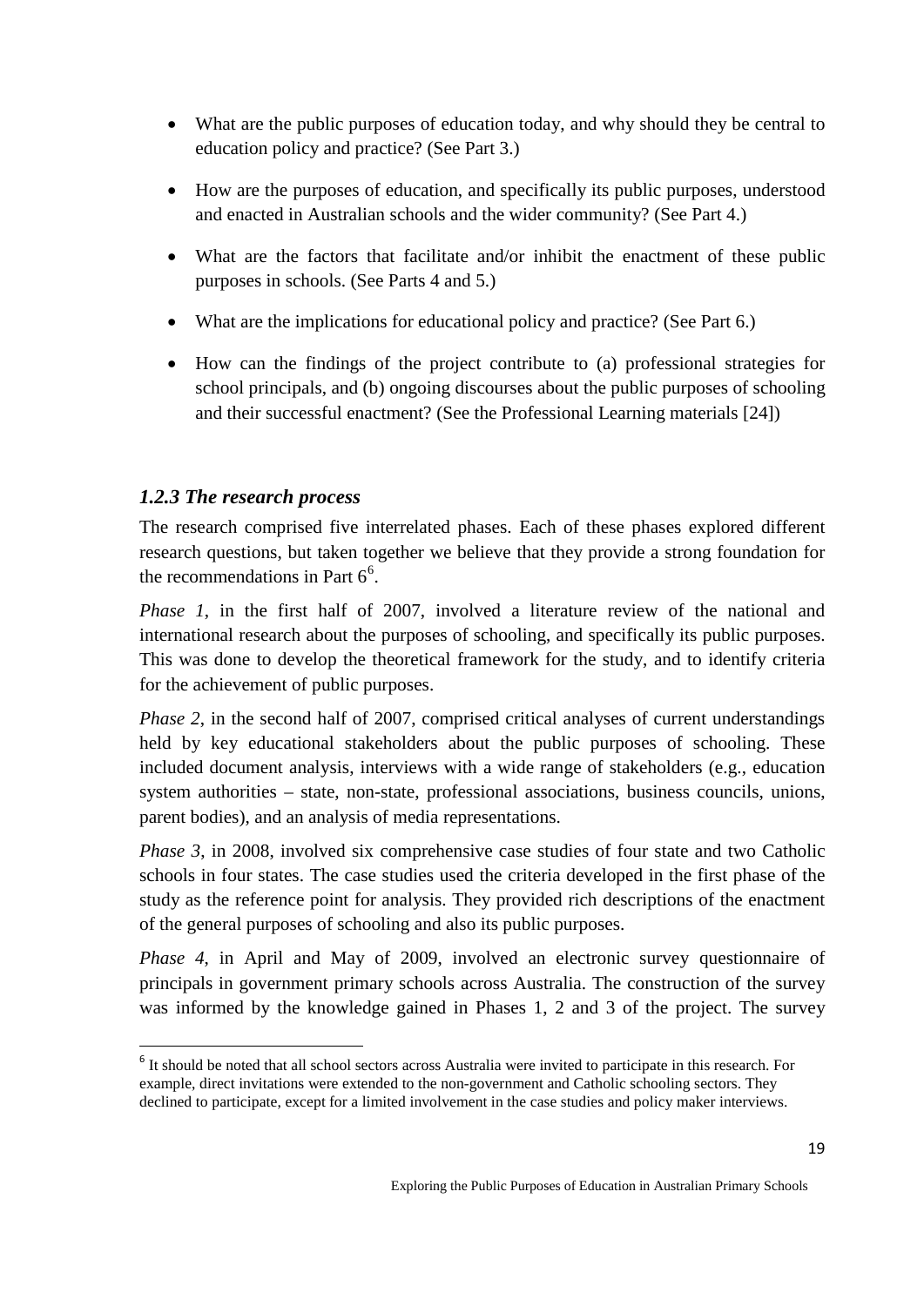- What are the public purposes of education today, and why should they be central to education policy and practice? (See Part 3.)
- How are the purposes of education, and specifically its public purposes, understood and enacted in Australian schools and the wider community? (See Part 4.)
- What are the factors that facilitate and/or inhibit the enactment of these public purposes in schools. (See Parts 4 and 5.)
- What are the implications for educational policy and practice? (See Part 6.)
- How can the findings of the project contribute to (a) professional strategies for school principals, and (b) ongoing discourses about the public purposes of schooling and their successful enactment? (See the Professional Learning materials [24])

### *1.2.3 The research process*

The research comprised five interrelated phases. Each of these phases explored different research questions, but taken together we believe that they provide a strong foundation for the recommendations in Part 6[6].

*Phase 1*, in the first half of 2007, involved a literature review of the national and international research about the purposes of schooling, and specifically its public purposes. This was done to develop the theoretical framework for the study, and to identify criteria for the achievement of public purposes.

*Phase 2*, in the second half of 2007, comprised critical analyses of current understandings held by key educational stakeholders about the public purposes of schooling. These included document analysis, interviews with a wide range of stakeholders (e.g., education system authorities – state, non-state, professional associations, business councils, unions, parent bodies), and an analysis of media representations.

*Phase 3*, in 2008, involved six comprehensive case studies of four state and two Catholic schools in four states. The case studies used the criteria developed in the first phase of the study as the reference point for analysis. They provided rich descriptions of the enactment of the general purposes of schooling and also its public purposes.

*Phase 4*, in April and May of 2009, involved an electronic survey questionnaire of principals in government primary schools across Australia. The construction of the survey was informed by the knowledge gained in Phases 1, 2 and 3 of the project. The survey

[6] It should be noted that all school sectors across Australia were invited to participate in this research. For example, direct invitations were extended to the non-government and Catholic schooling sectors. They declined to participate, except for a limited involvement in the case studies and policy maker interviews.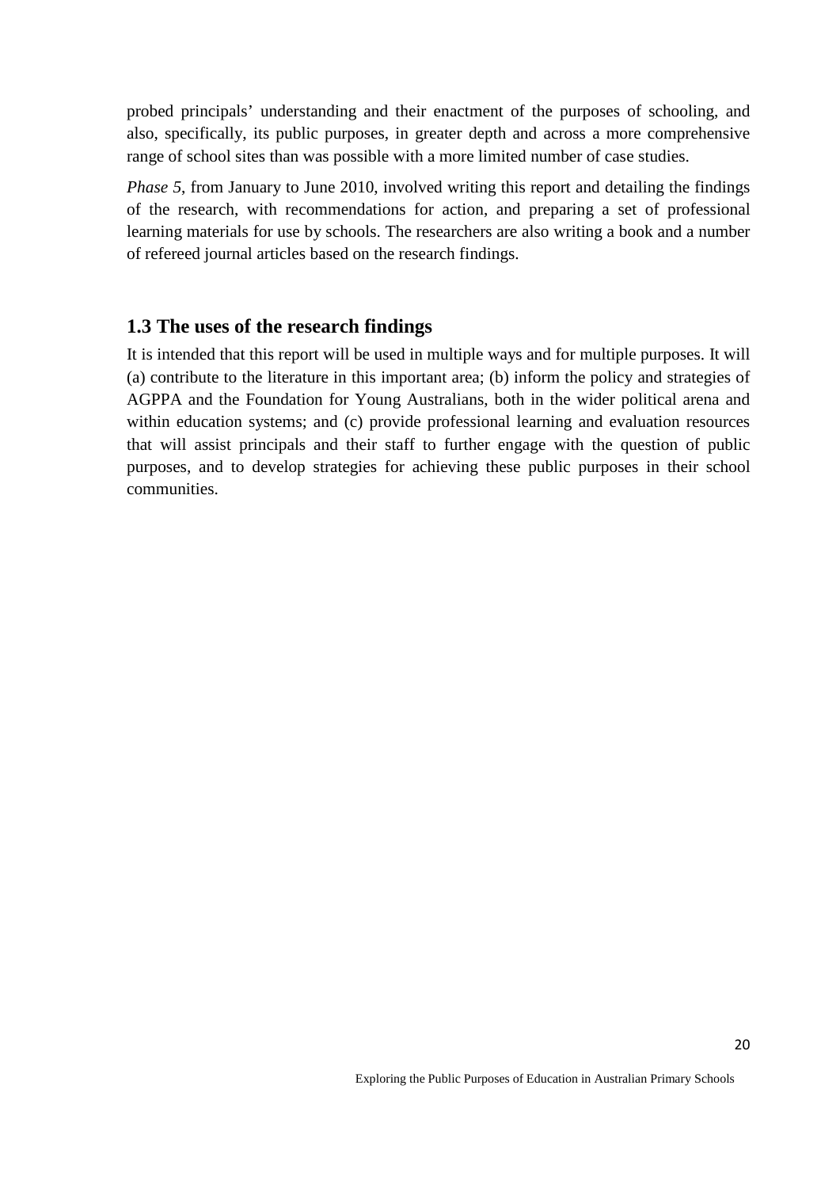probed principals' understanding and their enactment of the purposes of schooling, and also, specifically, its public purposes, in greater depth and across a more comprehensive range of school sites than was possible with a more limited number of case studies.

*Phase 5*, from January to June 2010, involved writing this report and detailing the findings of the research, with recommendations for action, and preparing a set of professional learning materials for use by schools. The researchers are also writing a book and a number of refereed journal articles based on the research findings.

## 1.3 The uses of the research findings

It is intended that this report will be used in multiple ways and for multiple purposes. It will (a) contribute to the literature in this important area; (b) inform the policy and strategies of AGPPA and the Foundation for Young Australians, both in the wider political arena and within education systems; and (c) provide professional learning and evaluation resources that will assist principals and their staff to further engage with the question of public purposes, and to develop strategies for achieving these public purposes in their school communities.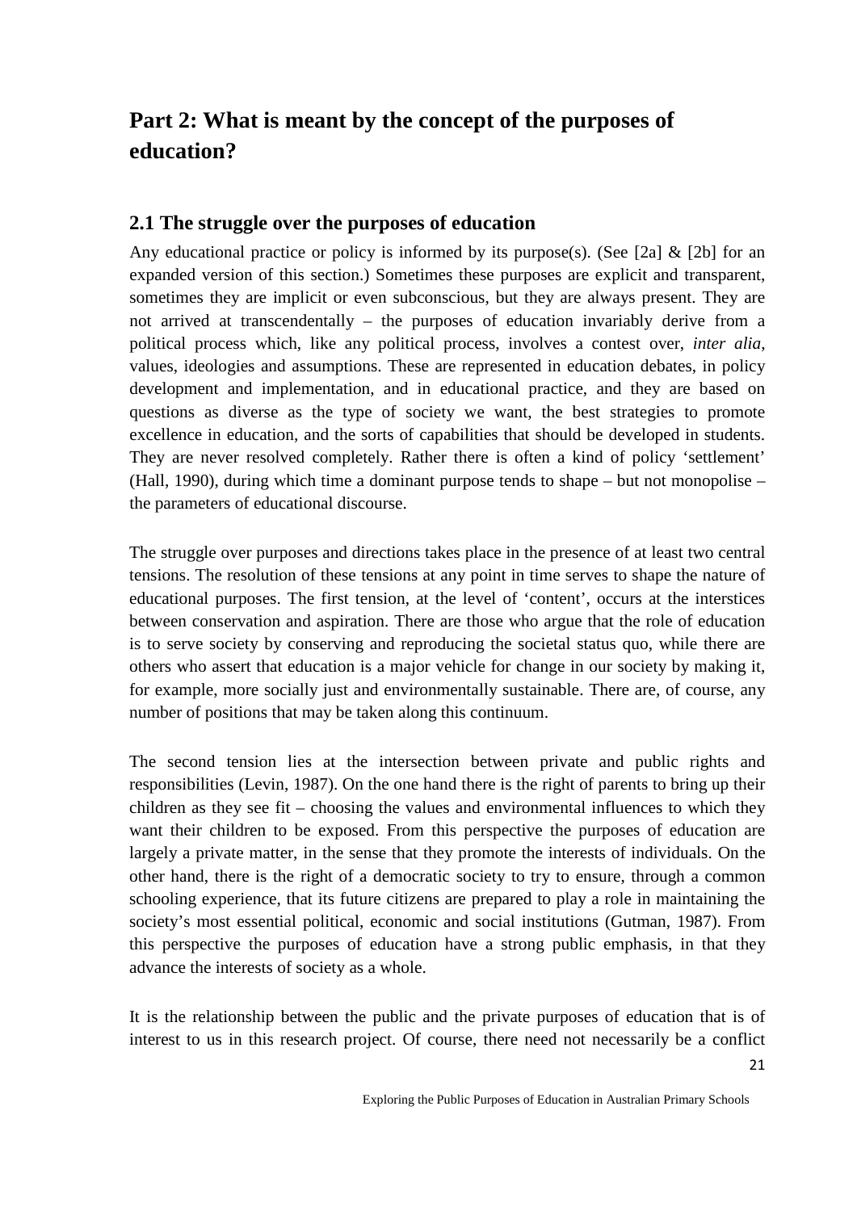# Part 2: What is meant by the concept of the purposes of education?

## 2.1 The struggle over the purposes of education

Any educational practice or policy is informed by its purpose(s). (See [2a] & [2b] for an expanded version of this section.) Sometimes these purposes are explicit and transparent, sometimes they are implicit or even subconscious, but they are always present. They are not arrived at transcendentally – the purposes of education invariably derive from a political process which, like any political process, involves a contest over, *inter alia*, values, ideologies and assumptions. These are represented in education debates, in policy development and implementation, and in educational practice, and they are based on questions as diverse as the type of society we want, the best strategies to promote excellence in education, and the sorts of capabilities that should be developed in students. They are never resolved completely. Rather there is often a kind of policy 'settlement' (Hall, 1990), during which time a dominant purpose tends to shape – but not monopolise – the parameters of educational discourse.

The struggle over purposes and directions takes place in the presence of at least two central tensions. The resolution of these tensions at any point in time serves to shape the nature of educational purposes. The first tension, at the level of 'content', occurs at the interstices between conservation and aspiration. There are those who argue that the role of education is to serve society by conserving and reproducing the societal status quo, while there are others who assert that education is a major vehicle for change in our society by making it, for example, more socially just and environmentally sustainable. There are, of course, any number of positions that may be taken along this continuum.

The second tension lies at the intersection between private and public rights and responsibilities (Levin, 1987). On the one hand there is the right of parents to bring up their children as they see fit – choosing the values and environmental influences to which they want their children to be exposed. From this perspective the purposes of education are largely a private matter, in the sense that they promote the interests of individuals. On the other hand, there is the right of a democratic society to try to ensure, through a common schooling experience, that its future citizens are prepared to play a role in maintaining the society's most essential political, economic and social institutions (Gutman, 1987). From this perspective the purposes of education have a strong public emphasis, in that they advance the interests of society as a whole.

It is the relationship between the public and the private purposes of education that is of interest to us in this research project. Of course, there need not necessarily be a conflict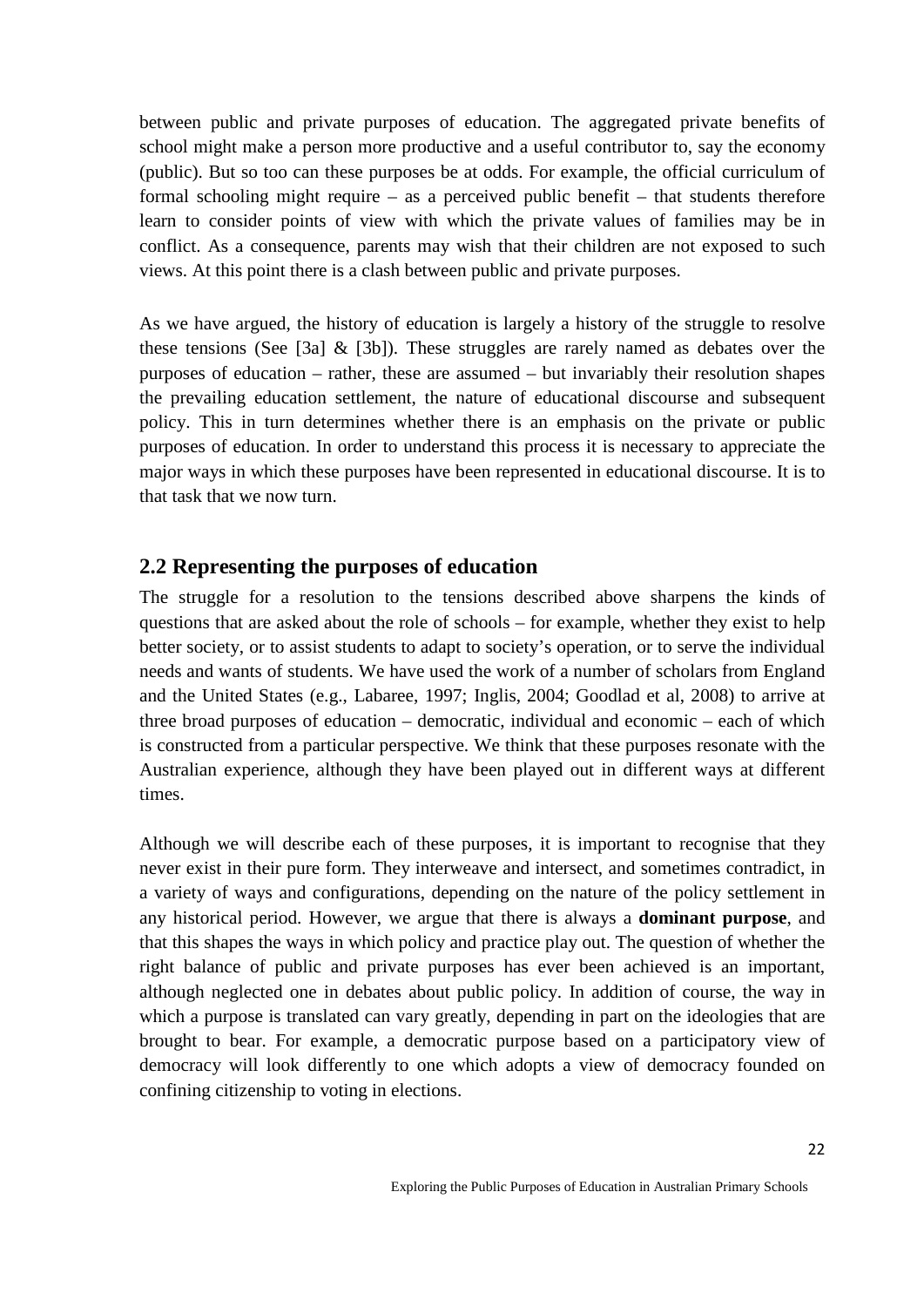between public and private purposes of education. The aggregated private benefits of school might make a person more productive and a useful contributor to, say the economy (public). But so too can these purposes be at odds. For example, the official curriculum of formal schooling might require – as a perceived public benefit – that students therefore learn to consider points of view with which the private values of families may be in conflict. As a consequence, parents may wish that their children are not exposed to such views. At this point there is a clash between public and private purposes.

As we have argued, the history of education is largely a history of the struggle to resolve these tensions (See [3a] & [3b]). These struggles are rarely named as debates over the purposes of education – rather, these are assumed – but invariably their resolution shapes the prevailing education settlement, the nature of educational discourse and subsequent policy. This in turn determines whether there is an emphasis on the private or public purposes of education. In order to understand this process it is necessary to appreciate the major ways in which these purposes have been represented in educational discourse. It is to that task that we now turn.

## 2.2 Representing the purposes of education

The struggle for a resolution to the tensions described above sharpens the kinds of questions that are asked about the role of schools – for example, whether they exist to help better society, or to assist students to adapt to society's operation, or to serve the individual needs and wants of students. We have used the work of a number of scholars from England and the United States (e.g., Labaree, 1997; Inglis, 2004; Goodlad et al, 2008) to arrive at three broad purposes of education – democratic, individual and economic – each of which is constructed from a particular perspective. We think that these purposes resonate with the Australian experience, although they have been played out in different ways at different times.

Although we will describe each of these purposes, it is important to recognise that they never exist in their pure form. They interweave and intersect, and sometimes contradict, in a variety of ways and configurations, depending on the nature of the policy settlement in any historical period. However, we argue that there is always a **dominant purpose**, and that this shapes the ways in which policy and practice play out. The question of whether the right balance of public and private purposes has ever been achieved is an important, although neglected one in debates about public policy. In addition of course, the way in which a purpose is translated can vary greatly, depending in part on the ideologies that are brought to bear. For example, a democratic purpose based on a participatory view of democracy will look differently to one which adopts a view of democracy founded on confining citizenship to voting in elections.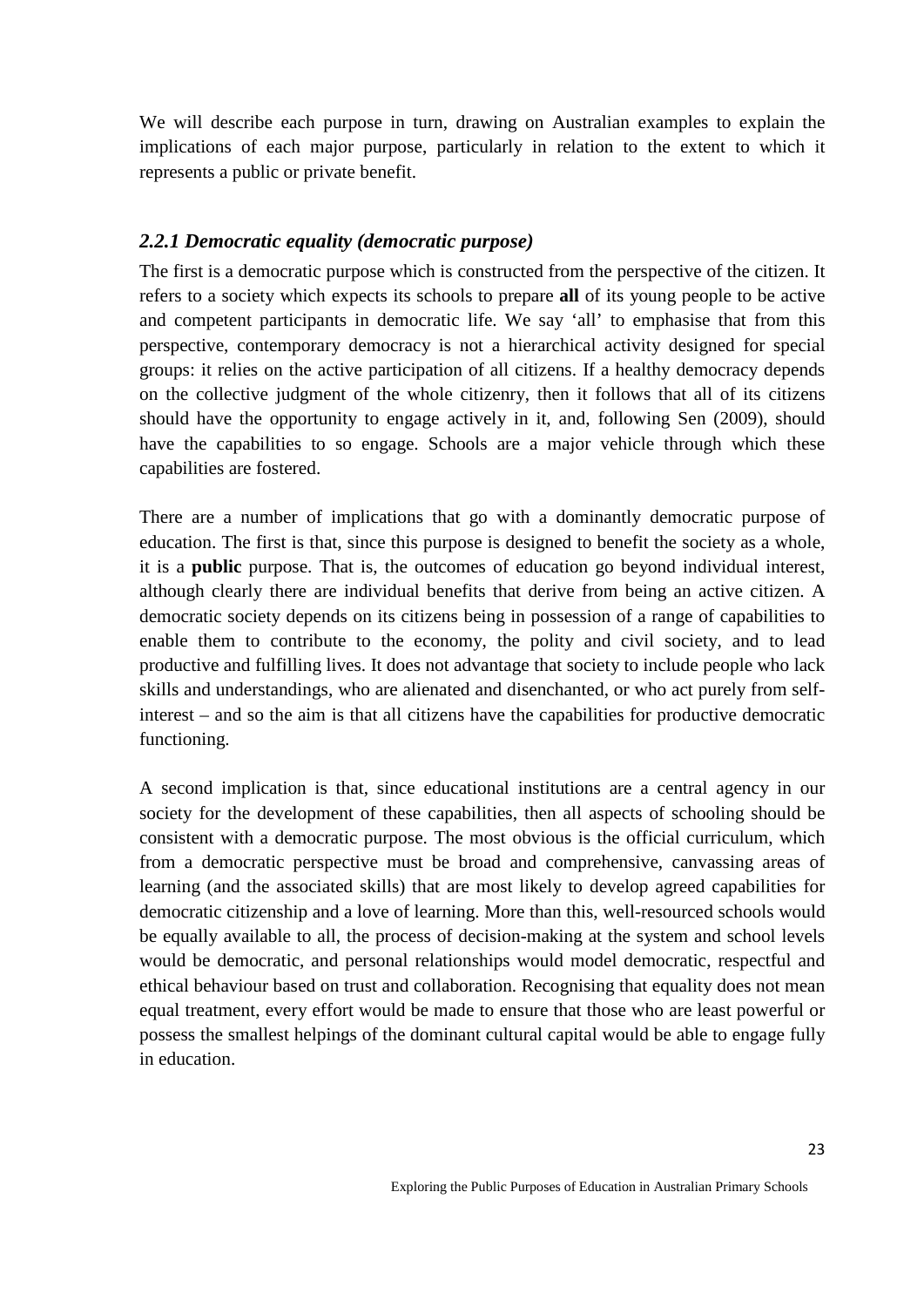We will describe each purpose in turn, drawing on Australian examples to explain the implications of each major purpose, particularly in relation to the extent to which it represents a public or private benefit.

### *2.2.1 Democratic equality (democratic purpose)*

The first is a democratic purpose which is constructed from the perspective of the citizen. It refers to a society which expects its schools to prepare **all** of its young people to be active and competent participants in democratic life. We say 'all' to emphasise that from this perspective, contemporary democracy is not a hierarchical activity designed for special groups: it relies on the active participation of all citizens. If a healthy democracy depends on the collective judgment of the whole citizenry, then it follows that all of its citizens should have the opportunity to engage actively in it, and, following Sen (2009), should have the capabilities to so engage. Schools are a major vehicle through which these capabilities are fostered.

There are a number of implications that go with a dominantly democratic purpose of education. The first is that, since this purpose is designed to benefit the society as a whole, it is a **public** purpose. That is, the outcomes of education go beyond individual interest, although clearly there are individual benefits that derive from being an active citizen. A democratic society depends on its citizens being in possession of a range of capabilities to enable them to contribute to the economy, the polity and civil society, and to lead productive and fulfilling lives. It does not advantage that society to include people who lack skills and understandings, who are alienated and disenchanted, or who act purely from self-interest – and so the aim is that all citizens have the capabilities for productive democratic functioning.

A second implication is that, since educational institutions are a central agency in our society for the development of these capabilities, then all aspects of schooling should be consistent with a democratic purpose. The most obvious is the official curriculum, which from a democratic perspective must be broad and comprehensive, canvassing areas of learning (and the associated skills) that are most likely to develop agreed capabilities for democratic citizenship and a love of learning. More than this, well-resourced schools would be equally available to all, the process of decision-making at the system and school levels would be democratic, and personal relationships would model democratic, respectful and ethical behaviour based on trust and collaboration. Recognising that equality does not mean equal treatment, every effort would be made to ensure that those who are least powerful or possess the smallest helpings of the dominant cultural capital would be able to engage fully in education.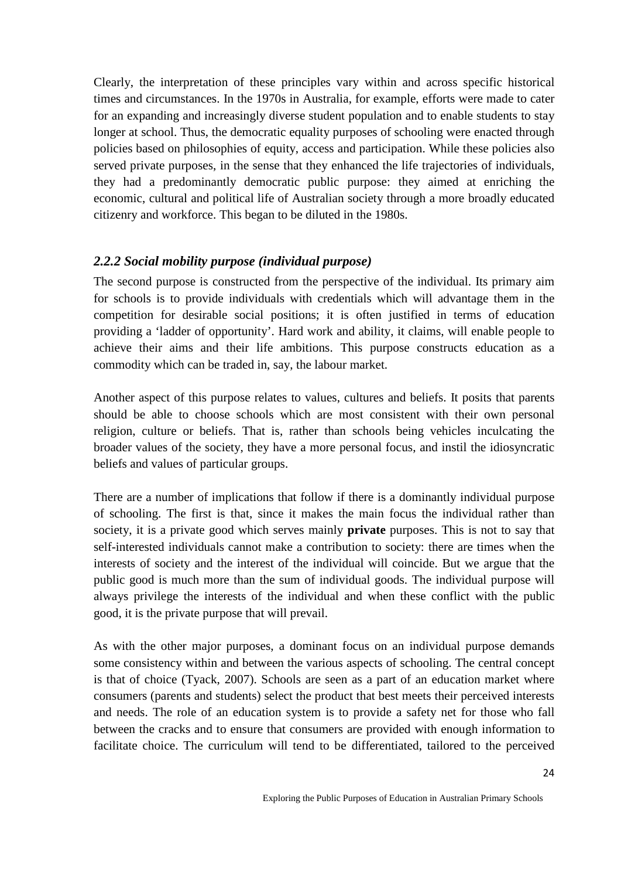Clearly, the interpretation of these principles vary within and across specific historical times and circumstances. In the 1970s in Australia, for example, efforts were made to cater for an expanding and increasingly diverse student population and to enable students to stay longer at school. Thus, the democratic equality purposes of schooling were enacted through policies based on philosophies of equity, access and participation. While these policies also served private purposes, in the sense that they enhanced the life trajectories of individuals, they had a predominantly democratic public purpose: they aimed at enriching the economic, cultural and political life of Australian society through a more broadly educated citizenry and workforce. This began to be diluted in the 1980s.

### *2.2.2 Social mobility purpose (individual purpose)*

The second purpose is constructed from the perspective of the individual. Its primary aim for schools is to provide individuals with credentials which will advantage them in the competition for desirable social positions; it is often justified in terms of education providing a 'ladder of opportunity'. Hard work and ability, it claims, will enable people to achieve their aims and their life ambitions. This purpose constructs education as a commodity which can be traded in, say, the labour market.

Another aspect of this purpose relates to values, cultures and beliefs. It posits that parents should be able to choose schools which are most consistent with their own personal religion, culture or beliefs. That is, rather than schools being vehicles inculcating the broader values of the society, they have a more personal focus, and instil the idiosyncratic beliefs and values of particular groups.

There are a number of implications that follow if there is a dominantly individual purpose of schooling. The first is that, since it makes the main focus the individual rather than society, it is a private good which serves mainly **private** purposes. This is not to say that self-interested individuals cannot make a contribution to society: there are times when the interests of society and the interest of the individual will coincide. But we argue that the public good is much more than the sum of individual goods. The individual purpose will always privilege the interests of the individual and when these conflict with the public good, it is the private purpose that will prevail.

As with the other major purposes, a dominant focus on an individual purpose demands some consistency within and between the various aspects of schooling. The central concept is that of choice (Tyack, 2007). Schools are seen as a part of an education market where consumers (parents and students) select the product that best meets their perceived interests and needs. The role of an education system is to provide a safety net for those who fall between the cracks and to ensure that consumers are provided with enough information to facilitate choice. The curriculum will tend to be differentiated, tailored to the perceived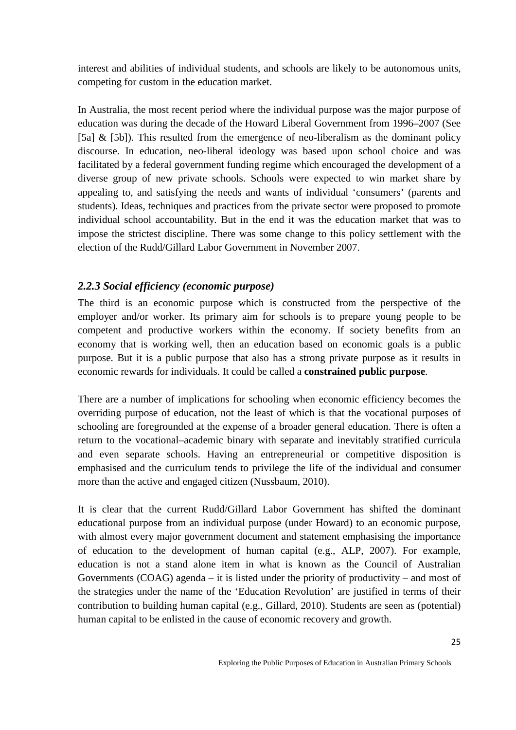interest and abilities of individual students, and schools are likely to be autonomous units, competing for custom in the education market.

In Australia, the most recent period where the individual purpose was the major purpose of education was during the decade of the Howard Liberal Government from 1996–2007 (See [5a] & [5b]). This resulted from the emergence of neo-liberalism as the dominant policy discourse. In education, neo-liberal ideology was based upon school choice and was facilitated by a federal government funding regime which encouraged the development of a diverse group of new private schools. Schools were expected to win market share by appealing to, and satisfying the needs and wants of individual 'consumers' (parents and students). Ideas, techniques and practices from the private sector were proposed to promote individual school accountability. But in the end it was the education market that was to impose the strictest discipline. There was some change to this policy settlement with the election of the Rudd/Gillard Labor Government in November 2007.

### *2.2.3 Social efficiency (economic purpose)*

The third is an economic purpose which is constructed from the perspective of the employer and/or worker. Its primary aim for schools is to prepare young people to be competent and productive workers within the economy. If society benefits from an economy that is working well, then an education based on economic goals is a public purpose. But it is a public purpose that also has a strong private purpose as it results in economic rewards for individuals. It could be called a **constrained public purpose**.

There are a number of implications for schooling when economic efficiency becomes the overriding purpose of education, not the least of which is that the vocational purposes of schooling are foregrounded at the expense of a broader general education. There is often a return to the vocational–academic binary with separate and inevitably stratified curricula and even separate schools. Having an entrepreneurial or competitive disposition is emphasised and the curriculum tends to privilege the life of the individual and consumer more than the active and engaged citizen (Nussbaum, 2010).

It is clear that the current Rudd/Gillard Labor Government has shifted the dominant educational purpose from an individual purpose (under Howard) to an economic purpose, with almost every major government document and statement emphasising the importance of education to the development of human capital (e.g., ALP, 2007). For example, education is not a stand alone item in what is known as the Council of Australian Governments (COAG) agenda – it is listed under the priority of productivity – and most of the strategies under the name of the 'Education Revolution' are justified in terms of their contribution to building human capital (e.g., Gillard, 2010). Students are seen as (potential) human capital to be enlisted in the cause of economic recovery and growth.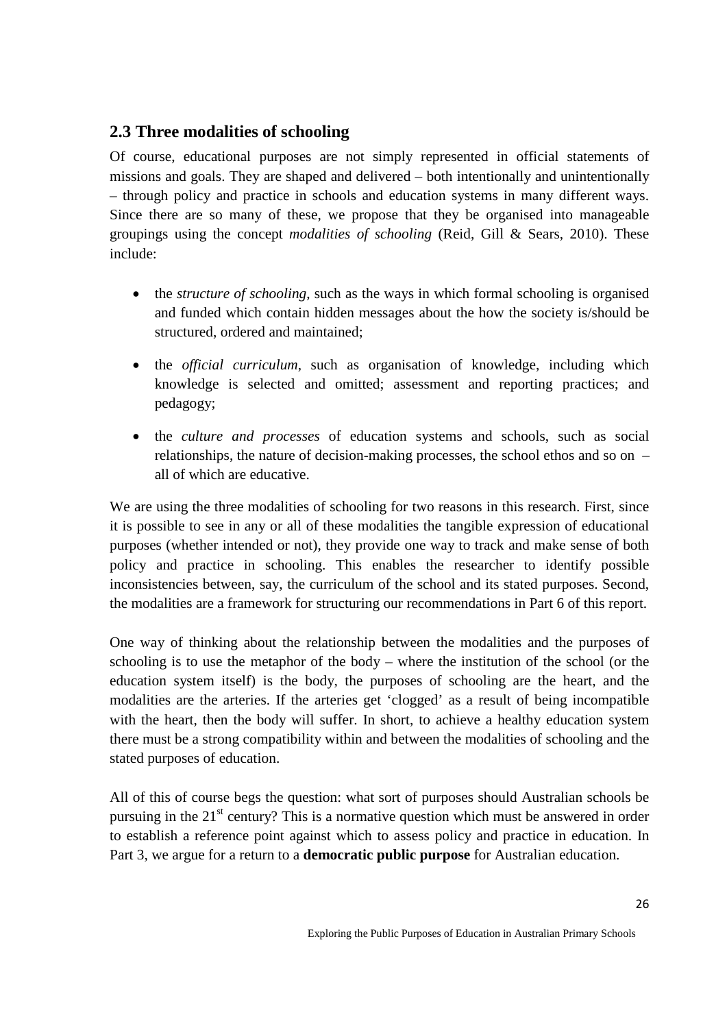## 2.3 Three modalities of schooling

Of course, educational purposes are not simply represented in official statements of missions and goals. They are shaped and delivered – both intentionally and unintentionally – through policy and practice in schools and education systems in many different ways. Since there are so many of these, we propose that they be organised into manageable groupings using the concept *modalities of schooling* (Reid, Gill & Sears, 2010). These include:

- the *structure of schooling*, such as the ways in which formal schooling is organised and funded which contain hidden messages about the how the society is/should be structured, ordered and maintained;
- the *official curriculum*, such as organisation of knowledge, including which knowledge is selected and omitted; assessment and reporting practices; and pedagogy;
- the *culture and processes* of education systems and schools, such as social relationships, the nature of decision-making processes, the school ethos and so on – all of which are educative.

We are using the three modalities of schooling for two reasons in this research. First, since it is possible to see in any or all of these modalities the tangible expression of educational purposes (whether intended or not), they provide one way to track and make sense of both policy and practice in schooling. This enables the researcher to identify possible inconsistencies between, say, the curriculum of the school and its stated purposes. Second, the modalities are a framework for structuring our recommendations in Part 6 of this report.

One way of thinking about the relationship between the modalities and the purposes of schooling is to use the metaphor of the body – where the institution of the school (or the education system itself) is the body, the purposes of schooling are the heart, and the modalities are the arteries. If the arteries get 'clogged' as a result of being incompatible with the heart, then the body will suffer. In short, to achieve a healthy education system there must be a strong compatibility within and between the modalities of schooling and the stated purposes of education.

All of this of course begs the question: what sort of purposes should Australian schools be pursuing in the 21st century? This is a normative question which must be answered in order to establish a reference point against which to assess policy and practice in education. In Part 3, we argue for a return to a **democratic public purpose** for Australian education.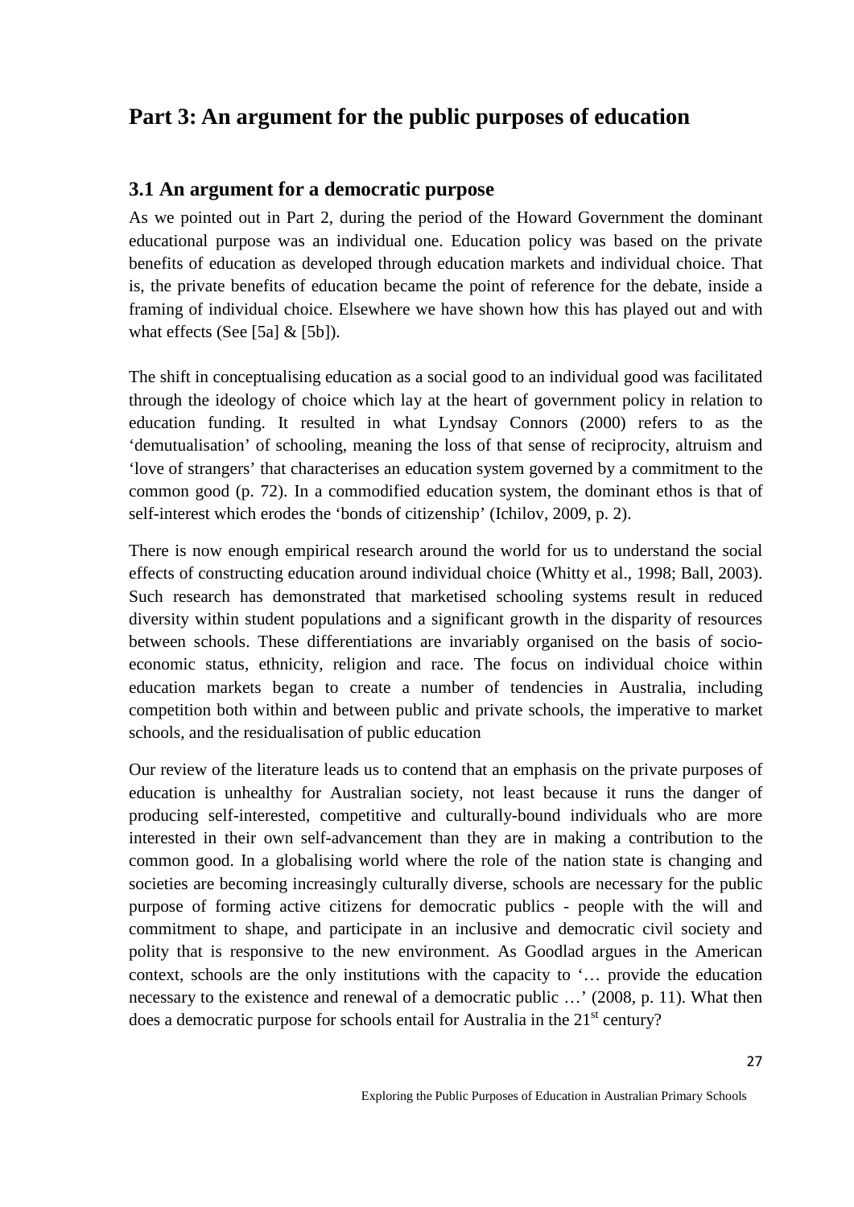# Part 3: An argument for the public purposes of education

## 3.1 An argument for a democratic purpose

As we pointed out in Part 2, during the period of the Howard Government the dominant educational purpose was an individual one. Education policy was based on the private benefits of education as developed through education markets and individual choice. That is, the private benefits of education became the point of reference for the debate, inside a framing of individual choice. Elsewhere we have shown how this has played out and with what effects (See [5a] & [5b]).

The shift in conceptualising education as a social good to an individual good was facilitated through the ideology of choice which lay at the heart of government policy in relation to education funding. It resulted in what Lyndsay Connors (2000) refers to as the 'demutualisation' of schooling, meaning the loss of that sense of reciprocity, altruism and 'love of strangers' that characterises an education system governed by a commitment to the common good (p. 72). In a commodified education system, the dominant ethos is that of self-interest which erodes the 'bonds of citizenship' (Ichilov, 2009, p. 2).

There is now enough empirical research around the world for us to understand the social effects of constructing education around individual choice (Whitty et al., 1998; Ball, 2003). Such research has demonstrated that marketised schooling systems result in reduced diversity within student populations and a significant growth in the disparity of resources between schools. These differentiations are invariably organised on the basis of socio-economic status, ethnicity, religion and race. The focus on individual choice within education markets began to create a number of tendencies in Australia, including competition both within and between public and private schools, the imperative to market schools, and the residualisation of public education

Our review of the literature leads us to contend that an emphasis on the private purposes of education is unhealthy for Australian society, not least because it runs the danger of producing self-interested, competitive and culturally-bound individuals who are more interested in their own self-advancement than they are in making a contribution to the common good. In a globalising world where the role of the nation state is changing and societies are becoming increasingly culturally diverse, schools are necessary for the public purpose of forming active citizens for democratic publics - people with the will and commitment to shape, and participate in an inclusive and democratic civil society and polity that is responsive to the new environment. As Goodlad argues in the American context, schools are the only institutions with the capacity to '… provide the education necessary to the existence and renewal of a democratic public …' (2008, p. 11). What then does a democratic purpose for schools entail for Australia in the 21st century?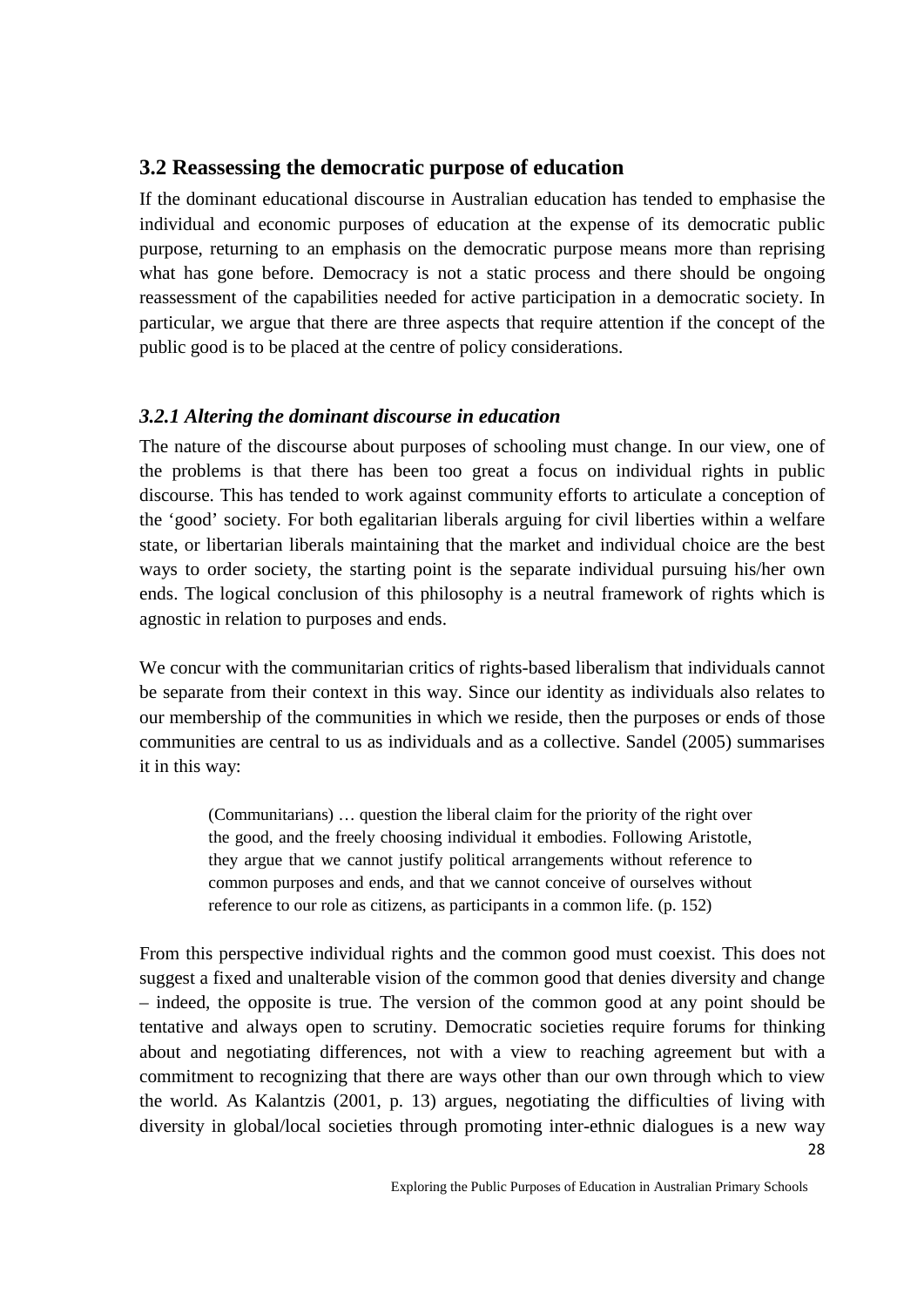## 3.2 Reassessing the democratic purpose of education

If the dominant educational discourse in Australian education has tended to emphasise the individual and economic purposes of education at the expense of its democratic public purpose, returning to an emphasis on the democratic purpose means more than reprising what has gone before. Democracy is not a static process and there should be ongoing reassessment of the capabilities needed for active participation in a democratic society. In particular, we argue that there are three aspects that require attention if the concept of the public good is to be placed at the centre of policy considerations.

### *3.2.1 Altering the dominant discourse in education*

The nature of the discourse about purposes of schooling must change. In our view, one of the problems is that there has been too great a focus on individual rights in public discourse. This has tended to work against community efforts to articulate a conception of the 'good' society. For both egalitarian liberals arguing for civil liberties within a welfare state, or libertarian liberals maintaining that the market and individual choice are the best ways to order society, the starting point is the separate individual pursuing his/her own ends. The logical conclusion of this philosophy is a neutral framework of rights which is agnostic in relation to purposes and ends.

We concur with the communitarian critics of rights-based liberalism that individuals cannot be separate from their context in this way. Since our identity as individuals also relates to our membership of the communities in which we reside, then the purposes or ends of those communities are central to us as individuals and as a collective. Sandel (2005) summarises it in this way:

> (Communitarians) … question the liberal claim for the priority of the right over the good, and the freely choosing individual it embodies. Following Aristotle, they argue that we cannot justify political arrangements without reference to common purposes and ends, and that we cannot conceive of ourselves without reference to our role as citizens, as participants in a common life. (p. 152)

From this perspective individual rights and the common good must coexist. This does not suggest a fixed and unalterable vision of the common good that denies diversity and change – indeed, the opposite is true. The version of the common good at any point should be tentative and always open to scrutiny. Democratic societies require forums for thinking about and negotiating differences, not with a view to reaching agreement but with a commitment to recognizing that there are ways other than our own through which to view the world. As Kalantzis (2001, p. 13) argues, negotiating the difficulties of living with diversity in global/local societies through promoting inter-ethnic dialogues is a new way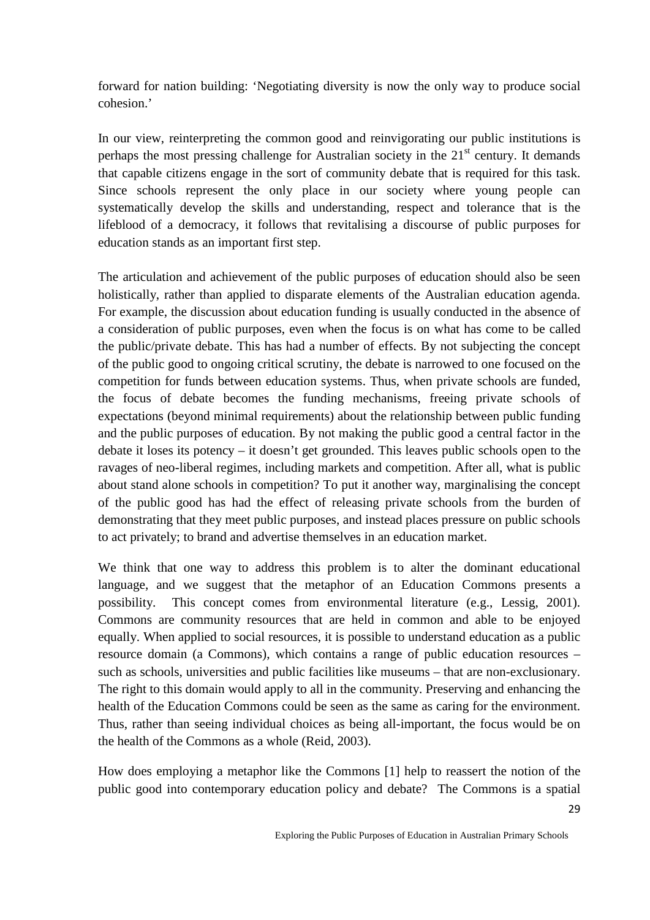forward for nation building: 'Negotiating diversity is now the only way to produce social cohesion.'

In our view, reinterpreting the common good and reinvigorating our public institutions is perhaps the most pressing challenge for Australian society in the 21st century. It demands that capable citizens engage in the sort of community debate that is required for this task. Since schools represent the only place in our society where young people can systematically develop the skills and understanding, respect and tolerance that is the lifeblood of a democracy, it follows that revitalising a discourse of public purposes for education stands as an important first step.

The articulation and achievement of the public purposes of education should also be seen holistically, rather than applied to disparate elements of the Australian education agenda. For example, the discussion about education funding is usually conducted in the absence of a consideration of public purposes, even when the focus is on what has come to be called the public/private debate. This has had a number of effects. By not subjecting the concept of the public good to ongoing critical scrutiny, the debate is narrowed to one focused on the competition for funds between education systems. Thus, when private schools are funded, the focus of debate becomes the funding mechanisms, freeing private schools of expectations (beyond minimal requirements) about the relationship between public funding and the public purposes of education. By not making the public good a central factor in the debate it loses its potency – it doesn't get grounded. This leaves public schools open to the ravages of neo-liberal regimes, including markets and competition. After all, what is public about stand alone schools in competition? To put it another way, marginalising the concept of the public good has had the effect of releasing private schools from the burden of demonstrating that they meet public purposes, and instead places pressure on public schools to act privately; to brand and advertise themselves in an education market.

We think that one way to address this problem is to alter the dominant educational language, and we suggest that the metaphor of an Education Commons presents a possibility. This concept comes from environmental literature (e.g., Lessig, 2001). Commons are community resources that are held in common and able to be enjoyed equally. When applied to social resources, it is possible to understand education as a public resource domain (a Commons), which contains a range of public education resources – such as schools, universities and public facilities like museums – that are non-exclusionary. The right to this domain would apply to all in the community. Preserving and enhancing the health of the Education Commons could be seen as the same as caring for the environment. Thus, rather than seeing individual choices as being all-important, the focus would be on the health of the Commons as a whole (Reid, 2003).

How does employing a metaphor like the Commons [1] help to reassert the notion of the public good into contemporary education policy and debate? The Commons is a spatial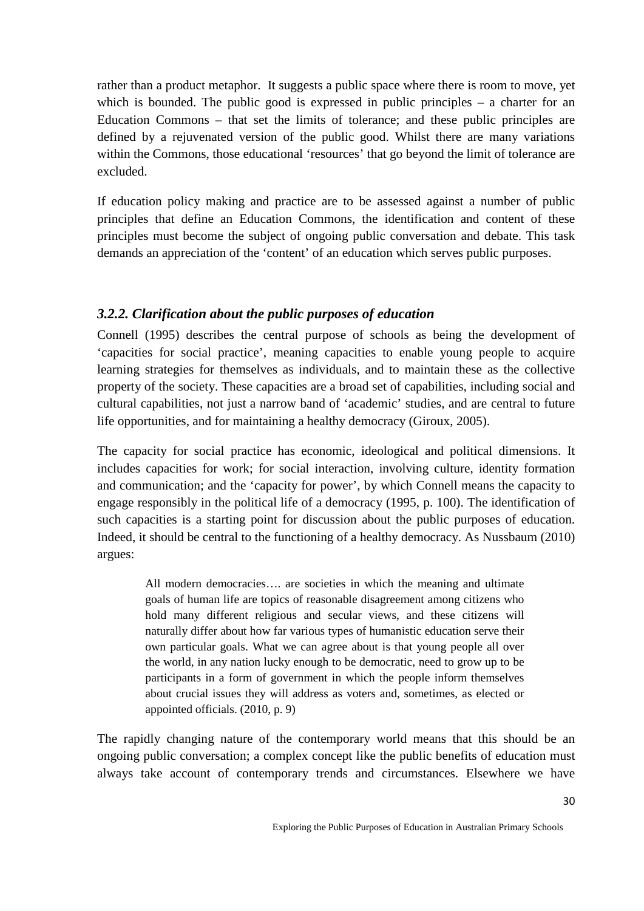rather than a product metaphor. It suggests a public space where there is room to move, yet which is bounded. The public good is expressed in public principles – a charter for an Education Commons – that set the limits of tolerance; and these public principles are defined by a rejuvenated version of the public good. Whilst there are many variations within the Commons, those educational 'resources' that go beyond the limit of tolerance are excluded.

If education policy making and practice are to be assessed against a number of public principles that define an Education Commons, the identification and content of these principles must become the subject of ongoing public conversation and debate. This task demands an appreciation of the 'content' of an education which serves public purposes.

### *3.2.2. Clarification about the public purposes of education*

Connell (1995) describes the central purpose of schools as being the development of 'capacities for social practice', meaning capacities to enable young people to acquire learning strategies for themselves as individuals, and to maintain these as the collective property of the society. These capacities are a broad set of capabilities, including social and cultural capabilities, not just a narrow band of 'academic' studies, and are central to future life opportunities, and for maintaining a healthy democracy (Giroux, 2005).

The capacity for social practice has economic, ideological and political dimensions. It includes capacities for work; for social interaction, involving culture, identity formation and communication; and the 'capacity for power', by which Connell means the capacity to engage responsibly in the political life of a democracy (1995, p. 100). The identification of such capacities is a starting point for discussion about the public purposes of education. Indeed, it should be central to the functioning of a healthy democracy. As Nussbaum (2010) argues:

> All modern democracies…. are societies in which the meaning and ultimate goals of human life are topics of reasonable disagreement among citizens who hold many different religious and secular views, and these citizens will naturally differ about how far various types of humanistic education serve their own particular goals. What we can agree about is that young people all over the world, in any nation lucky enough to be democratic, need to grow up to be participants in a form of government in which the people inform themselves about crucial issues they will address as voters and, sometimes, as elected or appointed officials. (2010, p. 9)

The rapidly changing nature of the contemporary world means that this should be an ongoing public conversation; a complex concept like the public benefits of education must always take account of contemporary trends and circumstances. Elsewhere we have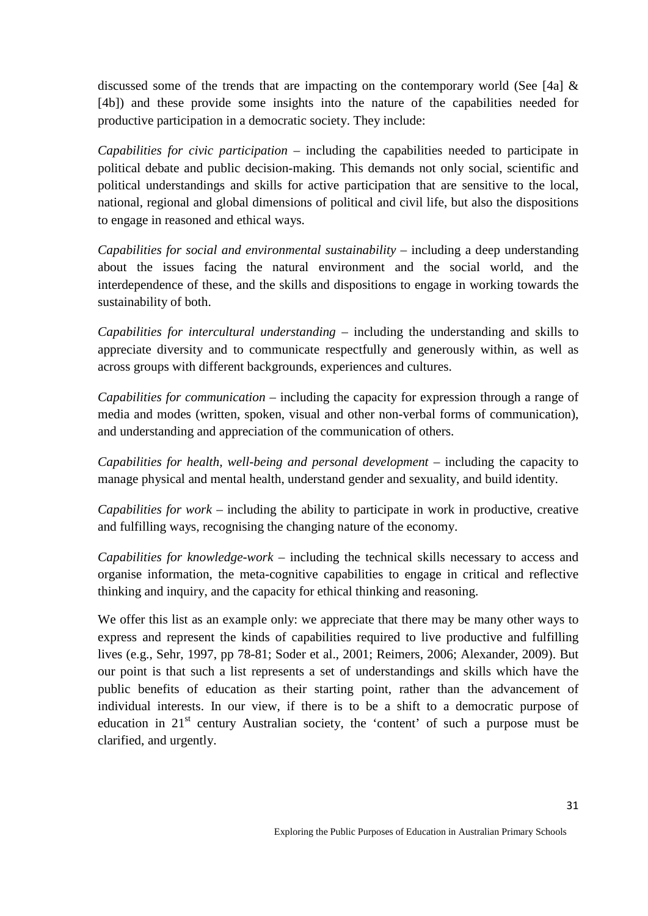discussed some of the trends that are impacting on the contemporary world (See [4a] & [4b]) and these provide some insights into the nature of the capabilities needed for productive participation in a democratic society. They include:

*Capabilities for civic participation* – including the capabilities needed to participate in political debate and public decision-making. This demands not only social, scientific and political understandings and skills for active participation that are sensitive to the local, national, regional and global dimensions of political and civil life, but also the dispositions to engage in reasoned and ethical ways.

*Capabilities for social and environmental sustainability* – including a deep understanding about the issues facing the natural environment and the social world, and the interdependence of these, and the skills and dispositions to engage in working towards the sustainability of both.

*Capabilities for intercultural understanding* – including the understanding and skills to appreciate diversity and to communicate respectfully and generously within, as well as across groups with different backgrounds, experiences and cultures.

*Capabilities for communication* – including the capacity for expression through a range of media and modes (written, spoken, visual and other non-verbal forms of communication), and understanding and appreciation of the communication of others.

*Capabilities for health, well-being and personal development* – including the capacity to manage physical and mental health, understand gender and sexuality, and build identity.

*Capabilities for work* – including the ability to participate in work in productive, creative and fulfilling ways, recognising the changing nature of the economy.

*Capabilities for knowledge-work* – including the technical skills necessary to access and organise information, the meta-cognitive capabilities to engage in critical and reflective thinking and inquiry, and the capacity for ethical thinking and reasoning.

We offer this list as an example only: we appreciate that there may be many other ways to express and represent the kinds of capabilities required to live productive and fulfilling lives (e.g., Sehr, 1997, pp 78-81; Soder et al., 2001; Reimers, 2006; Alexander, 2009). But our point is that such a list represents a set of understandings and skills which have the public benefits of education as their starting point, rather than the advancement of individual interests. In our view, if there is to be a shift to a democratic purpose of education in 21st century Australian society, the 'content' of such a purpose must be clarified, and urgently.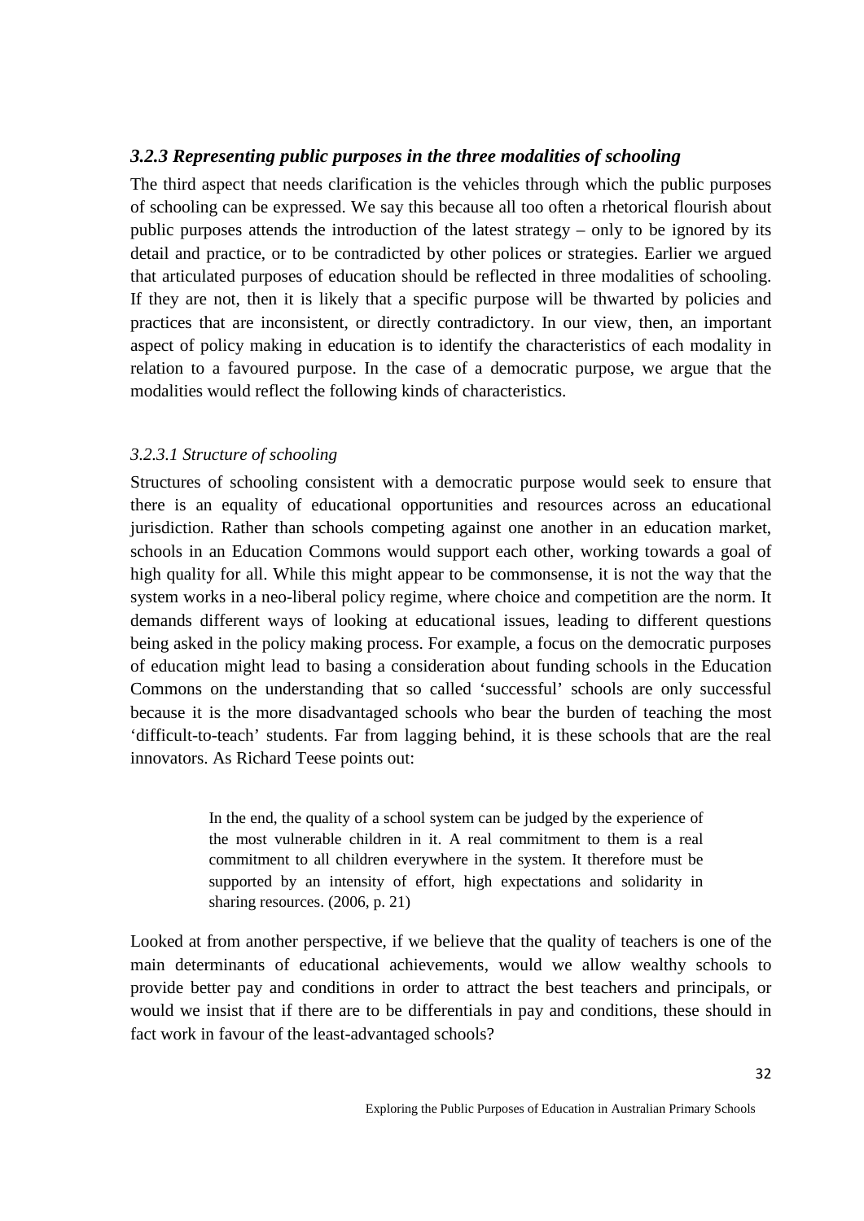### *3.2.3 Representing public purposes in the three modalities of schooling*

The third aspect that needs clarification is the vehicles through which the public purposes of schooling can be expressed. We say this because all too often a rhetorical flourish about public purposes attends the introduction of the latest strategy – only to be ignored by its detail and practice, or to be contradicted by other polices or strategies. Earlier we argued that articulated purposes of education should be reflected in three modalities of schooling. If they are not, then it is likely that a specific purpose will be thwarted by policies and practices that are inconsistent, or directly contradictory. In our view, then, an important aspect of policy making in education is to identify the characteristics of each modality in relation to a favoured purpose. In the case of a democratic purpose, we argue that the modalities would reflect the following kinds of characteristics.

#### *3.2.3.1 Structure of schooling*

Structures of schooling consistent with a democratic purpose would seek to ensure that there is an equality of educational opportunities and resources across an educational jurisdiction. Rather than schools competing against one another in an education market, schools in an Education Commons would support each other, working towards a goal of high quality for all. While this might appear to be commonsense, it is not the way that the system works in a neo-liberal policy regime, where choice and competition are the norm. It demands different ways of looking at educational issues, leading to different questions being asked in the policy making process. For example, a focus on the democratic purposes of education might lead to basing a consideration about funding schools in the Education Commons on the understanding that so called 'successful' schools are only successful because it is the more disadvantaged schools who bear the burden of teaching the most 'difficult-to-teach' students. Far from lagging behind, it is these schools that are the real innovators. As Richard Teese points out:

> In the end, the quality of a school system can be judged by the experience of the most vulnerable children in it. A real commitment to them is a real commitment to all children everywhere in the system. It therefore must be supported by an intensity of effort, high expectations and solidarity in sharing resources. (2006, p. 21)

Looked at from another perspective, if we believe that the quality of teachers is one of the main determinants of educational achievements, would we allow wealthy schools to provide better pay and conditions in order to attract the best teachers and principals, or would we insist that if there are to be differentials in pay and conditions, these should in fact work in favour of the least-advantaged schools?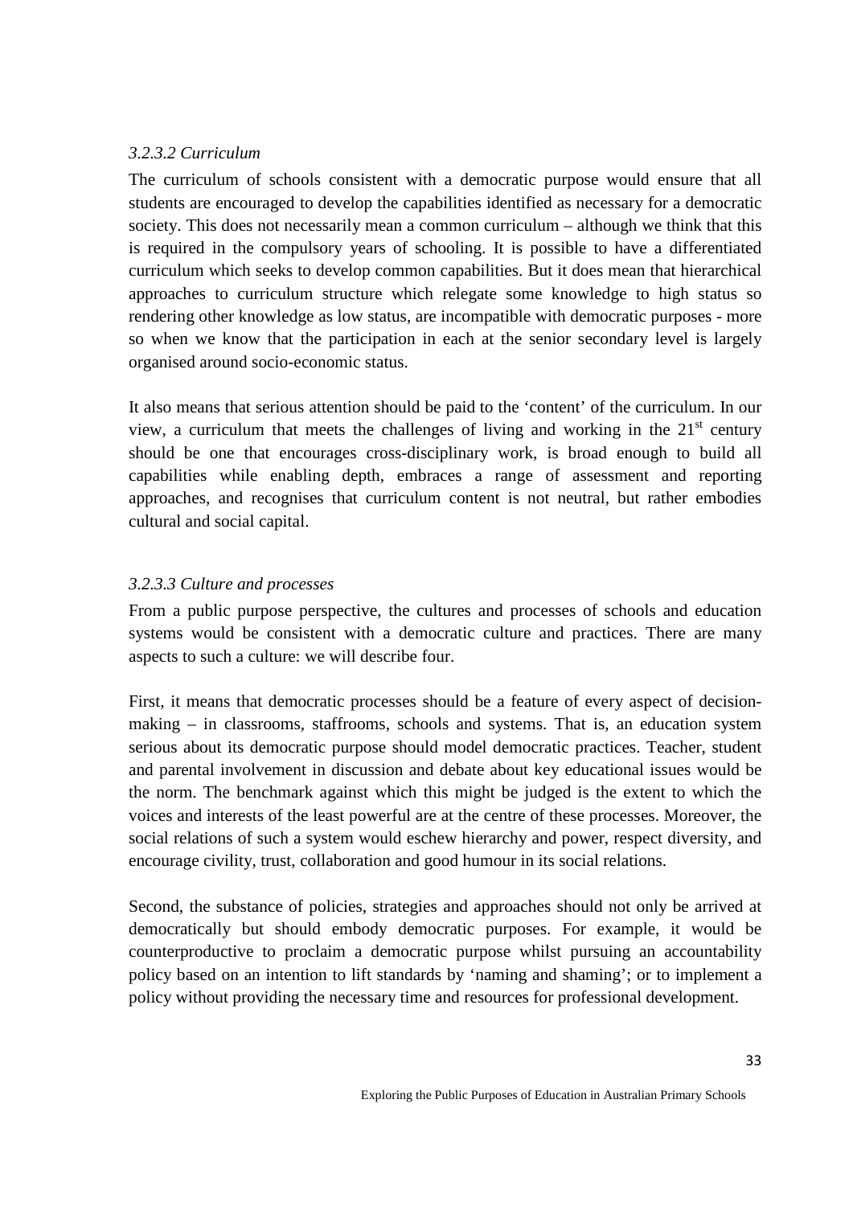*3.2.3.2 Curriculum*

The curriculum of schools consistent with a democratic purpose would ensure that all students are encouraged to develop the capabilities identified as necessary for a democratic society. This does not necessarily mean a common curriculum – although we think that this is required in the compulsory years of schooling. It is possible to have a differentiated curriculum which seeks to develop common capabilities. But it does mean that hierarchical approaches to curriculum structure which relegate some knowledge to high status so rendering other knowledge as low status, are incompatible with democratic purposes - more so when we know that the participation in each at the senior secondary level is largely organised around socio-economic status.

It also means that serious attention should be paid to the 'content' of the curriculum. In our view, a curriculum that meets the challenges of living and working in the 21st century should be one that encourages cross-disciplinary work, is broad enough to build all capabilities while enabling depth, embraces a range of assessment and reporting approaches, and recognises that curriculum content is not neutral, but rather embodies cultural and social capital.

*3.2.3.3 Culture and processes*

From a public purpose perspective, the cultures and processes of schools and education systems would be consistent with a democratic culture and practices. There are many aspects to such a culture: we will describe four.

First, it means that democratic processes should be a feature of every aspect of decision-making – in classrooms, staffrooms, schools and systems. That is, an education system serious about its democratic purpose should model democratic practices. Teacher, student and parental involvement in discussion and debate about key educational issues would be the norm. The benchmark against which this might be judged is the extent to which the voices and interests of the least powerful are at the centre of these processes. Moreover, the social relations of such a system would eschew hierarchy and power, respect diversity, and encourage civility, trust, collaboration and good humour in its social relations.

Second, the substance of policies, strategies and approaches should not only be arrived at democratically but should embody democratic purposes. For example, it would be counterproductive to proclaim a democratic purpose whilst pursuing an accountability policy based on an intention to lift standards by 'naming and shaming'; or to implement a policy without providing the necessary time and resources for professional development.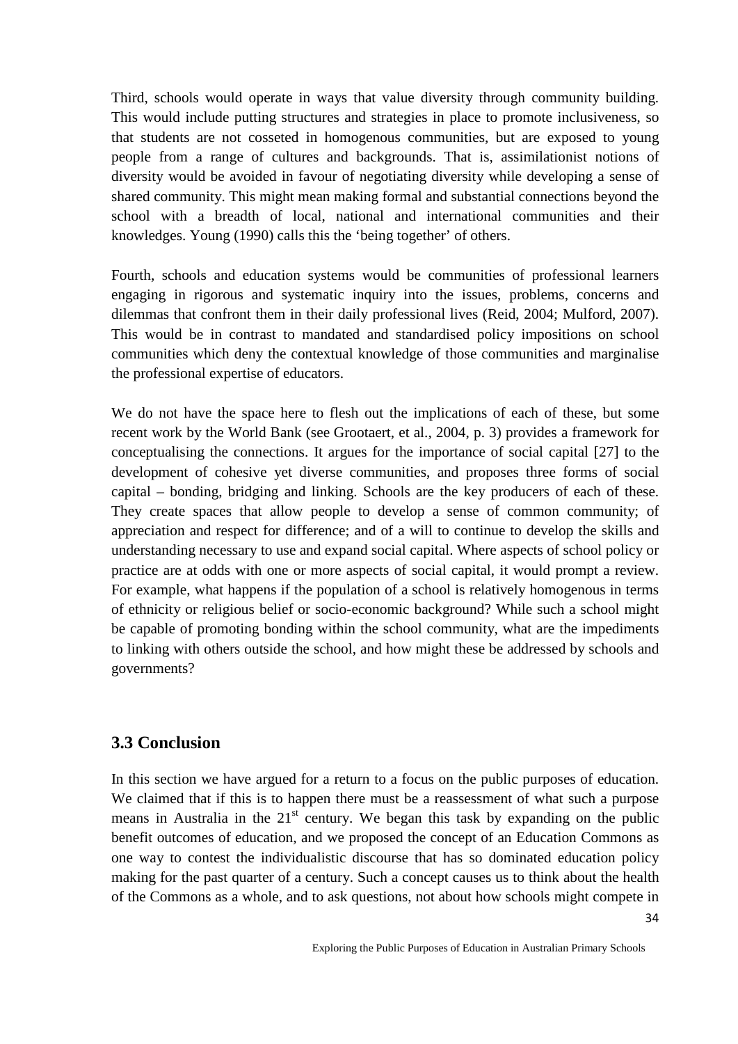Third, schools would operate in ways that value diversity through community building. This would include putting structures and strategies in place to promote inclusiveness, so that students are not cosseted in homogenous communities, but are exposed to young people from a range of cultures and backgrounds. That is, assimilationist notions of diversity would be avoided in favour of negotiating diversity while developing a sense of shared community. This might mean making formal and substantial connections beyond the school with a breadth of local, national and international communities and their knowledges. Young (1990) calls this the 'being together' of others.

Fourth, schools and education systems would be communities of professional learners engaging in rigorous and systematic inquiry into the issues, problems, concerns and dilemmas that confront them in their daily professional lives (Reid, 2004; Mulford, 2007). This would be in contrast to mandated and standardised policy impositions on school communities which deny the contextual knowledge of those communities and marginalise the professional expertise of educators.

We do not have the space here to flesh out the implications of each of these, but some recent work by the World Bank (see Grootaert, et al., 2004, p. 3) provides a framework for conceptualising the connections. It argues for the importance of social capital [27] to the development of cohesive yet diverse communities, and proposes three forms of social capital – bonding, bridging and linking. Schools are the key producers of each of these. They create spaces that allow people to develop a sense of common community; of appreciation and respect for difference; and of a will to continue to develop the skills and understanding necessary to use and expand social capital. Where aspects of school policy or practice are at odds with one or more aspects of social capital, it would prompt a review. For example, what happens if the population of a school is relatively homogenous in terms of ethnicity or religious belief or socio-economic background? While such a school might be capable of promoting bonding within the school community, what are the impediments to linking with others outside the school, and how might these be addressed by schools and governments?

## 3.3 Conclusion

In this section we have argued for a return to a focus on the public purposes of education. We claimed that if this is to happen there must be a reassessment of what such a purpose means in Australia in the 21st century. We began this task by expanding on the public benefit outcomes of education, and we proposed the concept of an Education Commons as one way to contest the individualistic discourse that has so dominated education policy making for the past quarter of a century. Such a concept causes us to think about the health of the Commons as a whole, and to ask questions, not about how schools might compete in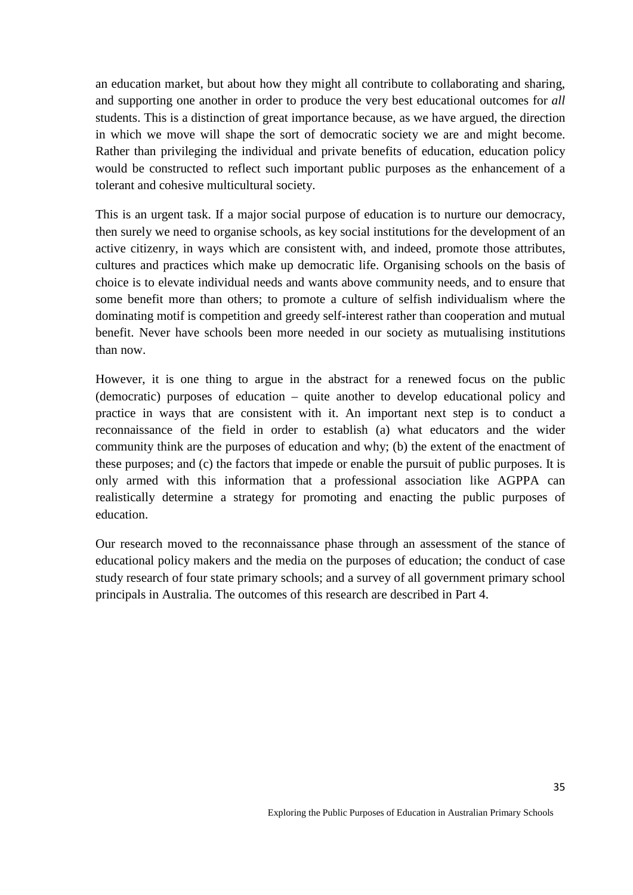an education market, but about how they might all contribute to collaborating and sharing, and supporting one another in order to produce the very best educational outcomes for *all* students. This is a distinction of great importance because, as we have argued, the direction in which we move will shape the sort of democratic society we are and might become. Rather than privileging the individual and private benefits of education, education policy would be constructed to reflect such important public purposes as the enhancement of a tolerant and cohesive multicultural society.

This is an urgent task. If a major social purpose of education is to nurture our democracy, then surely we need to organise schools, as key social institutions for the development of an active citizenry, in ways which are consistent with, and indeed, promote those attributes, cultures and practices which make up democratic life. Organising schools on the basis of choice is to elevate individual needs and wants above community needs, and to ensure that some benefit more than others; to promote a culture of selfish individualism where the dominating motif is competition and greedy self-interest rather than cooperation and mutual benefit. Never have schools been more needed in our society as mutualising institutions than now.

However, it is one thing to argue in the abstract for a renewed focus on the public (democratic) purposes of education – quite another to develop educational policy and practice in ways that are consistent with it. An important next step is to conduct a reconnaissance of the field in order to establish (a) what educators and the wider community think are the purposes of education and why; (b) the extent of the enactment of these purposes; and (c) the factors that impede or enable the pursuit of public purposes. It is only armed with this information that a professional association like AGPPA can realistically determine a strategy for promoting and enacting the public purposes of education.

Our research moved to the reconnaissance phase through an assessment of the stance of educational policy makers and the media on the purposes of education; the conduct of case study research of four state primary schools; and a survey of all government primary school principals in Australia. The outcomes of this research are described in Part 4.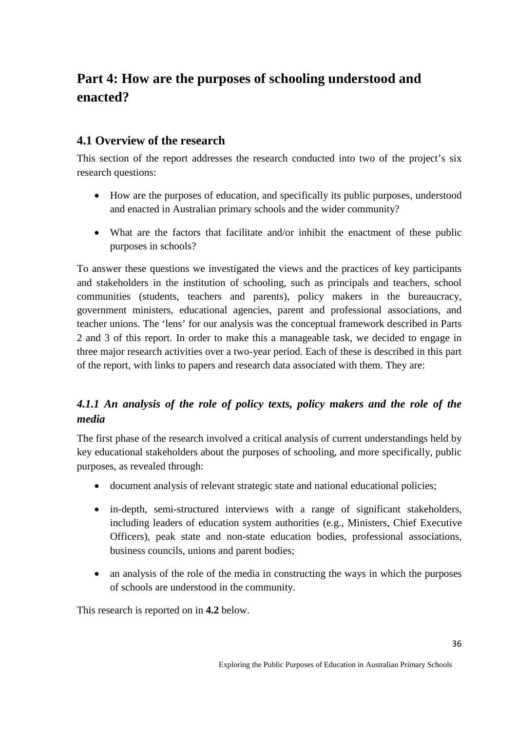# Part 4: How are the purposes of schooling understood and enacted?

## 4.1 Overview of the research

This section of the report addresses the research conducted into two of the project's six research questions:

- How are the purposes of education, and specifically its public purposes, understood and enacted in Australian primary schools and the wider community?
- What are the factors that facilitate and/or inhibit the enactment of these public purposes in schools?

To answer these questions we investigated the views and the practices of key participants and stakeholders in the institution of schooling, such as principals and teachers, school communities (students, teachers and parents), policy makers in the bureaucracy, government ministers, educational agencies, parent and professional associations, and teacher unions. The 'lens' for our analysis was the conceptual framework described in Parts 2 and 3 of this report. In order to make this a manageable task, we decided to engage in three major research activities over a two-year period. Each of these is described in this part of the report, with links to papers and research data associated with them. They are:

### *4.1.1 An analysis of the role of policy texts, policy makers and the role of the media*

The first phase of the research involved a critical analysis of current understandings held by key educational stakeholders about the purposes of schooling, and more specifically, public purposes, as revealed through:

- document analysis of relevant strategic state and national educational policies;
- in-depth, semi-structured interviews with a range of significant stakeholders, including leaders of education system authorities (e.g., Ministers, Chief Executive Officers), peak state and non-state education bodies, professional associations, business councils, unions and parent bodies;
- an analysis of the role of the media in constructing the ways in which the purposes of schools are understood in the community.

This research is reported on in **4.2** below.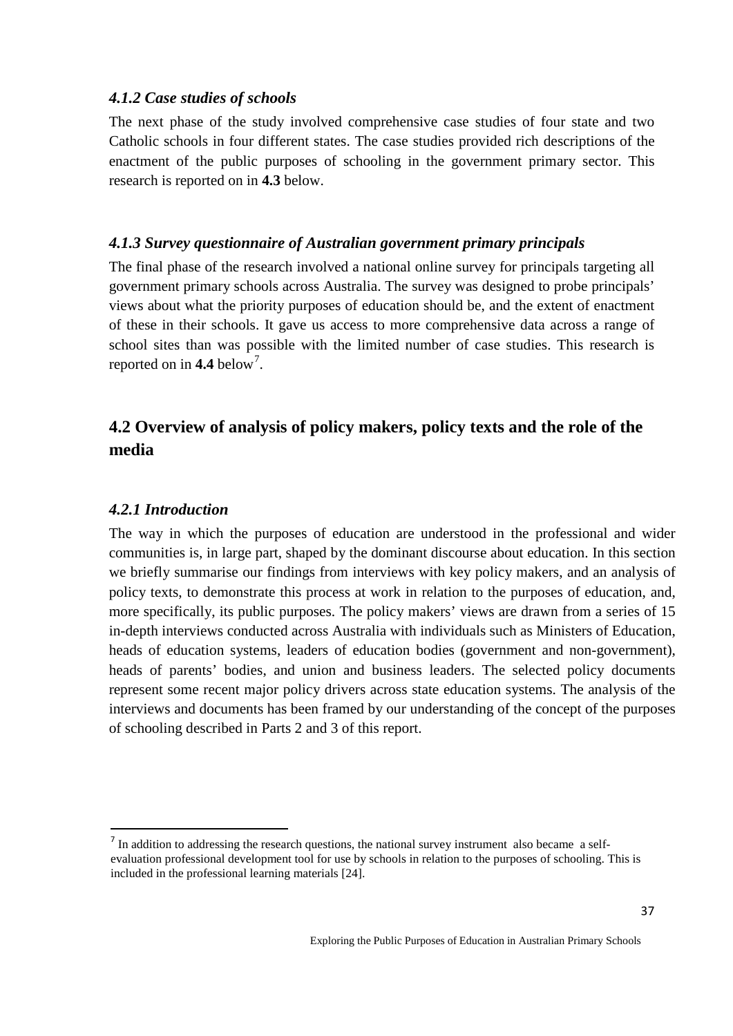### *4.1.2 Case studies of schools*

The next phase of the study involved comprehensive case studies of four state and two Catholic schools in four different states. The case studies provided rich descriptions of the enactment of the public purposes of schooling in the government primary sector. This research is reported on in **4.3** below.

### *4.1.3 Survey questionnaire of Australian government primary principals*

The final phase of the research involved a national online survey for principals targeting all government primary schools across Australia. The survey was designed to probe principals' views about what the priority purposes of education should be, and the extent of enactment of these in their schools. It gave us access to more comprehensive data across a range of school sites than was possible with the limited number of case studies. This research is reported on in **4.4** below[7].

## 4.2 Overview of analysis of policy makers, policy texts and the role of the media

### *4.2.1 Introduction*

The way in which the purposes of education are understood in the professional and wider communities is, in large part, shaped by the dominant discourse about education. In this section we briefly summarise our findings from interviews with key policy makers, and an analysis of policy texts, to demonstrate this process at work in relation to the purposes of education, and, more specifically, its public purposes. The policy makers' views are drawn from a series of 15 in-depth interviews conducted across Australia with individuals such as Ministers of Education, heads of education systems, leaders of education bodies (government and non-government), heads of parents' bodies, and union and business leaders. The selected policy documents represent some recent major policy drivers across state education systems. The analysis of the interviews and documents has been framed by our understanding of the concept of the purposes of schooling described in Parts 2 and 3 of this report.

---

[7] In addition to addressing the research questions, the national survey instrument also became a self-evaluation professional development tool for use by schools in relation to the purposes of schooling. This is included in the professional learning materials [24].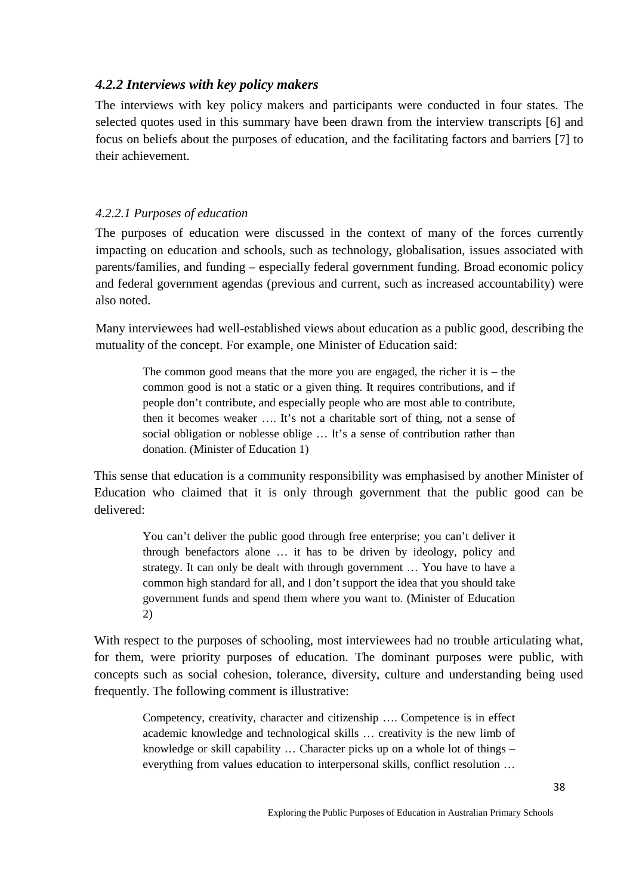### *4.2.2 Interviews with key policy makers*

The interviews with key policy makers and participants were conducted in four states. The selected quotes used in this summary have been drawn from the interview transcripts [6] and focus on beliefs about the purposes of education, and the facilitating factors and barriers [7] to their achievement.

#### *4.2.2.1 Purposes of education*

The purposes of education were discussed in the context of many of the forces currently impacting on education and schools, such as technology, globalisation, issues associated with parents/families, and funding – especially federal government funding. Broad economic policy and federal government agendas (previous and current, such as increased accountability) were also noted.

Many interviewees had well-established views about education as a public good, describing the mutuality of the concept. For example, one Minister of Education said:

> The common good means that the more you are engaged, the richer it is – the common good is not a static or a given thing. It requires contributions, and if people don't contribute, and especially people who are most able to contribute, then it becomes weaker …. It's not a charitable sort of thing, not a sense of social obligation or noblesse oblige … It's a sense of contribution rather than donation. (Minister of Education 1)

This sense that education is a community responsibility was emphasised by another Minister of Education who claimed that it is only through government that the public good can be delivered:

> You can't deliver the public good through free enterprise; you can't deliver it through benefactors alone … it has to be driven by ideology, policy and strategy. It can only be dealt with through government … You have to have a common high standard for all, and I don't support the idea that you should take government funds and spend them where you want to. (Minister of Education 2)

With respect to the purposes of schooling, most interviewees had no trouble articulating what, for them, were priority purposes of education. The dominant purposes were public, with concepts such as social cohesion, tolerance, diversity, culture and understanding being used frequently. The following comment is illustrative:

> Competency, creativity, character and citizenship …. Competence is in effect academic knowledge and technological skills … creativity is the new limb of knowledge or skill capability … Character picks up on a whole lot of things – everything from values education to interpersonal skills, conflict resolution …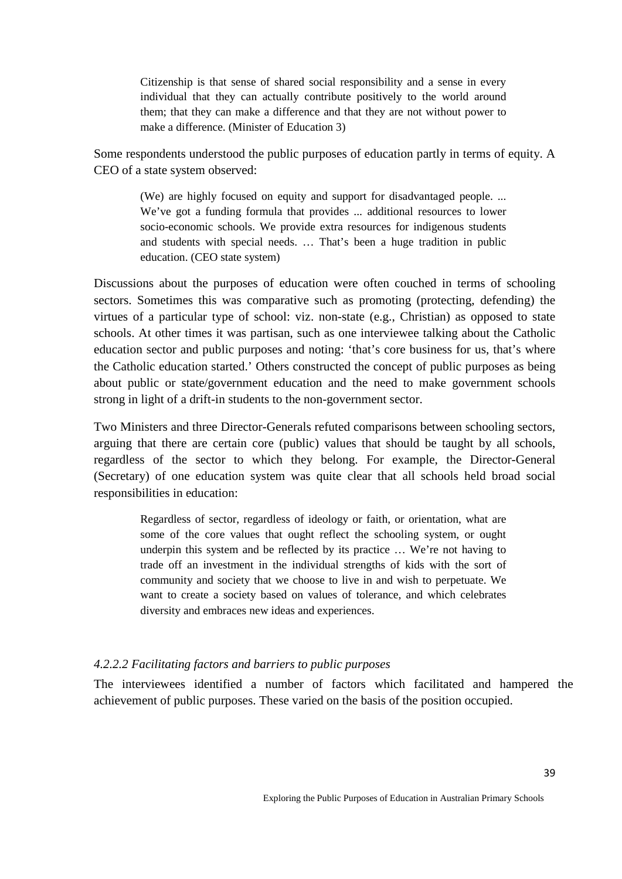> Citizenship is that sense of shared social responsibility and a sense in every individual that they can actually contribute positively to the world around them; that they can make a difference and that they are not without power to make a difference. (Minister of Education 3)

Some respondents understood the public purposes of education partly in terms of equity. A CEO of a state system observed:

> (We) are highly focused on equity and support for disadvantaged people. ... We've got a funding formula that provides ... additional resources to lower socio-economic schools. We provide extra resources for indigenous students and students with special needs. … That's been a huge tradition in public education. (CEO state system)

Discussions about the purposes of education were often couched in terms of schooling sectors. Sometimes this was comparative such as promoting (protecting, defending) the virtues of a particular type of school: viz. non-state (e.g., Christian) as opposed to state schools. At other times it was partisan, such as one interviewee talking about the Catholic education sector and public purposes and noting: 'that's core business for us, that's where the Catholic education started.' Others constructed the concept of public purposes as being about public or state/government education and the need to make government schools strong in light of a drift-in students to the non-government sector.

Two Ministers and three Director-Generals refuted comparisons between schooling sectors, arguing that there are certain core (public) values that should be taught by all schools, regardless of the sector to which they belong. For example, the Director-General (Secretary) of one education system was quite clear that all schools held broad social responsibilities in education:

> Regardless of sector, regardless of ideology or faith, or orientation, what are some of the core values that ought reflect the schooling system, or ought underpin this system and be reflected by its practice … We're not having to trade off an investment in the individual strengths of kids with the sort of community and society that we choose to live in and wish to perpetuate. We want to create a society based on values of tolerance, and which celebrates diversity and embraces new ideas and experiences.

#### *4.2.2.2 Facilitating factors and barriers to public purposes*

The interviewees identified a number of factors which facilitated and hampered the achievement of public purposes. These varied on the basis of the position occupied.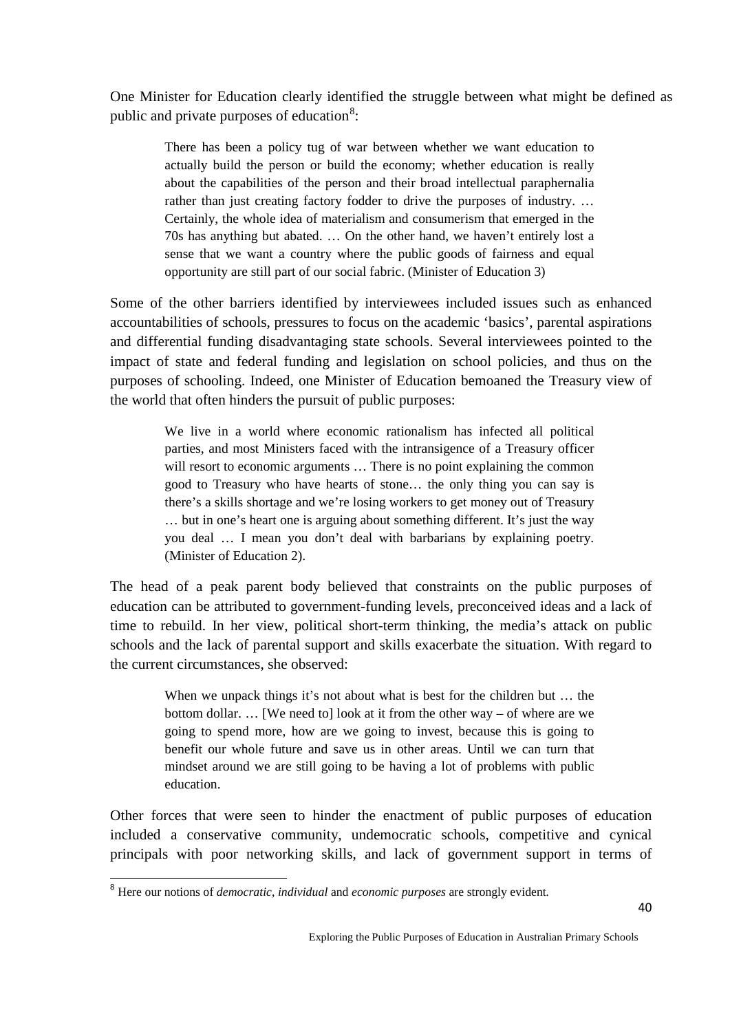One Minister for Education clearly identified the struggle between what might be defined as public and private purposes of education[8]:

> There has been a policy tug of war between whether we want education to actually build the person or build the economy; whether education is really about the capabilities of the person and their broad intellectual paraphernalia rather than just creating factory fodder to drive the purposes of industry. … Certainly, the whole idea of materialism and consumerism that emerged in the 70s has anything but abated. … On the other hand, we haven't entirely lost a sense that we want a country where the public goods of fairness and equal opportunity are still part of our social fabric. (Minister of Education 3)

Some of the other barriers identified by interviewees included issues such as enhanced accountabilities of schools, pressures to focus on the academic 'basics', parental aspirations and differential funding disadvantaging state schools. Several interviewees pointed to the impact of state and federal funding and legislation on school policies, and thus on the purposes of schooling. Indeed, one Minister of Education bemoaned the Treasury view of the world that often hinders the pursuit of public purposes:

> We live in a world where economic rationalism has infected all political parties, and most Ministers faced with the intransigence of a Treasury officer will resort to economic arguments … There is no point explaining the common good to Treasury who have hearts of stone… the only thing you can say is there's a skills shortage and we're losing workers to get money out of Treasury … but in one's heart one is arguing about something different. It's just the way you deal … I mean you don't deal with barbarians by explaining poetry. (Minister of Education 2).

The head of a peak parent body believed that constraints on the public purposes of education can be attributed to government-funding levels, preconceived ideas and a lack of time to rebuild. In her view, political short-term thinking, the media's attack on public schools and the lack of parental support and skills exacerbate the situation. With regard to the current circumstances, she observed:

> When we unpack things it's not about what is best for the children but … the bottom dollar. … [We need to] look at it from the other way – of where are we going to spend more, how are we going to invest, because this is going to benefit our whole future and save us in other areas. Until we can turn that mindset around we are still going to be having a lot of problems with public education.

Other forces that were seen to hinder the enactment of public purposes of education included a conservative community, undemocratic schools, competitive and cynical principals with poor networking skills, and lack of government support in terms of

---

[8] Here our notions of *democratic*, *individual* and *economic purposes* are strongly evident.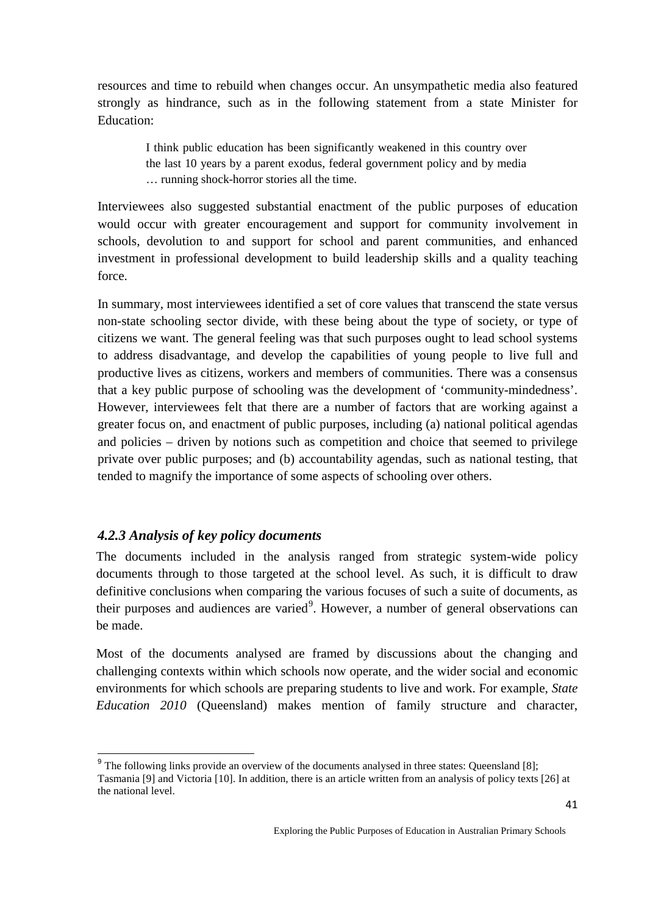resources and time to rebuild when changes occur. An unsympathetic media also featured strongly as hindrance, such as in the following statement from a state Minister for Education:

> I think public education has been significantly weakened in this country over the last 10 years by a parent exodus, federal government policy and by media … running shock-horror stories all the time.

Interviewees also suggested substantial enactment of the public purposes of education would occur with greater encouragement and support for community involvement in schools, devolution to and support for school and parent communities, and enhanced investment in professional development to build leadership skills and a quality teaching force.

In summary, most interviewees identified a set of core values that transcend the state versus non-state schooling sector divide, with these being about the type of society, or type of citizens we want. The general feeling was that such purposes ought to lead school systems to address disadvantage, and develop the capabilities of young people to live full and productive lives as citizens, workers and members of communities. There was a consensus that a key public purpose of schooling was the development of 'community-mindedness'. However, interviewees felt that there are a number of factors that are working against a greater focus on, and enactment of public purposes, including (a) national political agendas and policies – driven by notions such as competition and choice that seemed to privilege private over public purposes; and (b) accountability agendas, such as national testing, that tended to magnify the importance of some aspects of schooling over others.

### *4.2.3 Analysis of key policy documents*

The documents included in the analysis ranged from strategic system-wide policy documents through to those targeted at the school level. As such, it is difficult to draw definitive conclusions when comparing the various focuses of such a suite of documents, as their purposes and audiences are varied[9]. However, a number of general observations can be made.

Most of the documents analysed are framed by discussions about the changing and challenging contexts within which schools now operate, and the wider social and economic environments for which schools are preparing students to live and work. For example, *State Education 2010* (Queensland) makes mention of family structure and character,

---

[9] The following links provide an overview of the documents analysed in three states: Queensland [8]; Tasmania [9] and Victoria [10]. In addition, there is an article written from an analysis of policy texts [26] at the national level.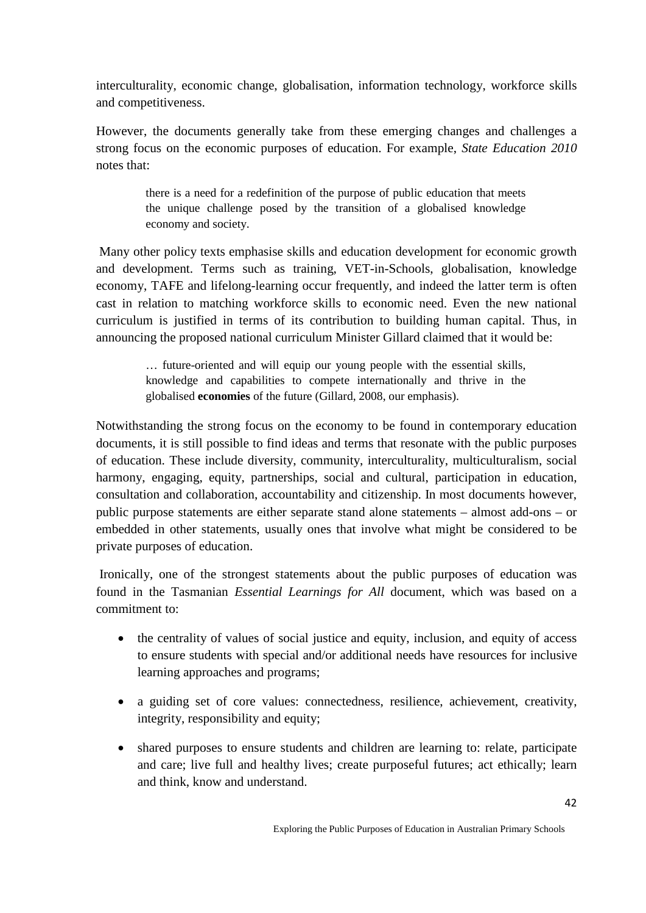interculturality, economic change, globalisation, information technology, workforce skills and competitiveness.

However, the documents generally take from these emerging changes and challenges a strong focus on the economic purposes of education. For example, *State Education 2010* notes that:

> there is a need for a redefinition of the purpose of public education that meets the unique challenge posed by the transition of a globalised knowledge economy and society.

Many other policy texts emphasise skills and education development for economic growth and development. Terms such as training, VET-in-Schools, globalisation, knowledge economy, TAFE and lifelong-learning occur frequently, and indeed the latter term is often cast in relation to matching workforce skills to economic need. Even the new national curriculum is justified in terms of its contribution to building human capital. Thus, in announcing the proposed national curriculum Minister Gillard claimed that it would be:

> … future-oriented and will equip our young people with the essential skills, knowledge and capabilities to compete internationally and thrive in the globalised **economies** of the future (Gillard, 2008, our emphasis).

Notwithstanding the strong focus on the economy to be found in contemporary education documents, it is still possible to find ideas and terms that resonate with the public purposes of education. These include diversity, community, interculturality, multiculturalism, social harmony, engaging, equity, partnerships, social and cultural, participation in education, consultation and collaboration, accountability and citizenship. In most documents however, public purpose statements are either separate stand alone statements – almost add-ons – or embedded in other statements, usually ones that involve what might be considered to be private purposes of education.

Ironically, one of the strongest statements about the public purposes of education was found in the Tasmanian *Essential Learnings for All* document, which was based on a commitment to:

- the centrality of values of social justice and equity, inclusion, and equity of access to ensure students with special and/or additional needs have resources for inclusive learning approaches and programs;
- a guiding set of core values: connectedness, resilience, achievement, creativity, integrity, responsibility and equity;
- shared purposes to ensure students and children are learning to: relate, participate and care; live full and healthy lives; create purposeful futures; act ethically; learn and think, know and understand.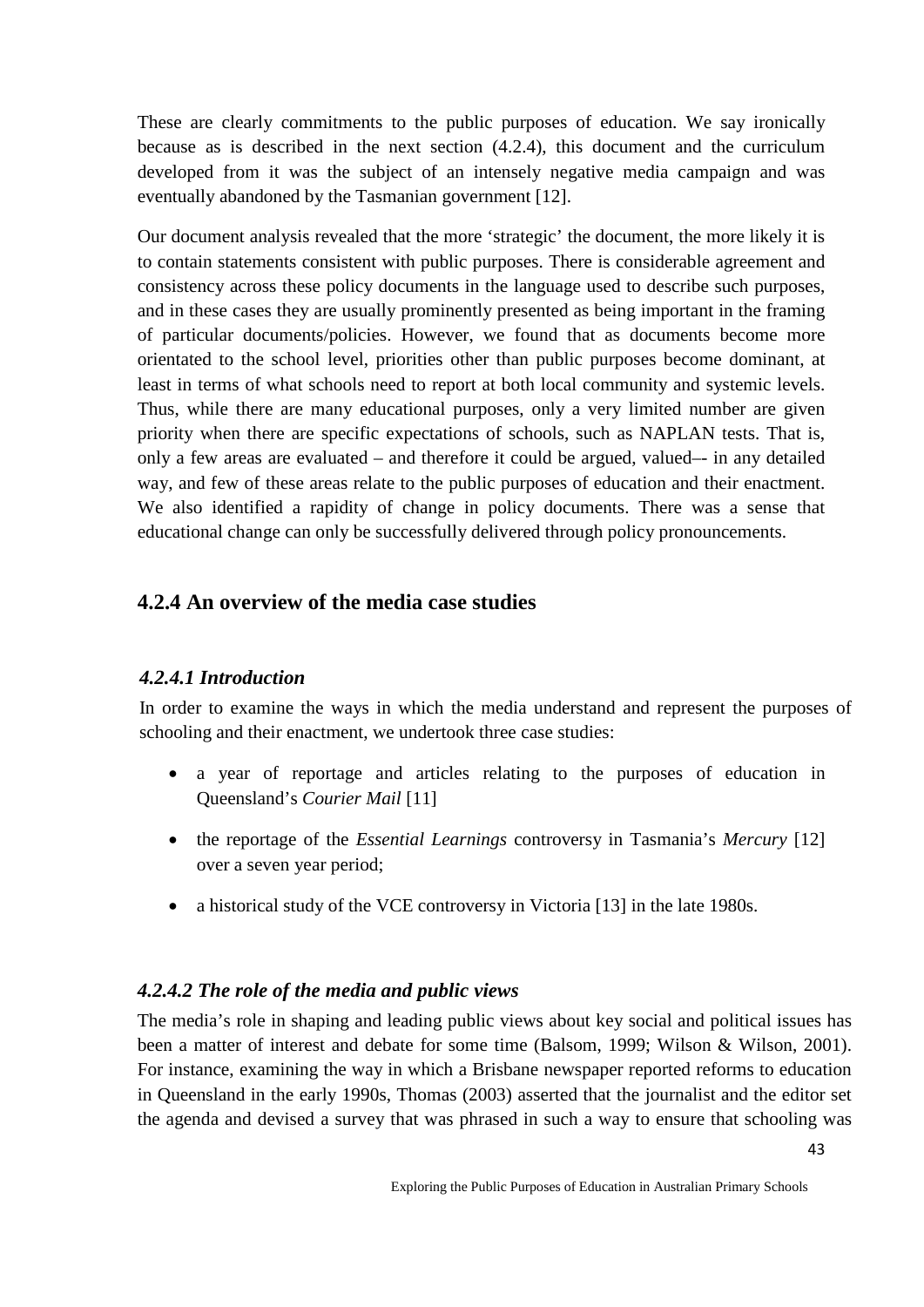These are clearly commitments to the public purposes of education. We say ironically because as is described in the next section (4.2.4), this document and the curriculum developed from it was the subject of an intensely negative media campaign and was eventually abandoned by the Tasmanian government [12].

Our document analysis revealed that the more 'strategic' the document, the more likely it is to contain statements consistent with public purposes. There is considerable agreement and consistency across these policy documents in the language used to describe such purposes, and in these cases they are usually prominently presented as being important in the framing of particular documents/policies. However, we found that as documents become more orientated to the school level, priorities other than public purposes become dominant, at least in terms of what schools need to report at both local community and systemic levels. Thus, while there are many educational purposes, only a very limited number are given priority when there are specific expectations of schools, such as NAPLAN tests. That is, only a few areas are evaluated – and therefore it could be argued, valued–- in any detailed way, and few of these areas relate to the public purposes of education and their enactment. We also identified a rapidity of change in policy documents. There was a sense that educational change can only be successfully delivered through policy pronouncements.

## 4.2.4 An overview of the media case studies

### *4.2.4.1 Introduction*

In order to examine the ways in which the media understand and represent the purposes of schooling and their enactment, we undertook three case studies:

- a year of reportage and articles relating to the purposes of education in Queensland's *Courier Mail* [11]
- the reportage of the *Essential Learnings* controversy in Tasmania's *Mercury* [12] over a seven year period;
- a historical study of the VCE controversy in Victoria [13] in the late 1980s.

### *4.2.4.2 The role of the media and public views*

The media's role in shaping and leading public views about key social and political issues has been a matter of interest and debate for some time (Balsom, 1999; Wilson & Wilson, 2001). For instance, examining the way in which a Brisbane newspaper reported reforms to education in Queensland in the early 1990s, Thomas (2003) asserted that the journalist and the editor set the agenda and devised a survey that was phrased in such a way to ensure that schooling was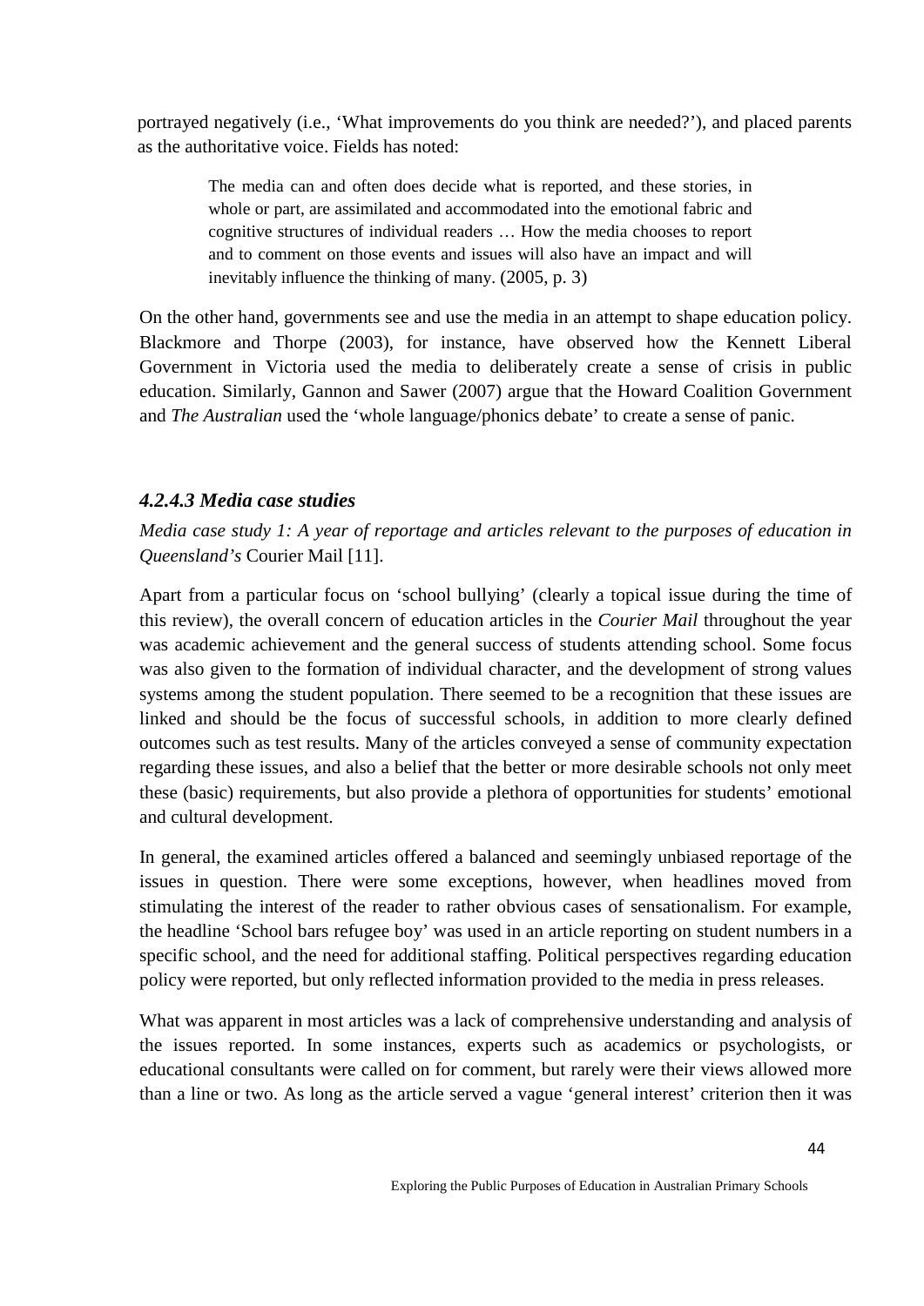portrayed negatively (i.e., 'What improvements do you think are needed?'), and placed parents as the authoritative voice. Fields has noted:

> The media can and often does decide what is reported, and these stories, in whole or part, are assimilated and accommodated into the emotional fabric and cognitive structures of individual readers … How the media chooses to report and to comment on those events and issues will also have an impact and will inevitably influence the thinking of many. (2005, p. 3)

On the other hand, governments see and use the media in an attempt to shape education policy. Blackmore and Thorpe (2003), for instance, have observed how the Kennett Liberal Government in Victoria used the media to deliberately create a sense of crisis in public education. Similarly, Gannon and Sawer (2007) argue that the Howard Coalition Government and *The Australian* used the 'whole language/phonics debate' to create a sense of panic.

### *4.2.4.3 Media case studies*

*Media case study 1: A year of reportage and articles relevant to the purposes of education in Queensland's* Courier Mail [11].

Apart from a particular focus on 'school bullying' (clearly a topical issue during the time of this review), the overall concern of education articles in the *Courier Mail* throughout the year was academic achievement and the general success of students attending school. Some focus was also given to the formation of individual character, and the development of strong values systems among the student population. There seemed to be a recognition that these issues are linked and should be the focus of successful schools, in addition to more clearly defined outcomes such as test results. Many of the articles conveyed a sense of community expectation regarding these issues, and also a belief that the better or more desirable schools not only meet these (basic) requirements, but also provide a plethora of opportunities for students' emotional and cultural development.

In general, the examined articles offered a balanced and seemingly unbiased reportage of the issues in question. There were some exceptions, however, when headlines moved from stimulating the interest of the reader to rather obvious cases of sensationalism. For example, the headline 'School bars refugee boy' was used in an article reporting on student numbers in a specific school, and the need for additional staffing. Political perspectives regarding education policy were reported, but only reflected information provided to the media in press releases.

What was apparent in most articles was a lack of comprehensive understanding and analysis of the issues reported. In some instances, experts such as academics or psychologists, or educational consultants were called on for comment, but rarely were their views allowed more than a line or two. As long as the article served a vague 'general interest' criterion then it was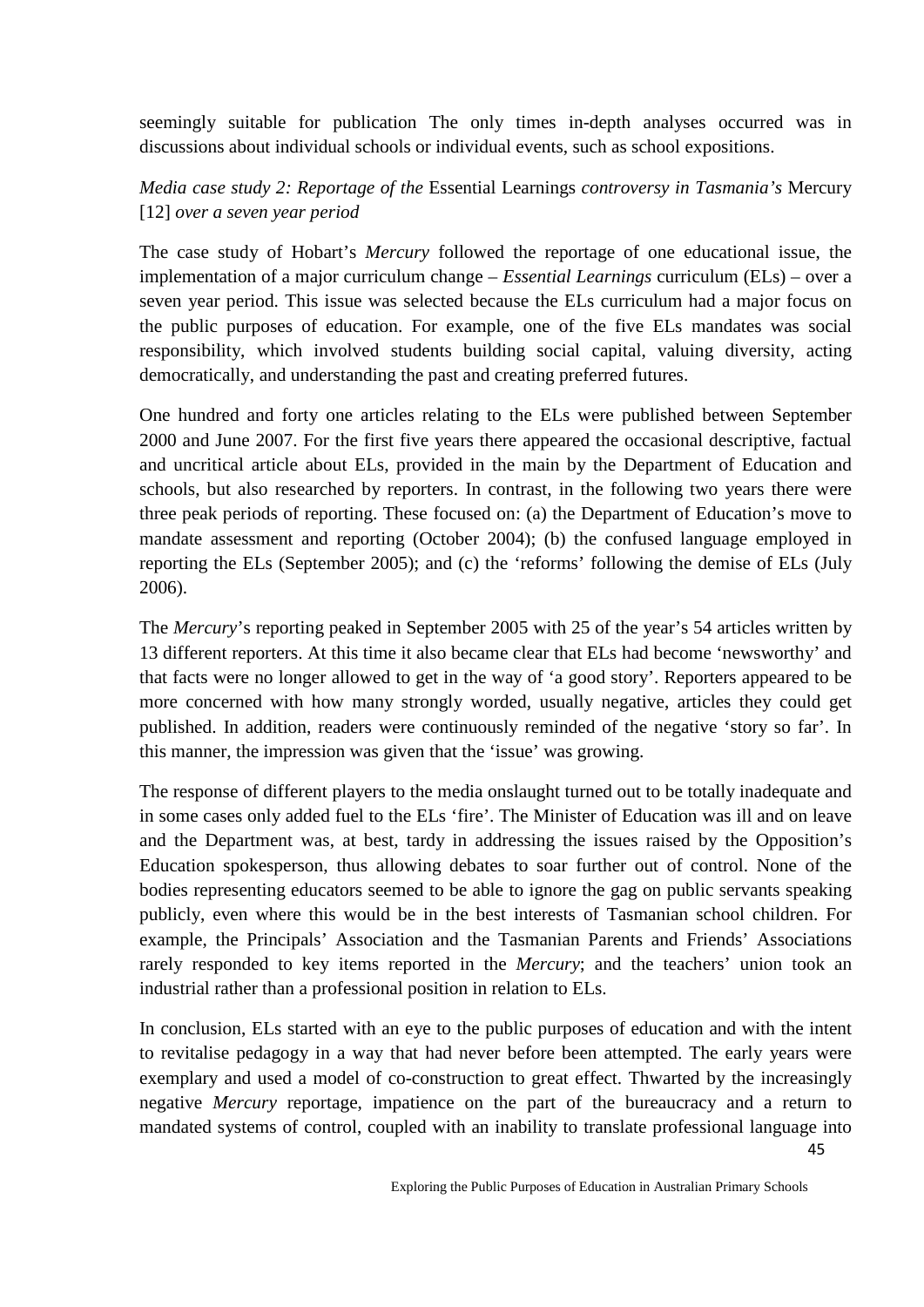seemingly suitable for publication The only times in-depth analyses occurred was in discussions about individual schools or individual events, such as school expositions.

*Media case study 2: Reportage of the* Essential Learnings *controversy in Tasmania's* Mercury [12] *over a seven year period*

The case study of Hobart's *Mercury* followed the reportage of one educational issue, the implementation of a major curriculum change – *Essential Learnings* curriculum (ELs) – over a seven year period. This issue was selected because the ELs curriculum had a major focus on the public purposes of education. For example, one of the five ELs mandates was social responsibility, which involved students building social capital, valuing diversity, acting democratically, and understanding the past and creating preferred futures.

One hundred and forty one articles relating to the ELs were published between September 2000 and June 2007. For the first five years there appeared the occasional descriptive, factual and uncritical article about ELs, provided in the main by the Department of Education and schools, but also researched by reporters. In contrast, in the following two years there were three peak periods of reporting. These focused on: (a) the Department of Education's move to mandate assessment and reporting (October 2004); (b) the confused language employed in reporting the ELs (September 2005); and (c) the 'reforms' following the demise of ELs (July 2006).

The *Mercury*'s reporting peaked in September 2005 with 25 of the year's 54 articles written by 13 different reporters. At this time it also became clear that ELs had become 'newsworthy' and that facts were no longer allowed to get in the way of 'a good story'. Reporters appeared to be more concerned with how many strongly worded, usually negative, articles they could get published. In addition, readers were continuously reminded of the negative 'story so far'. In this manner, the impression was given that the 'issue' was growing.

The response of different players to the media onslaught turned out to be totally inadequate and in some cases only added fuel to the ELs 'fire'. The Minister of Education was ill and on leave and the Department was, at best, tardy in addressing the issues raised by the Opposition's Education spokesperson, thus allowing debates to soar further out of control. None of the bodies representing educators seemed to be able to ignore the gag on public servants speaking publicly, even where this would be in the best interests of Tasmanian school children. For example, the Principals' Association and the Tasmanian Parents and Friends' Associations rarely responded to key items reported in the *Mercury*; and the teachers' union took an industrial rather than a professional position in relation to ELs.

In conclusion, ELs started with an eye to the public purposes of education and with the intent to revitalise pedagogy in a way that had never before been attempted. The early years were exemplary and used a model of co-construction to great effect. Thwarted by the increasingly negative *Mercury* reportage, impatience on the part of the bureaucracy and a return to mandated systems of control, coupled with an inability to translate professional language into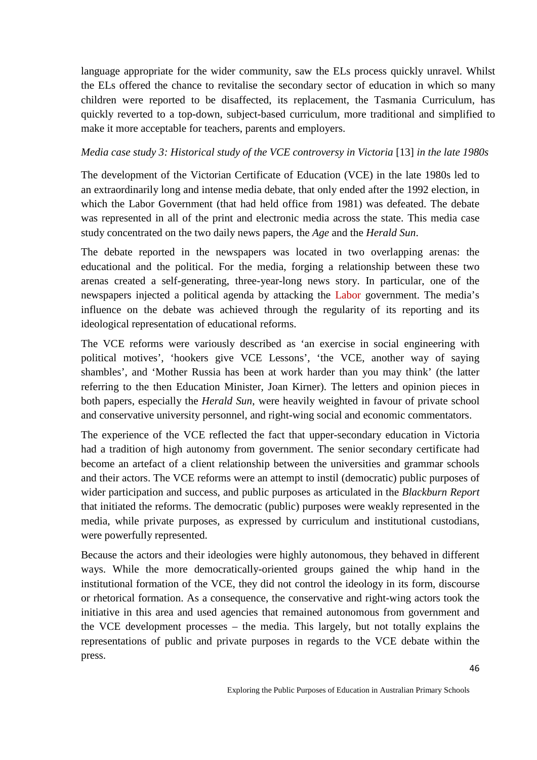language appropriate for the wider community, saw the ELs process quickly unravel. Whilst the ELs offered the chance to revitalise the secondary sector of education in which so many children were reported to be disaffected, its replacement, the Tasmania Curriculum, has quickly reverted to a top-down, subject-based curriculum, more traditional and simplified to make it more acceptable for teachers, parents and employers.

*Media case study 3: Historical study of the VCE controversy in Victoria* [13] *in the late 1980s*

The development of the Victorian Certificate of Education (VCE) in the late 1980s led to an extraordinarily long and intense media debate, that only ended after the 1992 election, in which the Labor Government (that had held office from 1981) was defeated. The debate was represented in all of the print and electronic media across the state. This media case study concentrated on the two daily news papers, the *Age* and the *Herald Sun*.

The debate reported in the newspapers was located in two overlapping arenas: the educational and the political. For the media, forging a relationship between these two arenas created a self-generating, three-year-long news story. In particular, one of the newspapers injected a political agenda by attacking the Labor government. The media's influence on the debate was achieved through the regularity of its reporting and its ideological representation of educational reforms.

The VCE reforms were variously described as 'an exercise in social engineering with political motives', 'hookers give VCE Lessons', 'the VCE, another way of saying shambles', and 'Mother Russia has been at work harder than you may think' (the latter referring to the then Education Minister, Joan Kirner). The letters and opinion pieces in both papers, especially the *Herald Sun*, were heavily weighted in favour of private school and conservative university personnel, and right-wing social and economic commentators.

The experience of the VCE reflected the fact that upper-secondary education in Victoria had a tradition of high autonomy from government. The senior secondary certificate had become an artefact of a client relationship between the universities and grammar schools and their actors. The VCE reforms were an attempt to instil (democratic) public purposes of wider participation and success, and public purposes as articulated in the *Blackburn Report* that initiated the reforms. The democratic (public) purposes were weakly represented in the media, while private purposes, as expressed by curriculum and institutional custodians, were powerfully represented.

Because the actors and their ideologies were highly autonomous, they behaved in different ways. While the more democratically-oriented groups gained the whip hand in the institutional formation of the VCE, they did not control the ideology in its form, discourse or rhetorical formation. As a consequence, the conservative and right-wing actors took the initiative in this area and used agencies that remained autonomous from government and the VCE development processes – the media. This largely, but not totally explains the representations of public and private purposes in regards to the VCE debate within the press.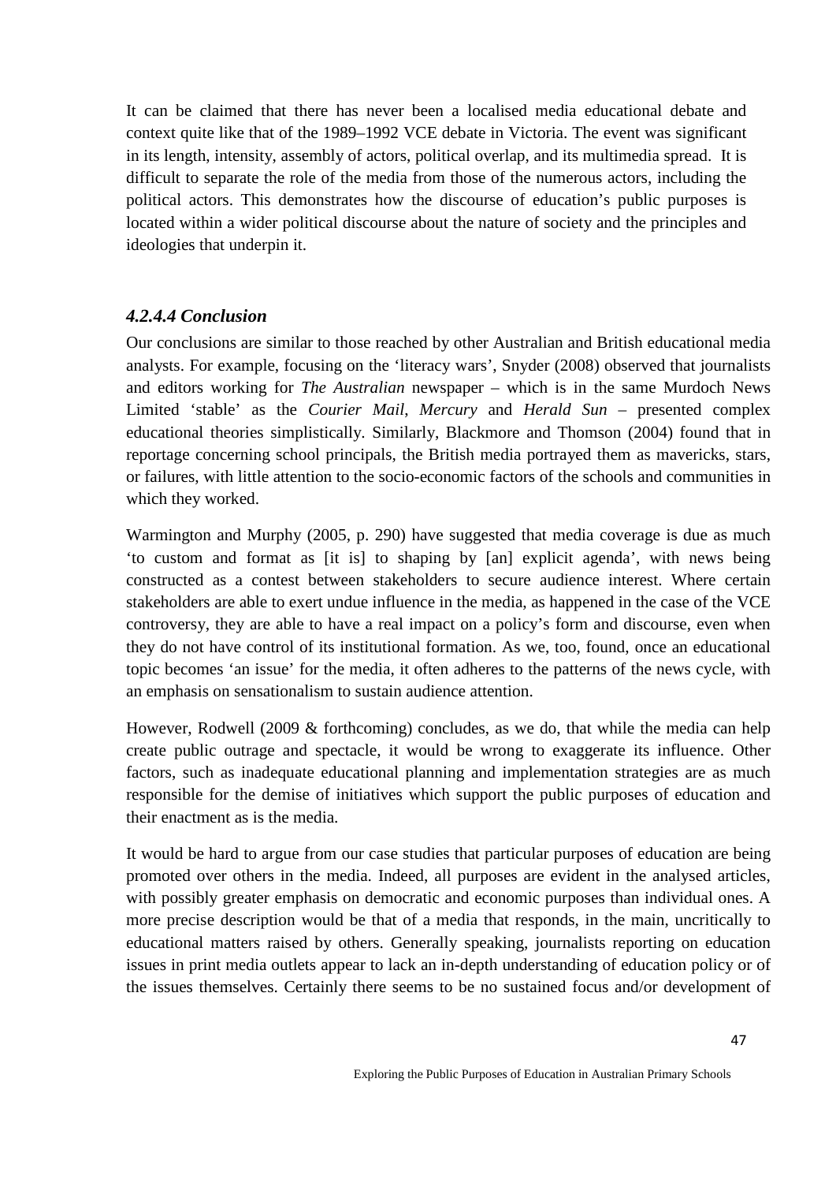It can be claimed that there has never been a localised media educational debate and context quite like that of the 1989–1992 VCE debate in Victoria. The event was significant in its length, intensity, assembly of actors, political overlap, and its multimedia spread. It is difficult to separate the role of the media from those of the numerous actors, including the political actors. This demonstrates how the discourse of education's public purposes is located within a wider political discourse about the nature of society and the principles and ideologies that underpin it.

#### *4.2.4.4 Conclusion*

Our conclusions are similar to those reached by other Australian and British educational media analysts. For example, focusing on the 'literacy wars', Snyder (2008) observed that journalists and editors working for *The Australian* newspaper – which is in the same Murdoch News Limited 'stable' as the *Courier Mail*, *Mercury* and *Herald Sun* – presented complex educational theories simplistically. Similarly, Blackmore and Thomson (2004) found that in reportage concerning school principals, the British media portrayed them as mavericks, stars, or failures, with little attention to the socio-economic factors of the schools and communities in which they worked.

Warmington and Murphy (2005, p. 290) have suggested that media coverage is due as much 'to custom and format as [it is] to shaping by [an] explicit agenda', with news being constructed as a contest between stakeholders to secure audience interest. Where certain stakeholders are able to exert undue influence in the media, as happened in the case of the VCE controversy, they are able to have a real impact on a policy's form and discourse, even when they do not have control of its institutional formation. As we, too, found, once an educational topic becomes 'an issue' for the media, it often adheres to the patterns of the news cycle, with an emphasis on sensationalism to sustain audience attention.

However, Rodwell (2009 & forthcoming) concludes, as we do, that while the media can help create public outrage and spectacle, it would be wrong to exaggerate its influence. Other factors, such as inadequate educational planning and implementation strategies are as much responsible for the demise of initiatives which support the public purposes of education and their enactment as is the media.

It would be hard to argue from our case studies that particular purposes of education are being promoted over others in the media. Indeed, all purposes are evident in the analysed articles, with possibly greater emphasis on democratic and economic purposes than individual ones. A more precise description would be that of a media that responds, in the main, uncritically to educational matters raised by others. Generally speaking, journalists reporting on education issues in print media outlets appear to lack an in-depth understanding of education policy or of the issues themselves. Certainly there seems to be no sustained focus and/or development of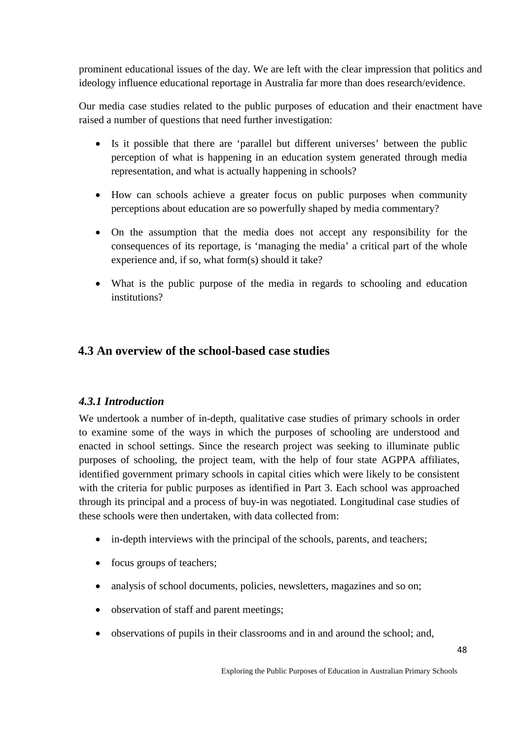prominent educational issues of the day. We are left with the clear impression that politics and ideology influence educational reportage in Australia far more than does research/evidence.

Our media case studies related to the public purposes of education and their enactment have raised a number of questions that need further investigation:

- Is it possible that there are 'parallel but different universes' between the public perception of what is happening in an education system generated through media representation, and what is actually happening in schools?
- How can schools achieve a greater focus on public purposes when community perceptions about education are so powerfully shaped by media commentary?
- On the assumption that the media does not accept any responsibility for the consequences of its reportage, is 'managing the media' a critical part of the whole experience and, if so, what form(s) should it take?
- What is the public purpose of the media in regards to schooling and education institutions?

## 4.3 An overview of the school-based case studies

### *4.3.1 Introduction*

We undertook a number of in-depth, qualitative case studies of primary schools in order to examine some of the ways in which the purposes of schooling are understood and enacted in school settings. Since the research project was seeking to illuminate public purposes of schooling, the project team, with the help of four state AGPPA affiliates, identified government primary schools in capital cities which were likely to be consistent with the criteria for public purposes as identified in Part 3. Each school was approached through its principal and a process of buy-in was negotiated. Longitudinal case studies of these schools were then undertaken, with data collected from:

- in-depth interviews with the principal of the schools, parents, and teachers;
- focus groups of teachers;
- analysis of school documents, policies, newsletters, magazines and so on;
- observation of staff and parent meetings;
- observations of pupils in their classrooms and in and around the school; and,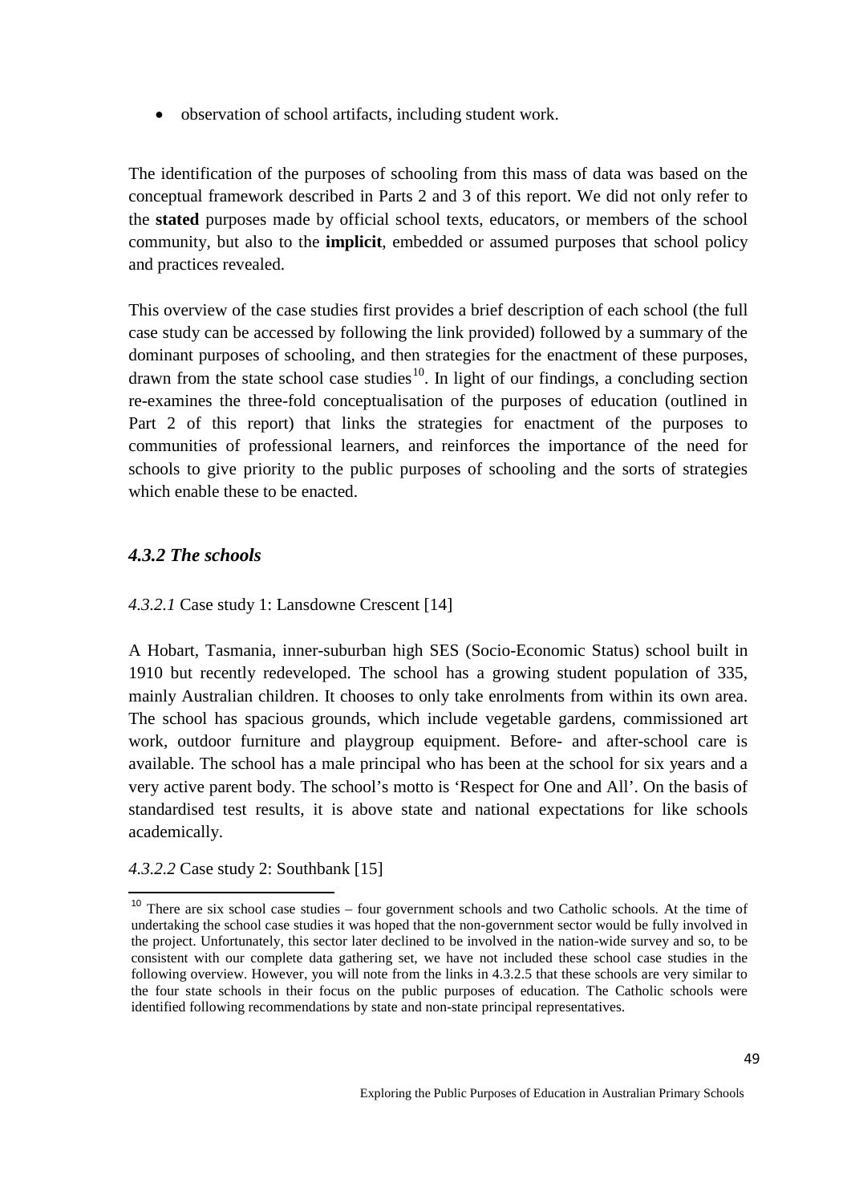- observation of school artifacts, including student work.

The identification of the purposes of schooling from this mass of data was based on the conceptual framework described in Parts 2 and 3 of this report. We did not only refer to the **stated** purposes made by official school texts, educators, or members of the school community, but also to the **implicit**, embedded or assumed purposes that school policy and practices revealed.

This overview of the case studies first provides a brief description of each school (the full case study can be accessed by following the link provided) followed by a summary of the dominant purposes of schooling, and then strategies for the enactment of these purposes, drawn from the state school case studies[10]. In light of our findings, a concluding section re-examines the three-fold conceptualisation of the purposes of education (outlined in Part 2 of this report) that links the strategies for enactment of the purposes to communities of professional learners, and reinforces the importance of the need for schools to give priority to the public purposes of schooling and the sorts of strategies which enable these to be enacted.

### *4.3.2 The schools*

*4.3.2.1* Case study 1: Lansdowne Crescent [14]

A Hobart, Tasmania, inner-suburban high SES (Socio-Economic Status) school built in 1910 but recently redeveloped. The school has a growing student population of 335, mainly Australian children. It chooses to only take enrolments from within its own area. The school has spacious grounds, which include vegetable gardens, commissioned art work, outdoor furniture and playgroup equipment. Before- and after-school care is available. The school has a male principal who has been at the school for six years and a very active parent body. The school's motto is 'Respect for One and All'. On the basis of standardised test results, it is above state and national expectations for like schools academically.

*4.3.2.2* Case study 2: Southbank [15]

[10] There are six school case studies – four government schools and two Catholic schools. At the time of undertaking the school case studies it was hoped that the non-government sector would be fully involved in the project. Unfortunately, this sector later declined to be involved in the nation-wide survey and so, to be consistent with our complete data gathering set, we have not included these school case studies in the following overview. However, you will note from the links in 4.3.2.5 that these schools are very similar to the four state schools in their focus on the public purposes of education. The Catholic schools were identified following recommendations by state and non-state principal representatives.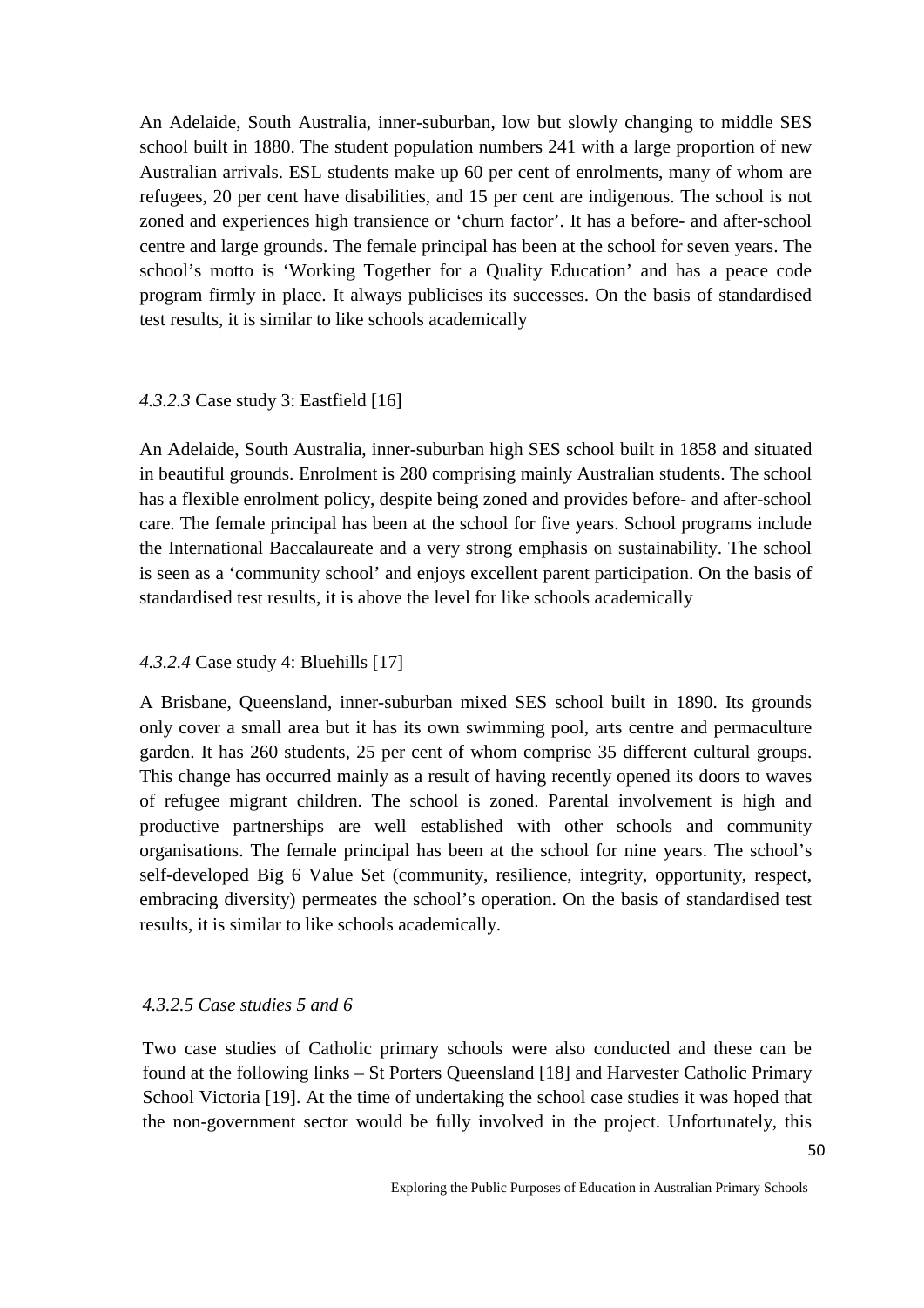An Adelaide, South Australia, inner-suburban, low but slowly changing to middle SES school built in 1880. The student population numbers 241 with a large proportion of new Australian arrivals. ESL students make up 60 per cent of enrolments, many of whom are refugees, 20 per cent have disabilities, and 15 per cent are indigenous. The school is not zoned and experiences high transience or 'churn factor'. It has a before- and after-school centre and large grounds. The female principal has been at the school for seven years. The school's motto is 'Working Together for a Quality Education' and has a peace code program firmly in place. It always publicises its successes. On the basis of standardised test results, it is similar to like schools academically

#### *4.3.2.3* Case study 3: Eastfield [16]

An Adelaide, South Australia, inner-suburban high SES school built in 1858 and situated in beautiful grounds. Enrolment is 280 comprising mainly Australian students. The school has a flexible enrolment policy, despite being zoned and provides before- and after-school care. The female principal has been at the school for five years. School programs include the International Baccalaureate and a very strong emphasis on sustainability. The school is seen as a 'community school' and enjoys excellent parent participation. On the basis of standardised test results, it is above the level for like schools academically

#### *4.3.2.4* Case study 4: Bluehills [17]

A Brisbane, Queensland, inner-suburban mixed SES school built in 1890. Its grounds only cover a small area but it has its own swimming pool, arts centre and permaculture garden. It has 260 students, 25 per cent of whom comprise 35 different cultural groups. This change has occurred mainly as a result of having recently opened its doors to waves of refugee migrant children. The school is zoned. Parental involvement is high and productive partnerships are well established with other schools and community organisations. The female principal has been at the school for nine years. The school's self-developed Big 6 Value Set (community, resilience, integrity, opportunity, respect, embracing diversity) permeates the school's operation. On the basis of standardised test results, it is similar to like schools academically.

#### *4.3.2.5 Case studies 5 and 6*

Two case studies of Catholic primary schools were also conducted and these can be found at the following links – St Porters Queensland [18] and Harvester Catholic Primary School Victoria [19]. At the time of undertaking the school case studies it was hoped that the non-government sector would be fully involved in the project. Unfortunately, this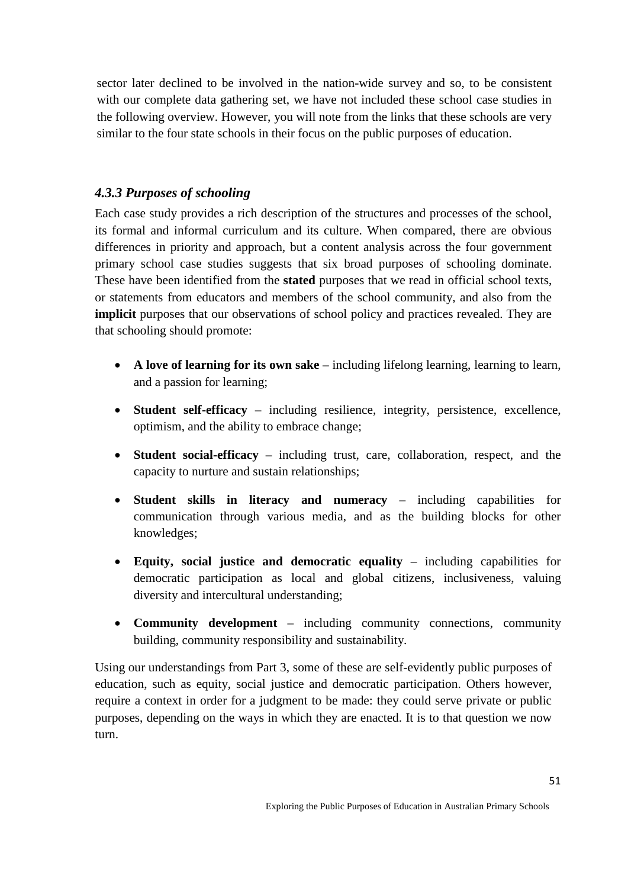sector later declined to be involved in the nation-wide survey and so, to be consistent with our complete data gathering set, we have not included these school case studies in the following overview. However, you will note from the links that these schools are very similar to the four state schools in their focus on the public purposes of education.

### *4.3.3 Purposes of schooling*

Each case study provides a rich description of the structures and processes of the school, its formal and informal curriculum and its culture. When compared, there are obvious differences in priority and approach, but a content analysis across the four government primary school case studies suggests that six broad purposes of schooling dominate. These have been identified from the **stated** purposes that we read in official school texts, or statements from educators and members of the school community, and also from the **implicit** purposes that our observations of school policy and practices revealed. They are that schooling should promote:

- **A love of learning for its own sake** – including lifelong learning, learning to learn, and a passion for learning;
- **Student self-efficacy** – including resilience, integrity, persistence, excellence, optimism, and the ability to embrace change;
- **Student social-efficacy** – including trust, care, collaboration, respect, and the capacity to nurture and sustain relationships;
- **Student skills in literacy and numeracy** – including capabilities for communication through various media, and as the building blocks for other knowledges;
- **Equity, social justice and democratic equality** – including capabilities for democratic participation as local and global citizens, inclusiveness, valuing diversity and intercultural understanding;
- **Community development** – including community connections, community building, community responsibility and sustainability.

Using our understandings from Part 3, some of these are self-evidently public purposes of education, such as equity, social justice and democratic participation. Others however, require a context in order for a judgment to be made: they could serve private or public purposes, depending on the ways in which they are enacted. It is to that question we now turn.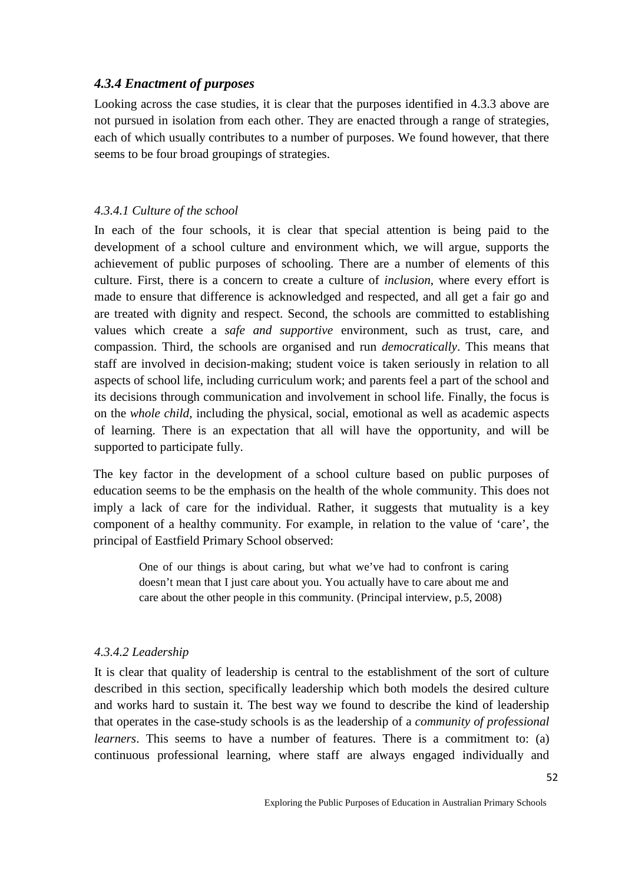### *4.3.4 Enactment of purposes*

Looking across the case studies, it is clear that the purposes identified in 4.3.3 above are not pursued in isolation from each other. They are enacted through a range of strategies, each of which usually contributes to a number of purposes. We found however, that there seems to be four broad groupings of strategies.

#### *4.3.4.1 Culture of the school*

In each of the four schools, it is clear that special attention is being paid to the development of a school culture and environment which, we will argue, supports the achievement of public purposes of schooling. There are a number of elements of this culture. First, there is a concern to create a culture of *inclusion*, where every effort is made to ensure that difference is acknowledged and respected, and all get a fair go and are treated with dignity and respect. Second, the schools are committed to establishing values which create a *safe and supportive* environment, such as trust, care, and compassion. Third, the schools are organised and run *democratically*. This means that staff are involved in decision-making; student voice is taken seriously in relation to all aspects of school life, including curriculum work; and parents feel a part of the school and its decisions through communication and involvement in school life. Finally, the focus is on the *whole child*, including the physical, social, emotional as well as academic aspects of learning. There is an expectation that all will have the opportunity, and will be supported to participate fully.

The key factor in the development of a school culture based on public purposes of education seems to be the emphasis on the health of the whole community. This does not imply a lack of care for the individual. Rather, it suggests that mutuality is a key component of a healthy community. For example, in relation to the value of 'care', the principal of Eastfield Primary School observed:

> One of our things is about caring, but what we've had to confront is caring doesn't mean that I just care about you. You actually have to care about me and care about the other people in this community. (Principal interview, p.5, 2008)

#### *4.3.4.2 Leadership*

It is clear that quality of leadership is central to the establishment of the sort of culture described in this section, specifically leadership which both models the desired culture and works hard to sustain it. The best way we found to describe the kind of leadership that operates in the case-study schools is as the leadership of a *community of professional learners*. This seems to have a number of features. There is a commitment to: (a) continuous professional learning, where staff are always engaged individually and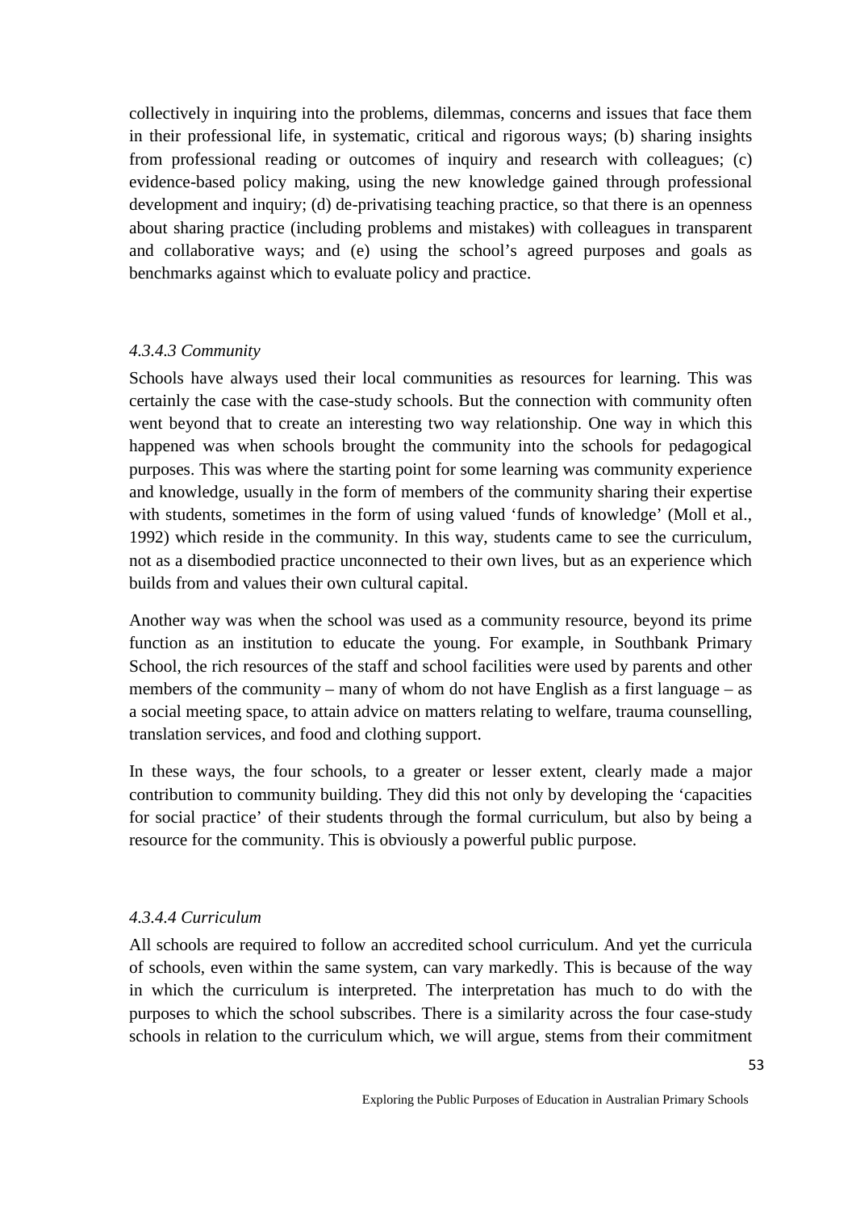collectively in inquiring into the problems, dilemmas, concerns and issues that face them in their professional life, in systematic, critical and rigorous ways; (b) sharing insights from professional reading or outcomes of inquiry and research with colleagues; (c) evidence-based policy making, using the new knowledge gained through professional development and inquiry; (d) de-privatising teaching practice, so that there is an openness about sharing practice (including problems and mistakes) with colleagues in transparent and collaborative ways; and (e) using the school's agreed purposes and goals as benchmarks against which to evaluate policy and practice.

#### *4.3.4.3 Community*

Schools have always used their local communities as resources for learning. This was certainly the case with the case-study schools. But the connection with community often went beyond that to create an interesting two way relationship. One way in which this happened was when schools brought the community into the schools for pedagogical purposes. This was where the starting point for some learning was community experience and knowledge, usually in the form of members of the community sharing their expertise with students, sometimes in the form of using valued 'funds of knowledge' (Moll et al., 1992) which reside in the community. In this way, students came to see the curriculum, not as a disembodied practice unconnected to their own lives, but as an experience which builds from and values their own cultural capital.

Another way was when the school was used as a community resource, beyond its prime function as an institution to educate the young. For example, in Southbank Primary School, the rich resources of the staff and school facilities were used by parents and other members of the community – many of whom do not have English as a first language – as a social meeting space, to attain advice on matters relating to welfare, trauma counselling, translation services, and food and clothing support.

In these ways, the four schools, to a greater or lesser extent, clearly made a major contribution to community building. They did this not only by developing the 'capacities for social practice' of their students through the formal curriculum, but also by being a resource for the community. This is obviously a powerful public purpose.

#### *4.3.4.4 Curriculum*

All schools are required to follow an accredited school curriculum. And yet the curricula of schools, even within the same system, can vary markedly. This is because of the way in which the curriculum is interpreted. The interpretation has much to do with the purposes to which the school subscribes. There is a similarity across the four case-study schools in relation to the curriculum which, we will argue, stems from their commitment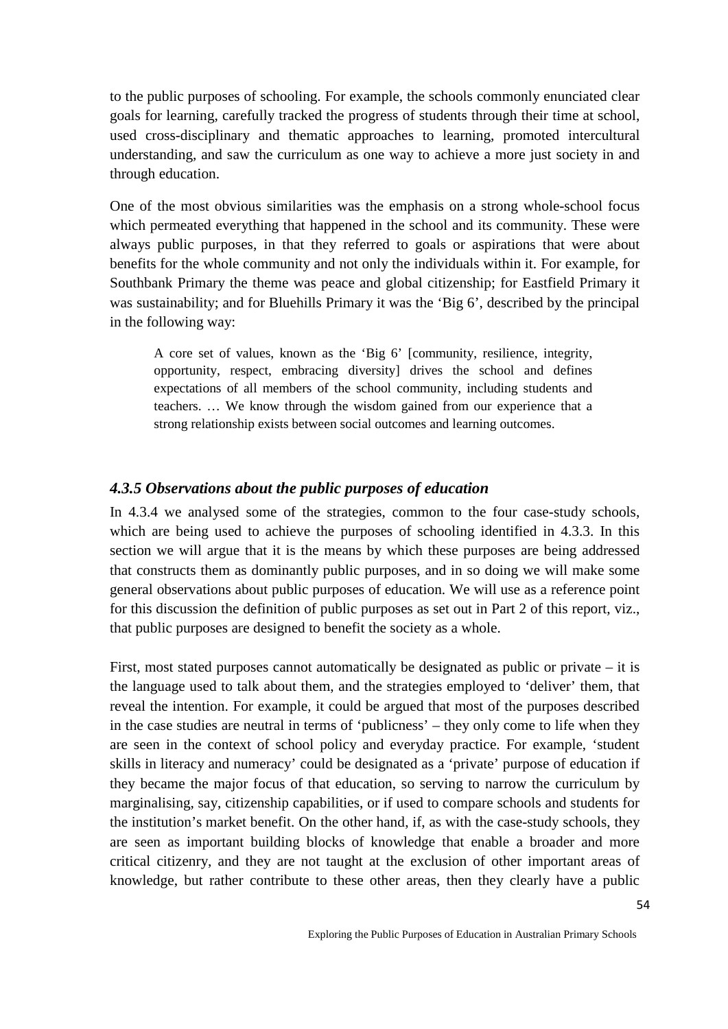to the public purposes of schooling. For example, the schools commonly enunciated clear goals for learning, carefully tracked the progress of students through their time at school, used cross-disciplinary and thematic approaches to learning, promoted intercultural understanding, and saw the curriculum as one way to achieve a more just society in and through education.

One of the most obvious similarities was the emphasis on a strong whole-school focus which permeated everything that happened in the school and its community. These were always public purposes, in that they referred to goals or aspirations that were about benefits for the whole community and not only the individuals within it. For example, for Southbank Primary the theme was peace and global citizenship; for Eastfield Primary it was sustainability; and for Bluehills Primary it was the 'Big 6', described by the principal in the following way:

> A core set of values, known as the 'Big 6' [community, resilience, integrity, opportunity, respect, embracing diversity] drives the school and defines expectations of all members of the school community, including students and teachers. … We know through the wisdom gained from our experience that a strong relationship exists between social outcomes and learning outcomes.

### *4.3.5 Observations about the public purposes of education*

In 4.3.4 we analysed some of the strategies, common to the four case-study schools, which are being used to achieve the purposes of schooling identified in 4.3.3. In this section we will argue that it is the means by which these purposes are being addressed that constructs them as dominantly public purposes, and in so doing we will make some general observations about public purposes of education. We will use as a reference point for this discussion the definition of public purposes as set out in Part 2 of this report, viz., that public purposes are designed to benefit the society as a whole.

First, most stated purposes cannot automatically be designated as public or private – it is the language used to talk about them, and the strategies employed to 'deliver' them, that reveal the intention. For example, it could be argued that most of the purposes described in the case studies are neutral in terms of 'publicness' – they only come to life when they are seen in the context of school policy and everyday practice. For example, 'student skills in literacy and numeracy' could be designated as a 'private' purpose of education if they became the major focus of that education, so serving to narrow the curriculum by marginalising, say, citizenship capabilities, or if used to compare schools and students for the institution's market benefit. On the other hand, if, as with the case-study schools, they are seen as important building blocks of knowledge that enable a broader and more critical citizenry, and they are not taught at the exclusion of other important areas of knowledge, but rather contribute to these other areas, then they clearly have a public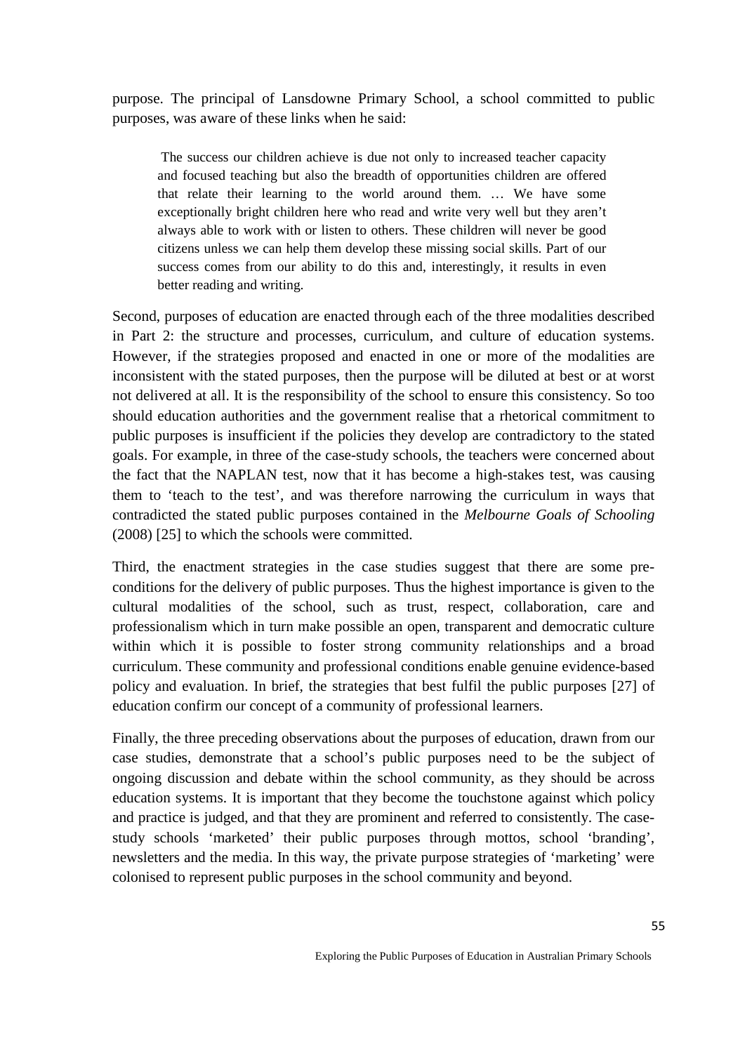purpose. The principal of Lansdowne Primary School, a school committed to public purposes, was aware of these links when he said:

> The success our children achieve is due not only to increased teacher capacity and focused teaching but also the breadth of opportunities children are offered that relate their learning to the world around them. … We have some exceptionally bright children here who read and write very well but they aren't always able to work with or listen to others. These children will never be good citizens unless we can help them develop these missing social skills. Part of our success comes from our ability to do this and, interestingly, it results in even better reading and writing.

Second, purposes of education are enacted through each of the three modalities described in Part 2: the structure and processes, curriculum, and culture of education systems. However, if the strategies proposed and enacted in one or more of the modalities are inconsistent with the stated purposes, then the purpose will be diluted at best or at worst not delivered at all. It is the responsibility of the school to ensure this consistency. So too should education authorities and the government realise that a rhetorical commitment to public purposes is insufficient if the policies they develop are contradictory to the stated goals. For example, in three of the case-study schools, the teachers were concerned about the fact that the NAPLAN test, now that it has become a high-stakes test, was causing them to 'teach to the test', and was therefore narrowing the curriculum in ways that contradicted the stated public purposes contained in the *Melbourne Goals of Schooling* (2008) [25] to which the schools were committed.

Third, the enactment strategies in the case studies suggest that there are some pre-conditions for the delivery of public purposes. Thus the highest importance is given to the cultural modalities of the school, such as trust, respect, collaboration, care and professionalism which in turn make possible an open, transparent and democratic culture within which it is possible to foster strong community relationships and a broad curriculum. These community and professional conditions enable genuine evidence-based policy and evaluation. In brief, the strategies that best fulfil the public purposes [27] of education confirm our concept of a community of professional learners.

Finally, the three preceding observations about the purposes of education, drawn from our case studies, demonstrate that a school's public purposes need to be the subject of ongoing discussion and debate within the school community, as they should be across education systems. It is important that they become the touchstone against which policy and practice is judged, and that they are prominent and referred to consistently. The case-study schools 'marketed' their public purposes through mottos, school 'branding', newsletters and the media. In this way, the private purpose strategies of 'marketing' were colonised to represent public purposes in the school community and beyond.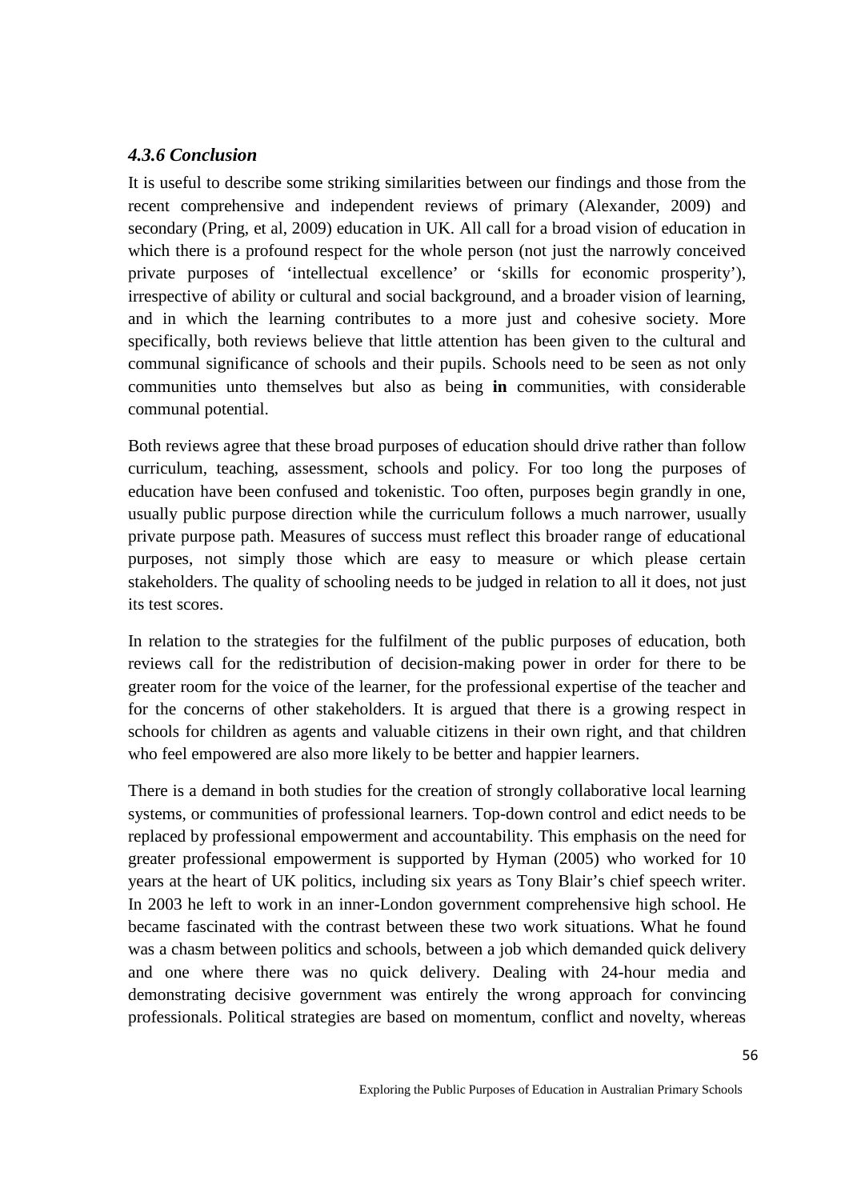### *4.3.6 Conclusion*

It is useful to describe some striking similarities between our findings and those from the recent comprehensive and independent reviews of primary (Alexander, 2009) and secondary (Pring, et al, 2009) education in UK. All call for a broad vision of education in which there is a profound respect for the whole person (not just the narrowly conceived private purposes of 'intellectual excellence' or 'skills for economic prosperity'), irrespective of ability or cultural and social background, and a broader vision of learning, and in which the learning contributes to a more just and cohesive society. More specifically, both reviews believe that little attention has been given to the cultural and communal significance of schools and their pupils. Schools need to be seen as not only communities unto themselves but also as being **in** communities, with considerable communal potential.

Both reviews agree that these broad purposes of education should drive rather than follow curriculum, teaching, assessment, schools and policy. For too long the purposes of education have been confused and tokenistic. Too often, purposes begin grandly in one, usually public purpose direction while the curriculum follows a much narrower, usually private purpose path. Measures of success must reflect this broader range of educational purposes, not simply those which are easy to measure or which please certain stakeholders. The quality of schooling needs to be judged in relation to all it does, not just its test scores.

In relation to the strategies for the fulfilment of the public purposes of education, both reviews call for the redistribution of decision-making power in order for there to be greater room for the voice of the learner, for the professional expertise of the teacher and for the concerns of other stakeholders. It is argued that there is a growing respect in schools for children as agents and valuable citizens in their own right, and that children who feel empowered are also more likely to be better and happier learners.

There is a demand in both studies for the creation of strongly collaborative local learning systems, or communities of professional learners. Top-down control and edict needs to be replaced by professional empowerment and accountability. This emphasis on the need for greater professional empowerment is supported by Hyman (2005) who worked for 10 years at the heart of UK politics, including six years as Tony Blair's chief speech writer. In 2003 he left to work in an inner-London government comprehensive high school. He became fascinated with the contrast between these two work situations. What he found was a chasm between politics and schools, between a job which demanded quick delivery and one where there was no quick delivery. Dealing with 24-hour media and demonstrating decisive government was entirely the wrong approach for convincing professionals. Political strategies are based on momentum, conflict and novelty, whereas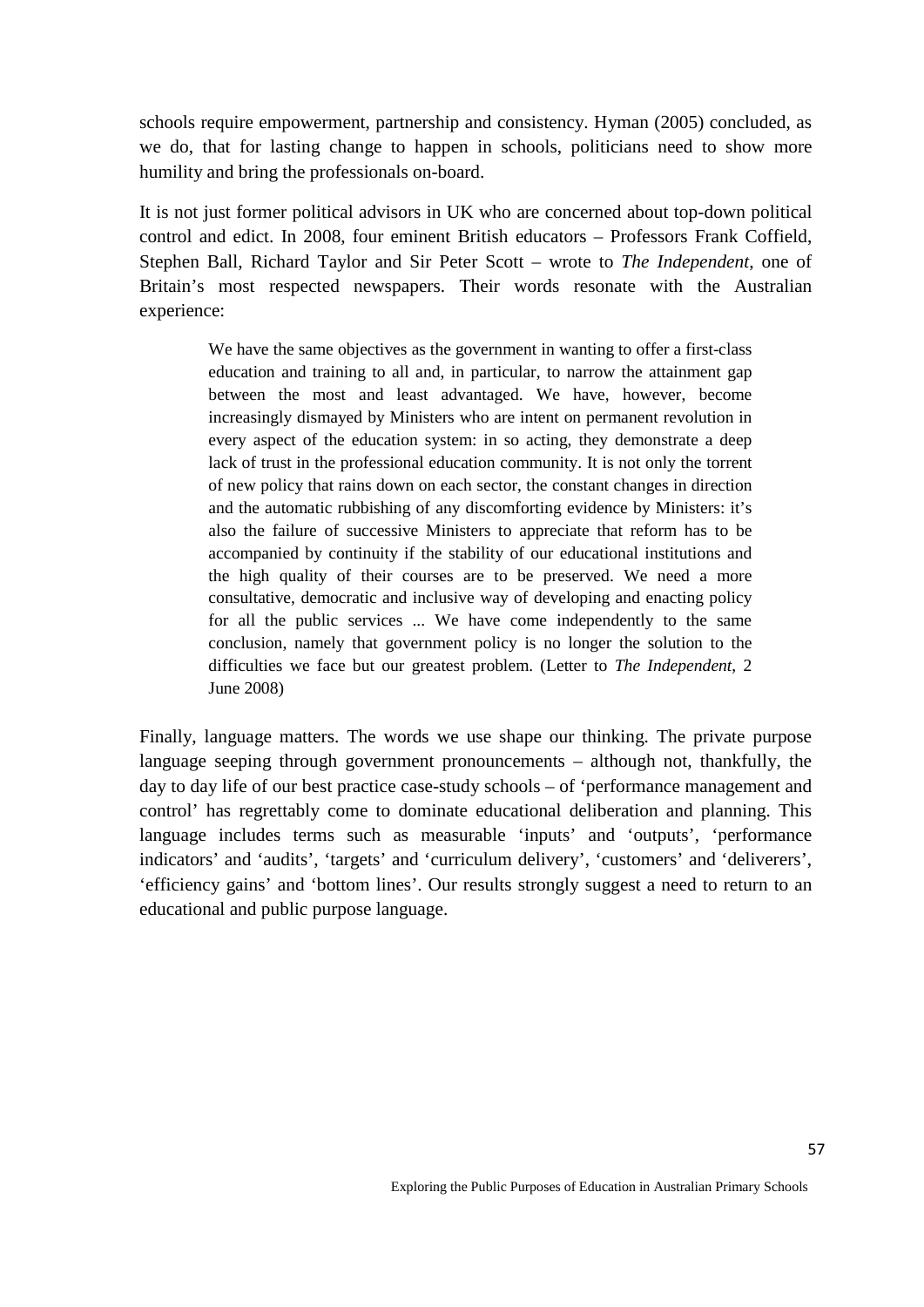schools require empowerment, partnership and consistency. Hyman (2005) concluded, as we do, that for lasting change to happen in schools, politicians need to show more humility and bring the professionals on-board.

It is not just former political advisors in UK who are concerned about top-down political control and edict. In 2008, four eminent British educators – Professors Frank Coffield, Stephen Ball, Richard Taylor and Sir Peter Scott – wrote to *The Independent*, one of Britain's most respected newspapers. Their words resonate with the Australian experience:

> We have the same objectives as the government in wanting to offer a first-class education and training to all and, in particular, to narrow the attainment gap between the most and least advantaged. We have, however, become increasingly dismayed by Ministers who are intent on permanent revolution in every aspect of the education system: in so acting, they demonstrate a deep lack of trust in the professional education community. It is not only the torrent of new policy that rains down on each sector, the constant changes in direction and the automatic rubbishing of any discomforting evidence by Ministers: it's also the failure of successive Ministers to appreciate that reform has to be accompanied by continuity if the stability of our educational institutions and the high quality of their courses are to be preserved. We need a more consultative, democratic and inclusive way of developing and enacting policy for all the public services ... We have come independently to the same conclusion, namely that government policy is no longer the solution to the difficulties we face but our greatest problem. (Letter to *The Independent*, 2 June 2008)

Finally, language matters. The words we use shape our thinking. The private purpose language seeping through government pronouncements – although not, thankfully, the day to day life of our best practice case-study schools – of 'performance management and control' has regrettably come to dominate educational deliberation and planning. This language includes terms such as measurable 'inputs' and 'outputs', 'performance indicators' and 'audits', 'targets' and 'curriculum delivery', 'customers' and 'deliverers', 'efficiency gains' and 'bottom lines'. Our results strongly suggest a need to return to an educational and public purpose language.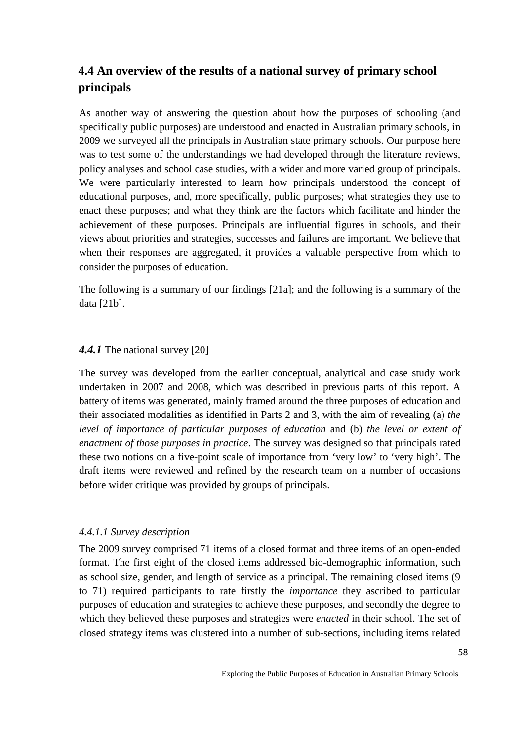## 4.4 An overview of the results of a national survey of primary school principals

As another way of answering the question about how the purposes of schooling (and specifically public purposes) are understood and enacted in Australian primary schools, in 2009 we surveyed all the principals in Australian state primary schools. Our purpose here was to test some of the understandings we had developed through the literature reviews, policy analyses and school case studies, with a wider and more varied group of principals. We were particularly interested to learn how principals understood the concept of educational purposes, and, more specifically, public purposes; what strategies they use to enact these purposes; and what they think are the factors which facilitate and hinder the achievement of these purposes. Principals are influential figures in schools, and their views about priorities and strategies, successes and failures are important. We believe that when their responses are aggregated, it provides a valuable perspective from which to consider the purposes of education.

The following is a summary of our findings [21a]; and the following is a summary of the data [21b].

### ***4.4.1*** The national survey [20]

The survey was developed from the earlier conceptual, analytical and case study work undertaken in 2007 and 2008, which was described in previous parts of this report. A battery of items was generated, mainly framed around the three purposes of education and their associated modalities as identified in Parts 2 and 3, with the aim of revealing (a) *the level of importance of particular purposes of education* and (b) *the level or extent of enactment of those purposes in practice*. The survey was designed so that principals rated these two notions on a five-point scale of importance from 'very low' to 'very high'. The draft items were reviewed and refined by the research team on a number of occasions before wider critique was provided by groups of principals.

#### *4.4.1.1 Survey description*

The 2009 survey comprised 71 items of a closed format and three items of an open-ended format. The first eight of the closed items addressed bio-demographic information, such as school size, gender, and length of service as a principal. The remaining closed items (9 to 71) required participants to rate firstly the *importance* they ascribed to particular purposes of education and strategies to achieve these purposes, and secondly the degree to which they believed these purposes and strategies were *enacted* in their school. The set of closed strategy items was clustered into a number of sub-sections, including items related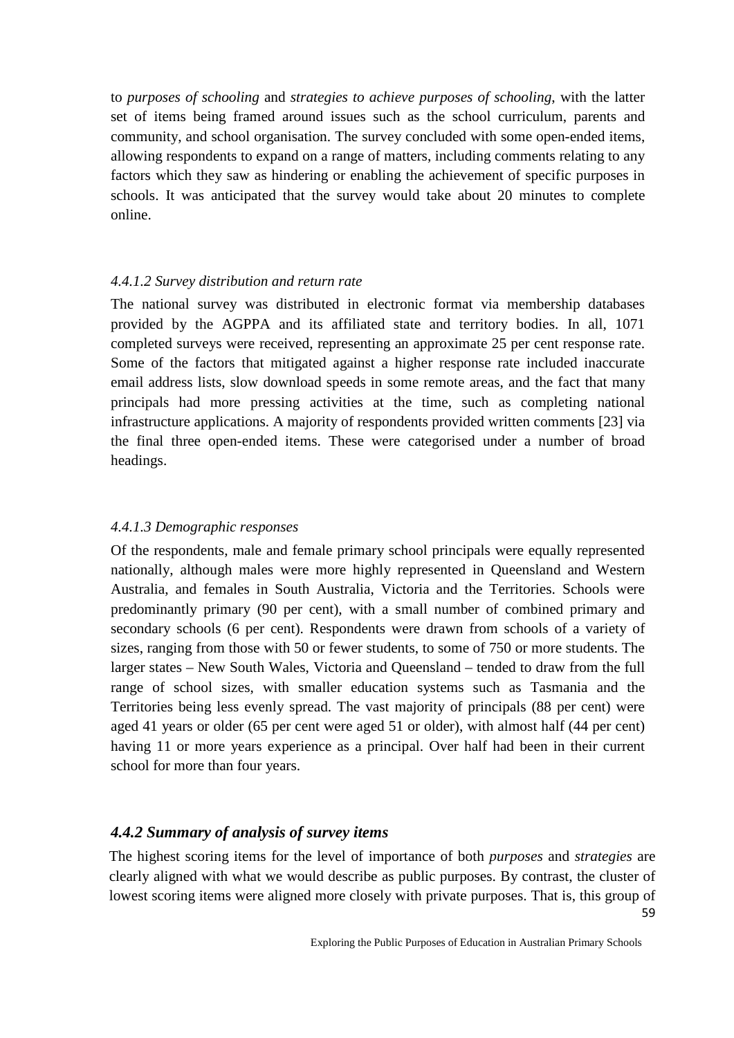to *purposes of schooling* and *strategies to achieve purposes of schooling*, with the latter set of items being framed around issues such as the school curriculum, parents and community, and school organisation. The survey concluded with some open-ended items, allowing respondents to expand on a range of matters, including comments relating to any factors which they saw as hindering or enabling the achievement of specific purposes in schools. It was anticipated that the survey would take about 20 minutes to complete online.

#### *4.4.1.2 Survey distribution and return rate*

The national survey was distributed in electronic format via membership databases provided by the AGPPA and its affiliated state and territory bodies. In all, 1071 completed surveys were received, representing an approximate 25 per cent response rate. Some of the factors that mitigated against a higher response rate included inaccurate email address lists, slow download speeds in some remote areas, and the fact that many principals had more pressing activities at the time, such as completing national infrastructure applications. A majority of respondents provided written comments [23] via the final three open-ended items. These were categorised under a number of broad headings.

#### *4.4.1.3 Demographic responses*

Of the respondents, male and female primary school principals were equally represented nationally, although males were more highly represented in Queensland and Western Australia, and females in South Australia, Victoria and the Territories. Schools were predominantly primary (90 per cent), with a small number of combined primary and secondary schools (6 per cent). Respondents were drawn from schools of a variety of sizes, ranging from those with 50 or fewer students, to some of 750 or more students. The larger states – New South Wales, Victoria and Queensland – tended to draw from the full range of school sizes, with smaller education systems such as Tasmania and the Territories being less evenly spread. The vast majority of principals (88 per cent) were aged 41 years or older (65 per cent were aged 51 or older), with almost half (44 per cent) having 11 or more years experience as a principal. Over half had been in their current school for more than four years.

### *4.4.2 Summary of analysis of survey items*

The highest scoring items for the level of importance of both *purposes* and *strategies* are clearly aligned with what we would describe as public purposes. By contrast, the cluster of lowest scoring items were aligned more closely with private purposes. That is, this group of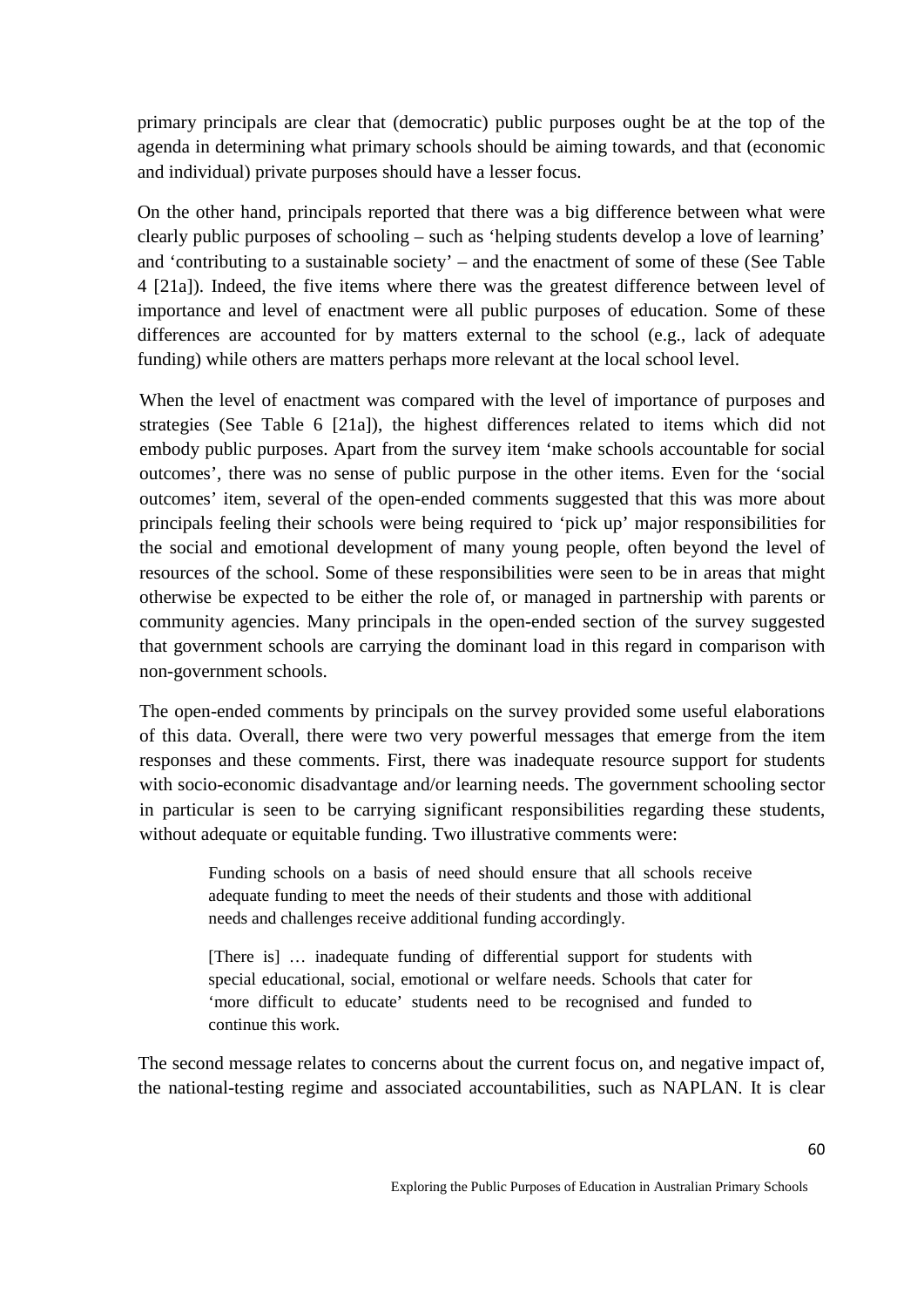primary principals are clear that (democratic) public purposes ought be at the top of the agenda in determining what primary schools should be aiming towards, and that (economic and individual) private purposes should have a lesser focus.

On the other hand, principals reported that there was a big difference between what were clearly public purposes of schooling – such as 'helping students develop a love of learning' and 'contributing to a sustainable society' – and the enactment of some of these (See Table 4 [21a]). Indeed, the five items where there was the greatest difference between level of importance and level of enactment were all public purposes of education. Some of these differences are accounted for by matters external to the school (e.g., lack of adequate funding) while others are matters perhaps more relevant at the local school level.

When the level of enactment was compared with the level of importance of purposes and strategies (See Table 6 [21a]), the highest differences related to items which did not embody public purposes. Apart from the survey item 'make schools accountable for social outcomes', there was no sense of public purpose in the other items. Even for the 'social outcomes' item, several of the open-ended comments suggested that this was more about principals feeling their schools were being required to 'pick up' major responsibilities for the social and emotional development of many young people, often beyond the level of resources of the school. Some of these responsibilities were seen to be in areas that might otherwise be expected to be either the role of, or managed in partnership with parents or community agencies. Many principals in the open-ended section of the survey suggested that government schools are carrying the dominant load in this regard in comparison with non-government schools.

The open-ended comments by principals on the survey provided some useful elaborations of this data. Overall, there were two very powerful messages that emerge from the item responses and these comments. First, there was inadequate resource support for students with socio-economic disadvantage and/or learning needs. The government schooling sector in particular is seen to be carrying significant responsibilities regarding these students, without adequate or equitable funding. Two illustrative comments were:

> Funding schools on a basis of need should ensure that all schools receive adequate funding to meet the needs of their students and those with additional needs and challenges receive additional funding accordingly.

> [There is] … inadequate funding of differential support for students with special educational, social, emotional or welfare needs. Schools that cater for 'more difficult to educate' students need to be recognised and funded to continue this work.

The second message relates to concerns about the current focus on, and negative impact of, the national-testing regime and associated accountabilities, such as NAPLAN. It is clear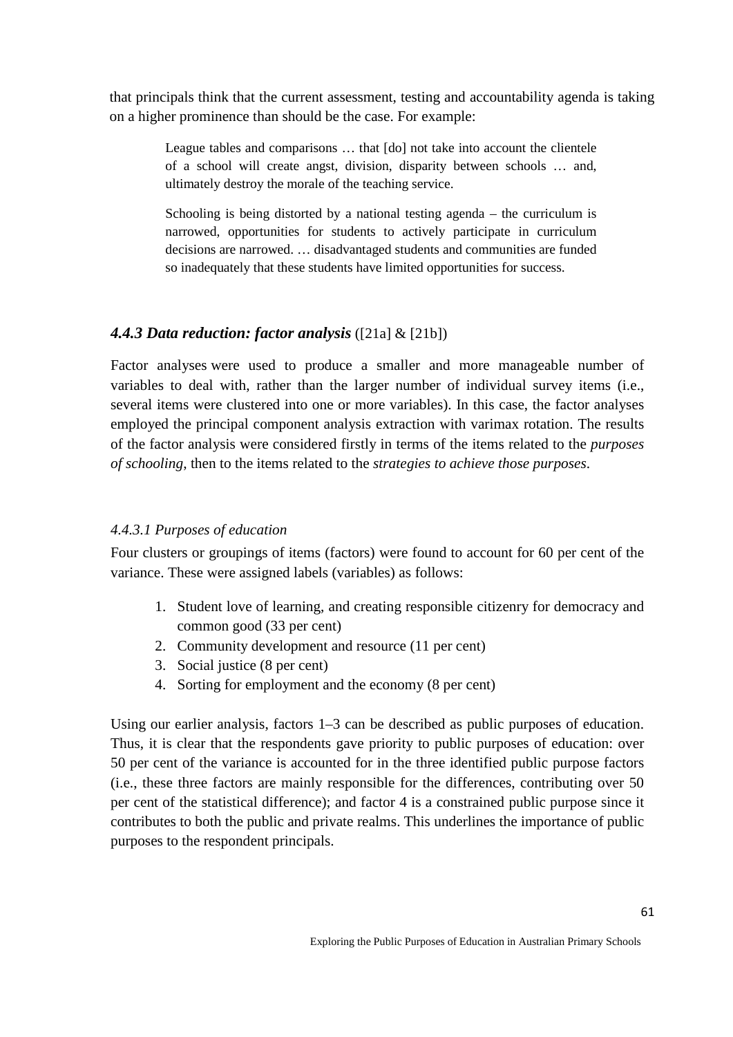that principals think that the current assessment, testing and accountability agenda is taking on a higher prominence than should be the case. For example:

> League tables and comparisons … that [do] not take into account the clientele of a school will create angst, division, disparity between schools … and, ultimately destroy the morale of the teaching service.
>
> Schooling is being distorted by a national testing agenda – the curriculum is narrowed, opportunities for students to actively participate in curriculum decisions are narrowed. … disadvantaged students and communities are funded so inadequately that these students have limited opportunities for success.

### ***4.4.3 Data reduction: factor analysis*** ([21a] & [21b])

Factor analyses were used to produce a smaller and more manageable number of variables to deal with, rather than the larger number of individual survey items (i.e., several items were clustered into one or more variables). In this case, the factor analyses employed the principal component analysis extraction with varimax rotation. The results of the factor analysis were considered firstly in terms of the items related to the *purposes of schooling*, then to the items related to the *strategies to achieve those purposes*.

#### *4.4.3.1 Purposes of education*

Four clusters or groupings of items (factors) were found to account for 60 per cent of the variance. These were assigned labels (variables) as follows:

1. Student love of learning, and creating responsible citizenry for democracy and common good (33 per cent)
2. Community development and resource (11 per cent)
3. Social justice (8 per cent)
4. Sorting for employment and the economy (8 per cent)

Using our earlier analysis, factors 1–3 can be described as public purposes of education. Thus, it is clear that the respondents gave priority to public purposes of education: over 50 per cent of the variance is accounted for in the three identified public purpose factors (i.e., these three factors are mainly responsible for the differences, contributing over 50 per cent of the statistical difference); and factor 4 is a constrained public purpose since it contributes to both the public and private realms. This underlines the importance of public purposes to the respondent principals.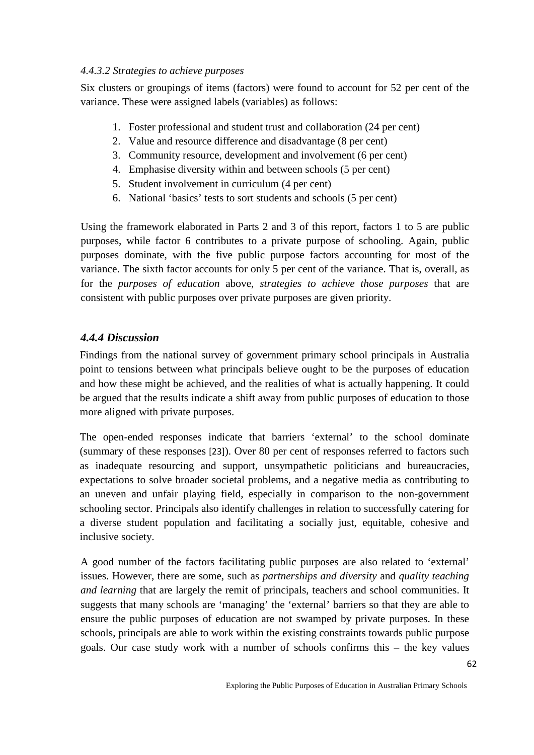#### *4.4.3.2 Strategies to achieve purposes*

Six clusters or groupings of items (factors) were found to account for 52 per cent of the variance. These were assigned labels (variables) as follows:

1. Foster professional and student trust and collaboration (24 per cent)
2. Value and resource difference and disadvantage (8 per cent)
3. Community resource, development and involvement (6 per cent)
4. Emphasise diversity within and between schools (5 per cent)
5. Student involvement in curriculum (4 per cent)
6. National 'basics' tests to sort students and schools (5 per cent)

Using the framework elaborated in Parts 2 and 3 of this report, factors 1 to 5 are public purposes, while factor 6 contributes to a private purpose of schooling. Again, public purposes dominate, with the five public purpose factors accounting for most of the variance. The sixth factor accounts for only 5 per cent of the variance. That is, overall, as for the *purposes of education* above, *strategies to achieve those purposes* that are consistent with public purposes over private purposes are given priority.

### *4.4.4 Discussion*

Findings from the national survey of government primary school principals in Australia point to tensions between what principals believe ought to be the purposes of education and how these might be achieved, and the realities of what is actually happening. It could be argued that the results indicate a shift away from public purposes of education to those more aligned with private purposes.

The open-ended responses indicate that barriers 'external' to the school dominate (summary of these responses [23]). Over 80 per cent of responses referred to factors such as inadequate resourcing and support, unsympathetic politicians and bureaucracies, expectations to solve broader societal problems, and a negative media as contributing to an uneven and unfair playing field, especially in comparison to the non-government schooling sector. Principals also identify challenges in relation to successfully catering for a diverse student population and facilitating a socially just, equitable, cohesive and inclusive society.

A good number of the factors facilitating public purposes are also related to 'external' issues. However, there are some, such as *partnerships and diversity* and *quality teaching and learning* that are largely the remit of principals, teachers and school communities. It suggests that many schools are 'managing' the 'external' barriers so that they are able to ensure the public purposes of education are not swamped by private purposes. In these schools, principals are able to work within the existing constraints towards public purpose goals. Our case study work with a number of schools confirms this – the key values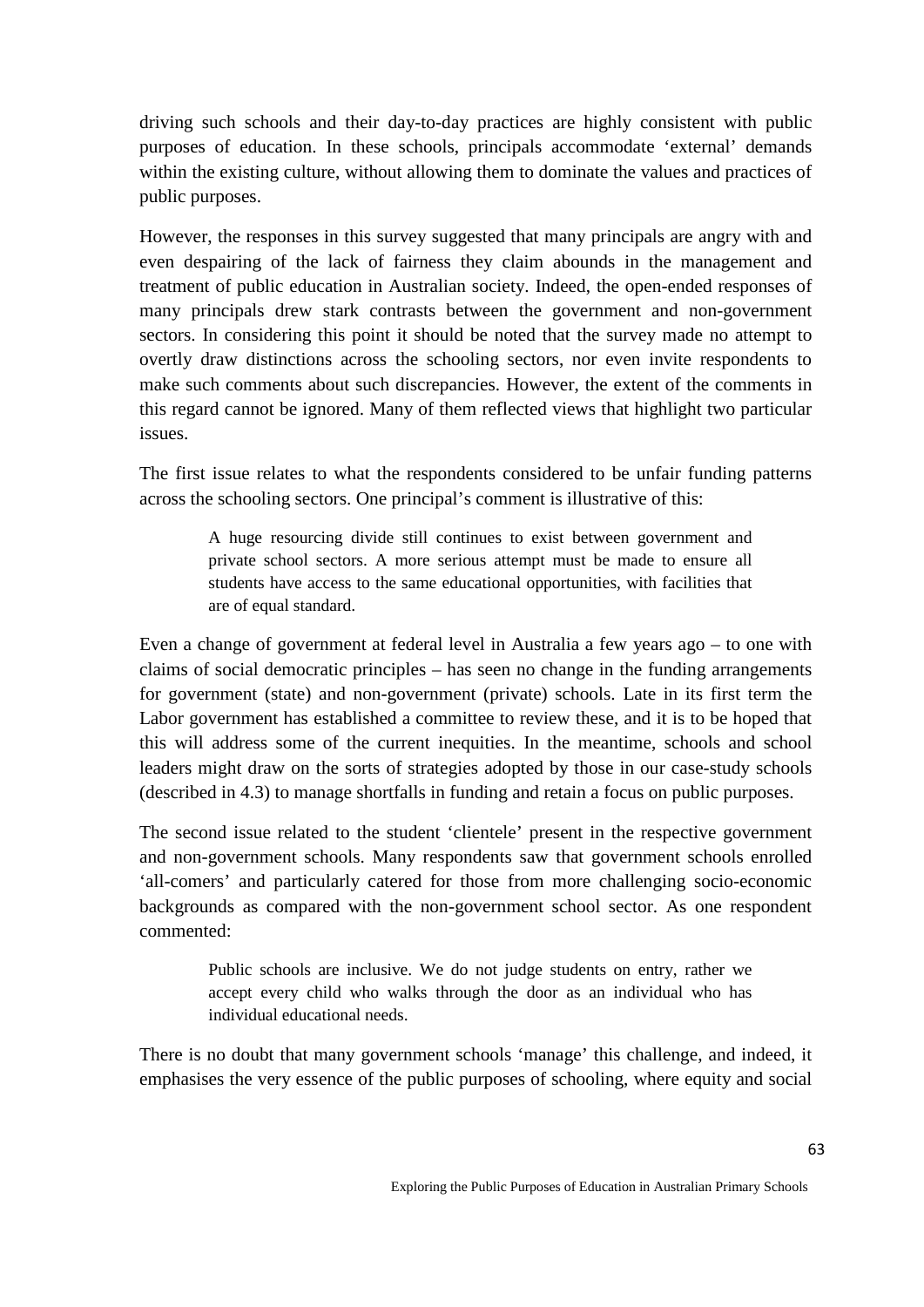driving such schools and their day-to-day practices are highly consistent with public purposes of education. In these schools, principals accommodate 'external' demands within the existing culture, without allowing them to dominate the values and practices of public purposes.

However, the responses in this survey suggested that many principals are angry with and even despairing of the lack of fairness they claim abounds in the management and treatment of public education in Australian society. Indeed, the open-ended responses of many principals drew stark contrasts between the government and non-government sectors. In considering this point it should be noted that the survey made no attempt to overtly draw distinctions across the schooling sectors, nor even invite respondents to make such comments about such discrepancies. However, the extent of the comments in this regard cannot be ignored. Many of them reflected views that highlight two particular issues.

The first issue relates to what the respondents considered to be unfair funding patterns across the schooling sectors. One principal's comment is illustrative of this:

> A huge resourcing divide still continues to exist between government and private school sectors. A more serious attempt must be made to ensure all students have access to the same educational opportunities, with facilities that are of equal standard.

Even a change of government at federal level in Australia a few years ago – to one with claims of social democratic principles – has seen no change in the funding arrangements for government (state) and non-government (private) schools. Late in its first term the Labor government has established a committee to review these, and it is to be hoped that this will address some of the current inequities. In the meantime, schools and school leaders might draw on the sorts of strategies adopted by those in our case-study schools (described in 4.3) to manage shortfalls in funding and retain a focus on public purposes.

The second issue related to the student 'clientele' present in the respective government and non-government schools. Many respondents saw that government schools enrolled 'all-comers' and particularly catered for those from more challenging socio-economic backgrounds as compared with the non-government school sector. As one respondent commented:

> Public schools are inclusive. We do not judge students on entry, rather we accept every child who walks through the door as an individual who has individual educational needs.

There is no doubt that many government schools 'manage' this challenge, and indeed, it emphasises the very essence of the public purposes of schooling, where equity and social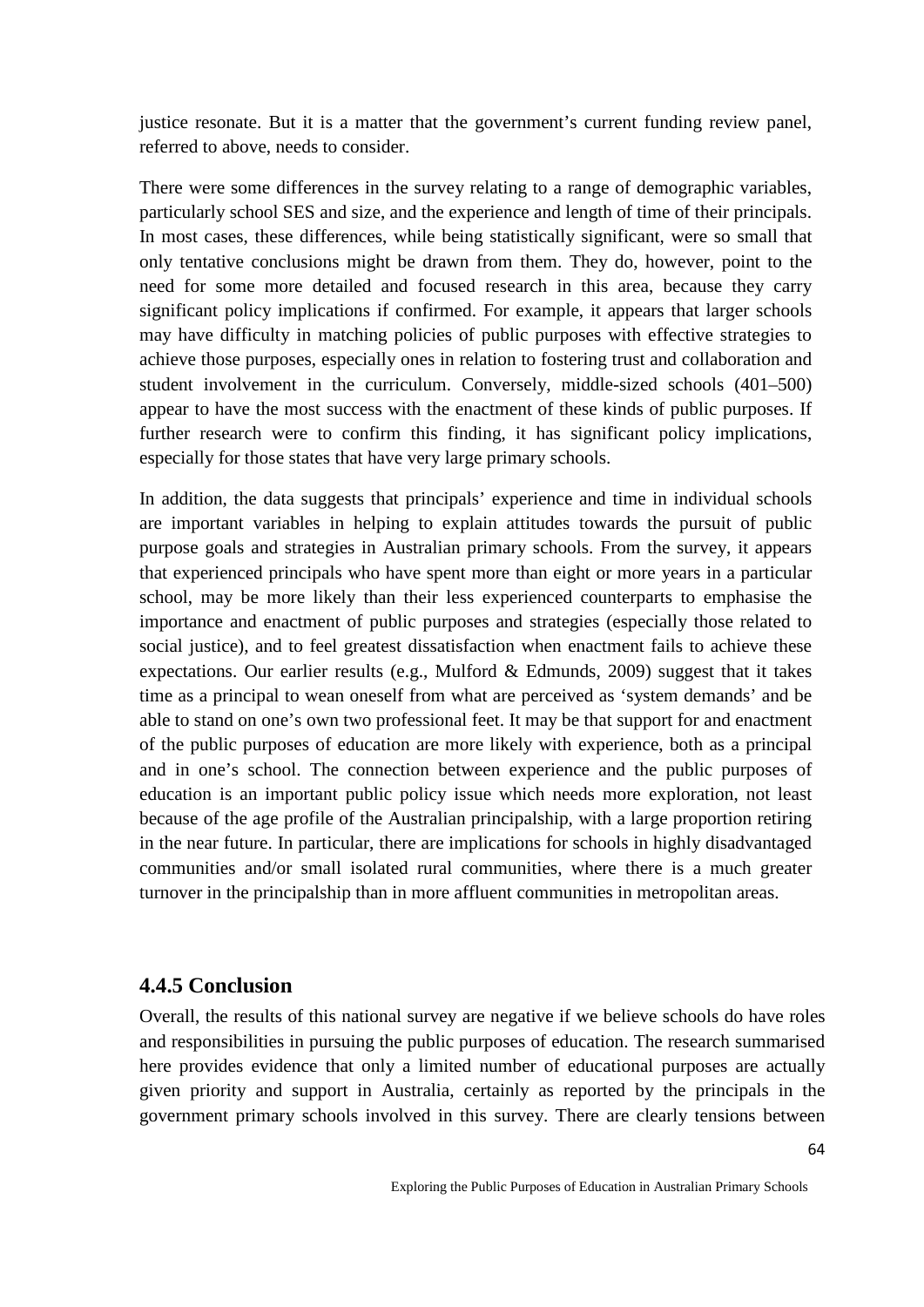justice resonate. But it is a matter that the government's current funding review panel, referred to above, needs to consider.

There were some differences in the survey relating to a range of demographic variables, particularly school SES and size, and the experience and length of time of their principals. In most cases, these differences, while being statistically significant, were so small that only tentative conclusions might be drawn from them. They do, however, point to the need for some more detailed and focused research in this area, because they carry significant policy implications if confirmed. For example, it appears that larger schools may have difficulty in matching policies of public purposes with effective strategies to achieve those purposes, especially ones in relation to fostering trust and collaboration and student involvement in the curriculum. Conversely, middle-sized schools (401–500) appear to have the most success with the enactment of these kinds of public purposes. If further research were to confirm this finding, it has significant policy implications, especially for those states that have very large primary schools.

In addition, the data suggests that principals' experience and time in individual schools are important variables in helping to explain attitudes towards the pursuit of public purpose goals and strategies in Australian primary schools. From the survey, it appears that experienced principals who have spent more than eight or more years in a particular school, may be more likely than their less experienced counterparts to emphasise the importance and enactment of public purposes and strategies (especially those related to social justice), and to feel greatest dissatisfaction when enactment fails to achieve these expectations. Our earlier results (e.g., Mulford & Edmunds, 2009) suggest that it takes time as a principal to wean oneself from what are perceived as 'system demands' and be able to stand on one's own two professional feet. It may be that support for and enactment of the public purposes of education are more likely with experience, both as a principal and in one's school. The connection between experience and the public purposes of education is an important public policy issue which needs more exploration, not least because of the age profile of the Australian principalship, with a large proportion retiring in the near future. In particular, there are implications for schools in highly disadvantaged communities and/or small isolated rural communities, where there is a much greater turnover in the principalship than in more affluent communities in metropolitan areas.

### 4.4.5 Conclusion

Overall, the results of this national survey are negative if we believe schools do have roles and responsibilities in pursuing the public purposes of education. The research summarised here provides evidence that only a limited number of educational purposes are actually given priority and support in Australia, certainly as reported by the principals in the government primary schools involved in this survey. There are clearly tensions between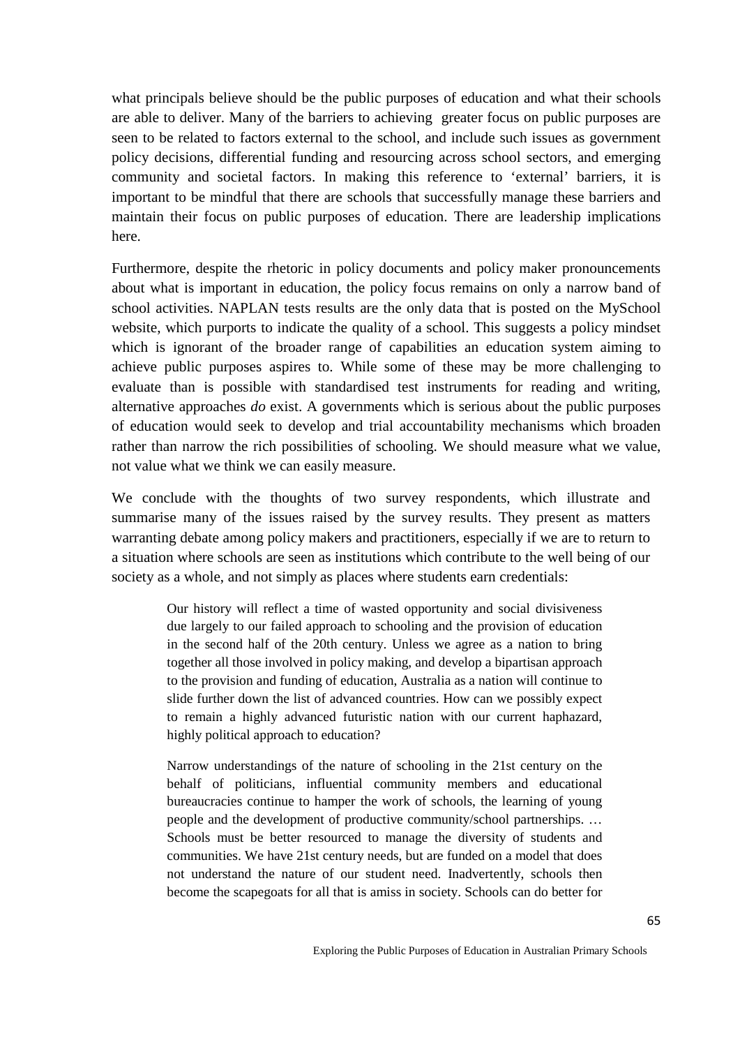what principals believe should be the public purposes of education and what their schools are able to deliver. Many of the barriers to achieving greater focus on public purposes are seen to be related to factors external to the school, and include such issues as government policy decisions, differential funding and resourcing across school sectors, and emerging community and societal factors. In making this reference to 'external' barriers, it is important to be mindful that there are schools that successfully manage these barriers and maintain their focus on public purposes of education. There are leadership implications here.

Furthermore, despite the rhetoric in policy documents and policy maker pronouncements about what is important in education, the policy focus remains on only a narrow band of school activities. NAPLAN tests results are the only data that is posted on the MySchool website, which purports to indicate the quality of a school. This suggests a policy mindset which is ignorant of the broader range of capabilities an education system aiming to achieve public purposes aspires to. While some of these may be more challenging to evaluate than is possible with standardised test instruments for reading and writing, alternative approaches *do* exist. A governments which is serious about the public purposes of education would seek to develop and trial accountability mechanisms which broaden rather than narrow the rich possibilities of schooling. We should measure what we value, not value what we think we can easily measure.

We conclude with the thoughts of two survey respondents, which illustrate and summarise many of the issues raised by the survey results. They present as matters warranting debate among policy makers and practitioners, especially if we are to return to a situation where schools are seen as institutions which contribute to the well being of our society as a whole, and not simply as places where students earn credentials:

> Our history will reflect a time of wasted opportunity and social divisiveness due largely to our failed approach to schooling and the provision of education in the second half of the 20th century. Unless we agree as a nation to bring together all those involved in policy making, and develop a bipartisan approach to the provision and funding of education, Australia as a nation will continue to slide further down the list of advanced countries. How can we possibly expect to remain a highly advanced futuristic nation with our current haphazard, highly political approach to education?

> Narrow understandings of the nature of schooling in the 21st century on the behalf of politicians, influential community members and educational bureaucracies continue to hamper the work of schools, the learning of young people and the development of productive community/school partnerships. … Schools must be better resourced to manage the diversity of students and communities. We have 21st century needs, but are funded on a model that does not understand the nature of our student need. Inadvertently, schools then become the scapegoats for all that is amiss in society. Schools can do better for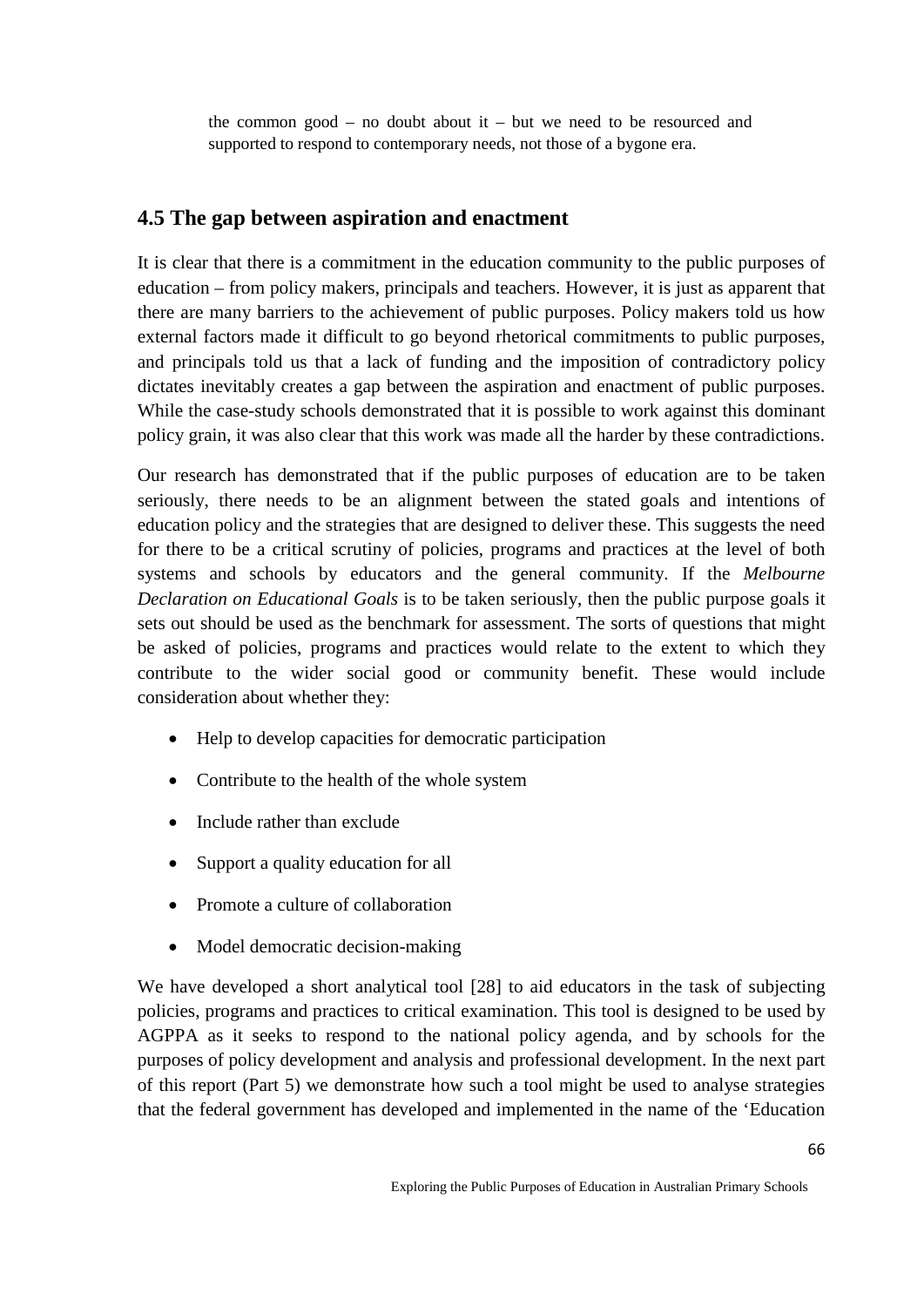> the common good – no doubt about it – but we need to be resourced and supported to respond to contemporary needs, not those of a bygone era.

## 4.5 The gap between aspiration and enactment

It is clear that there is a commitment in the education community to the public purposes of education – from policy makers, principals and teachers. However, it is just as apparent that there are many barriers to the achievement of public purposes. Policy makers told us how external factors made it difficult to go beyond rhetorical commitments to public purposes, and principals told us that a lack of funding and the imposition of contradictory policy dictates inevitably creates a gap between the aspiration and enactment of public purposes. While the case-study schools demonstrated that it is possible to work against this dominant policy grain, it was also clear that this work was made all the harder by these contradictions.

Our research has demonstrated that if the public purposes of education are to be taken seriously, there needs to be an alignment between the stated goals and intentions of education policy and the strategies that are designed to deliver these. This suggests the need for there to be a critical scrutiny of policies, programs and practices at the level of both systems and schools by educators and the general community. If the *Melbourne Declaration on Educational Goals* is to be taken seriously, then the public purpose goals it sets out should be used as the benchmark for assessment. The sorts of questions that might be asked of policies, programs and practices would relate to the extent to which they contribute to the wider social good or community benefit. These would include consideration about whether they:

- Help to develop capacities for democratic participation
- Contribute to the health of the whole system
- Include rather than exclude
- Support a quality education for all
- Promote a culture of collaboration
- Model democratic decision-making

We have developed a short analytical tool [28] to aid educators in the task of subjecting policies, programs and practices to critical examination. This tool is designed to be used by AGPPA as it seeks to respond to the national policy agenda, and by schools for the purposes of policy development and analysis and professional development. In the next part of this report (Part 5) we demonstrate how such a tool might be used to analyse strategies that the federal government has developed and implemented in the name of the 'Education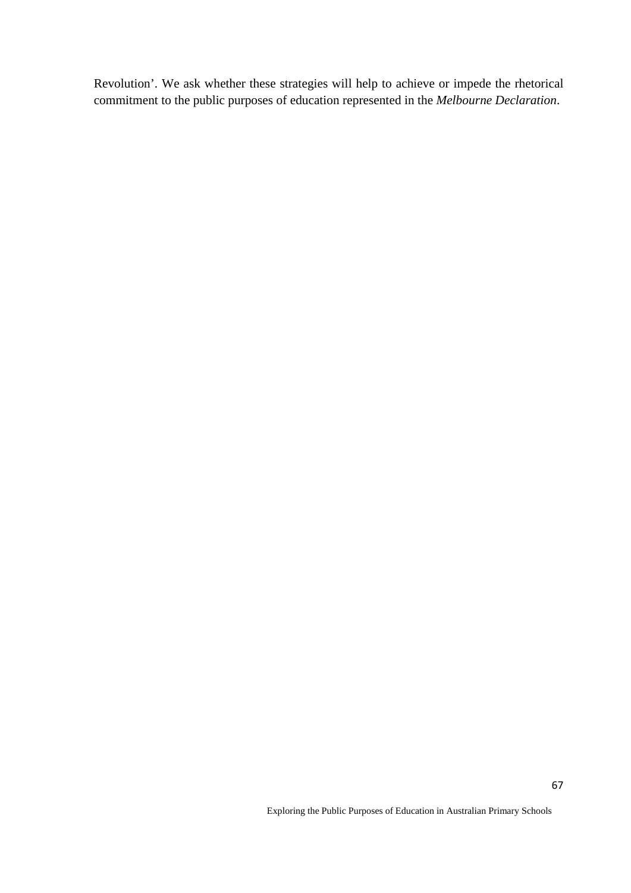Revolution'. We ask whether these strategies will help to achieve or impede the rhetorical commitment to the public purposes of education represented in the *Melbourne Declaration*.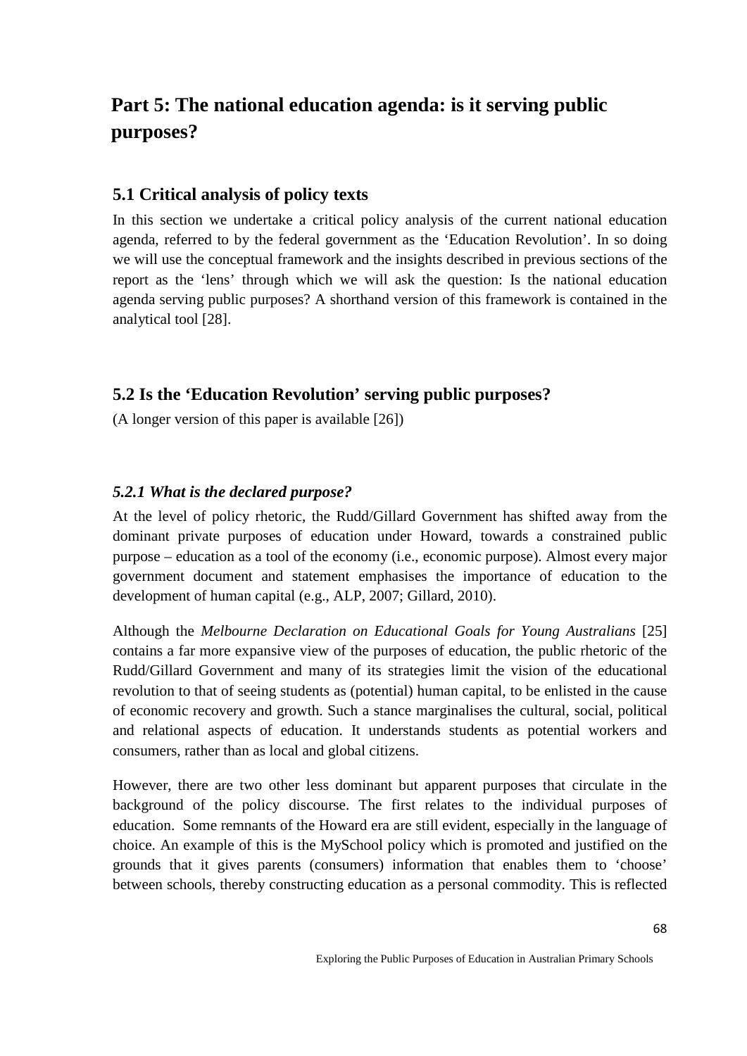# Part 5: The national education agenda: is it serving public purposes?

## 5.1 Critical analysis of policy texts

In this section we undertake a critical policy analysis of the current national education agenda, referred to by the federal government as the 'Education Revolution'. In so doing we will use the conceptual framework and the insights described in previous sections of the report as the 'lens' through which we will ask the question: Is the national education agenda serving public purposes? A shorthand version of this framework is contained in the analytical tool [28].

## 5.2 Is the 'Education Revolution' serving public purposes?

(A longer version of this paper is available [26])

### *5.2.1 What is the declared purpose?*

At the level of policy rhetoric, the Rudd/Gillard Government has shifted away from the dominant private purposes of education under Howard, towards a constrained public purpose – education as a tool of the economy (i.e., economic purpose). Almost every major government document and statement emphasises the importance of education to the development of human capital (e.g., ALP, 2007; Gillard, 2010).

Although the *Melbourne Declaration on Educational Goals for Young Australians* [25] contains a far more expansive view of the purposes of education, the public rhetoric of the Rudd/Gillard Government and many of its strategies limit the vision of the educational revolution to that of seeing students as (potential) human capital, to be enlisted in the cause of economic recovery and growth. Such a stance marginalises the cultural, social, political and relational aspects of education. It understands students as potential workers and consumers, rather than as local and global citizens.

However, there are two other less dominant but apparent purposes that circulate in the background of the policy discourse. The first relates to the individual purposes of education. Some remnants of the Howard era are still evident, especially in the language of choice. An example of this is the MySchool policy which is promoted and justified on the grounds that it gives parents (consumers) information that enables them to 'choose' between schools, thereby constructing education as a personal commodity. This is reflected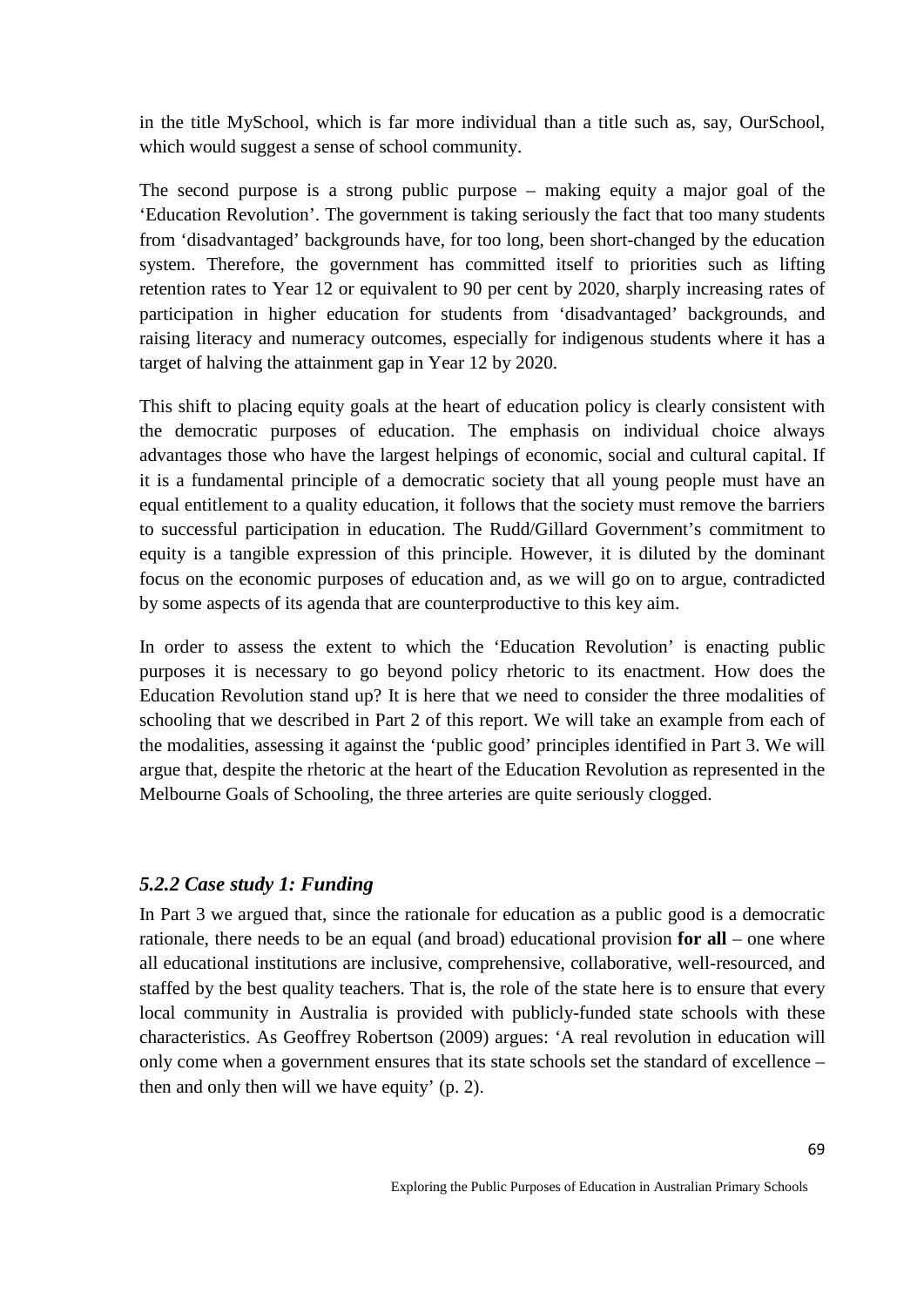in the title MySchool, which is far more individual than a title such as, say, OurSchool, which would suggest a sense of school community.

The second purpose is a strong public purpose – making equity a major goal of the 'Education Revolution'. The government is taking seriously the fact that too many students from 'disadvantaged' backgrounds have, for too long, been short-changed by the education system. Therefore, the government has committed itself to priorities such as lifting retention rates to Year 12 or equivalent to 90 per cent by 2020, sharply increasing rates of participation in higher education for students from 'disadvantaged' backgrounds, and raising literacy and numeracy outcomes, especially for indigenous students where it has a target of halving the attainment gap in Year 12 by 2020.

This shift to placing equity goals at the heart of education policy is clearly consistent with the democratic purposes of education. The emphasis on individual choice always advantages those who have the largest helpings of economic, social and cultural capital. If it is a fundamental principle of a democratic society that all young people must have an equal entitlement to a quality education, it follows that the society must remove the barriers to successful participation in education. The Rudd/Gillard Government's commitment to equity is a tangible expression of this principle. However, it is diluted by the dominant focus on the economic purposes of education and, as we will go on to argue, contradicted by some aspects of its agenda that are counterproductive to this key aim.

In order to assess the extent to which the 'Education Revolution' is enacting public purposes it is necessary to go beyond policy rhetoric to its enactment. How does the Education Revolution stand up? It is here that we need to consider the three modalities of schooling that we described in Part 2 of this report. We will take an example from each of the modalities, assessing it against the 'public good' principles identified in Part 3. We will argue that, despite the rhetoric at the heart of the Education Revolution as represented in the Melbourne Goals of Schooling, the three arteries are quite seriously clogged.

### *5.2.2 Case study 1: Funding*

In Part 3 we argued that, since the rationale for education as a public good is a democratic rationale, there needs to be an equal (and broad) educational provision **for all** – one where all educational institutions are inclusive, comprehensive, collaborative, well-resourced, and staffed by the best quality teachers. That is, the role of the state here is to ensure that every local community in Australia is provided with publicly-funded state schools with these characteristics. As Geoffrey Robertson (2009) argues: 'A real revolution in education will only come when a government ensures that its state schools set the standard of excellence – then and only then will we have equity' (p. 2).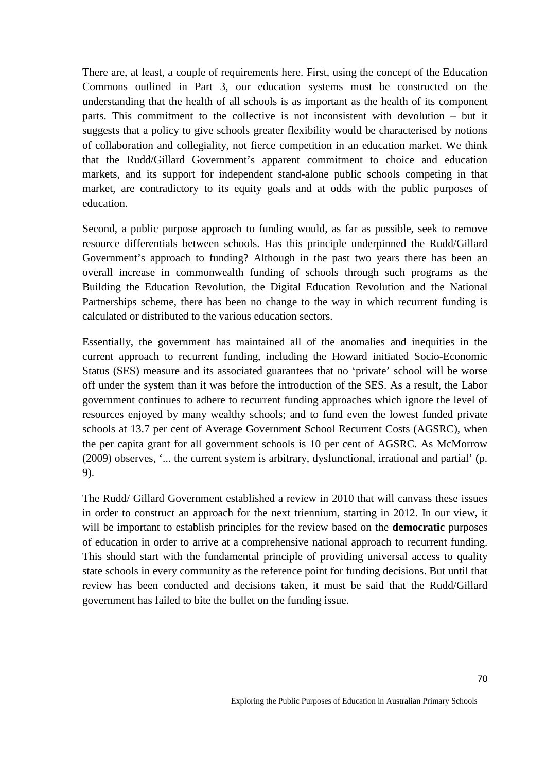There are, at least, a couple of requirements here. First, using the concept of the Education Commons outlined in Part 3, our education systems must be constructed on the understanding that the health of all schools is as important as the health of its component parts. This commitment to the collective is not inconsistent with devolution – but it suggests that a policy to give schools greater flexibility would be characterised by notions of collaboration and collegiality, not fierce competition in an education market. We think that the Rudd/Gillard Government's apparent commitment to choice and education markets, and its support for independent stand-alone public schools competing in that market, are contradictory to its equity goals and at odds with the public purposes of education.

Second, a public purpose approach to funding would, as far as possible, seek to remove resource differentials between schools. Has this principle underpinned the Rudd/Gillard Government's approach to funding? Although in the past two years there has been an overall increase in commonwealth funding of schools through such programs as the Building the Education Revolution, the Digital Education Revolution and the National Partnerships scheme, there has been no change to the way in which recurrent funding is calculated or distributed to the various education sectors.

Essentially, the government has maintained all of the anomalies and inequities in the current approach to recurrent funding, including the Howard initiated Socio-Economic Status (SES) measure and its associated guarantees that no 'private' school will be worse off under the system than it was before the introduction of the SES. As a result, the Labor government continues to adhere to recurrent funding approaches which ignore the level of resources enjoyed by many wealthy schools; and to fund even the lowest funded private schools at 13.7 per cent of Average Government School Recurrent Costs (AGSRC), when the per capita grant for all government schools is 10 per cent of AGSRC. As McMorrow (2009) observes, '... the current system is arbitrary, dysfunctional, irrational and partial' (p. 9).

The Rudd/ Gillard Government established a review in 2010 that will canvass these issues in order to construct an approach for the next triennium, starting in 2012. In our view, it will be important to establish principles for the review based on the **democratic** purposes of education in order to arrive at a comprehensive national approach to recurrent funding. This should start with the fundamental principle of providing universal access to quality state schools in every community as the reference point for funding decisions. But until that review has been conducted and decisions taken, it must be said that the Rudd/Gillard government has failed to bite the bullet on the funding issue.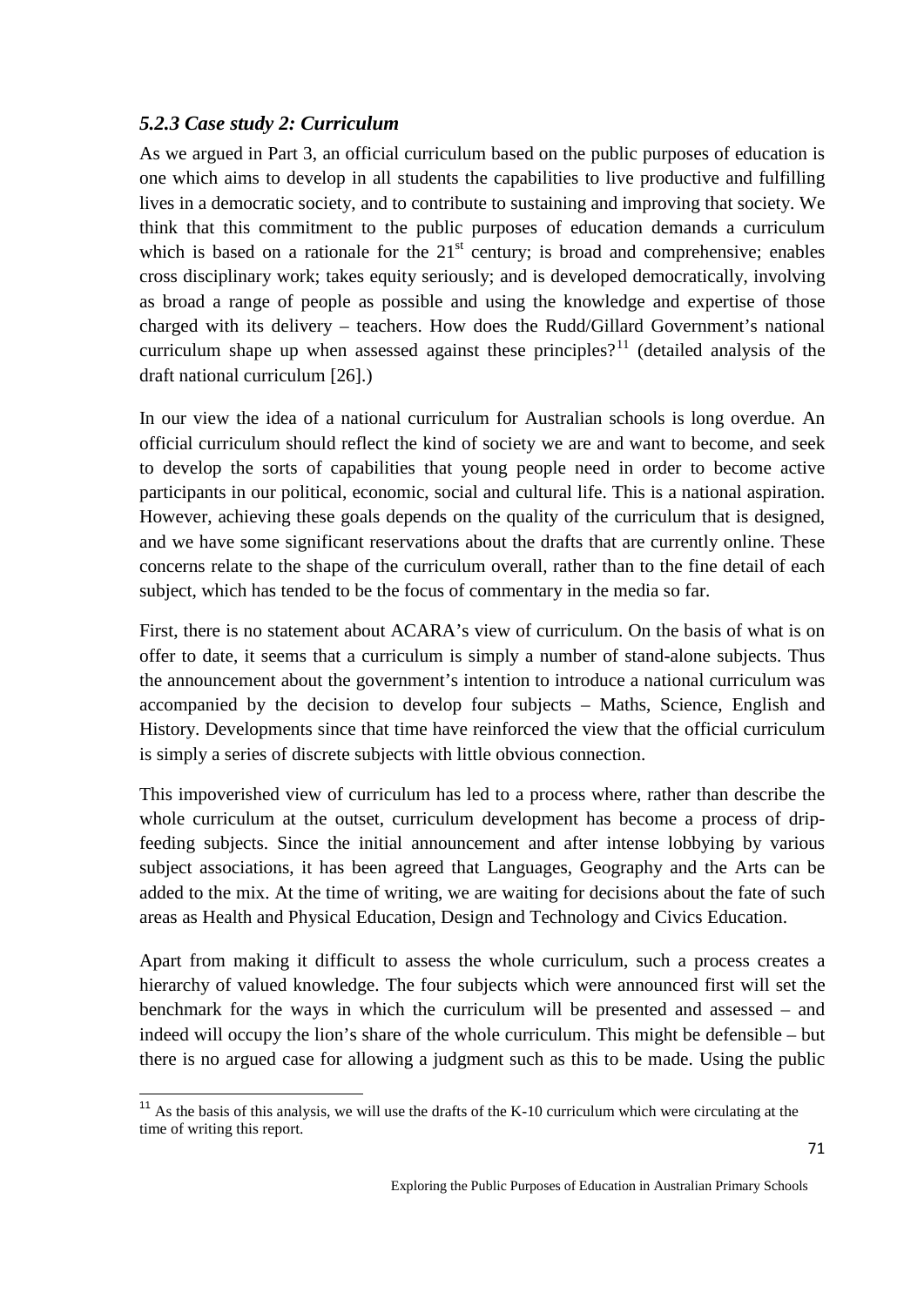### *5.2.3 Case study 2: Curriculum*

As we argued in Part 3, an official curriculum based on the public purposes of education is one which aims to develop in all students the capabilities to live productive and fulfilling lives in a democratic society, and to contribute to sustaining and improving that society. We think that this commitment to the public purposes of education demands a curriculum which is based on a rationale for the 21st century; is broad and comprehensive; enables cross disciplinary work; takes equity seriously; and is developed democratically, involving as broad a range of people as possible and using the knowledge and expertise of those charged with its delivery – teachers. How does the Rudd/Gillard Government's national curriculum shape up when assessed against these principles?[11] (detailed analysis of the draft national curriculum [26].)

In our view the idea of a national curriculum for Australian schools is long overdue. An official curriculum should reflect the kind of society we are and want to become, and seek to develop the sorts of capabilities that young people need in order to become active participants in our political, economic, social and cultural life. This is a national aspiration. However, achieving these goals depends on the quality of the curriculum that is designed, and we have some significant reservations about the drafts that are currently online. These concerns relate to the shape of the curriculum overall, rather than to the fine detail of each subject, which has tended to be the focus of commentary in the media so far.

First, there is no statement about ACARA's view of curriculum. On the basis of what is on offer to date, it seems that a curriculum is simply a number of stand-alone subjects. Thus the announcement about the government's intention to introduce a national curriculum was accompanied by the decision to develop four subjects – Maths, Science, English and History. Developments since that time have reinforced the view that the official curriculum is simply a series of discrete subjects with little obvious connection.

This impoverished view of curriculum has led to a process where, rather than describe the whole curriculum at the outset, curriculum development has become a process of drip-feeding subjects. Since the initial announcement and after intense lobbying by various subject associations, it has been agreed that Languages, Geography and the Arts can be added to the mix. At the time of writing, we are waiting for decisions about the fate of such areas as Health and Physical Education, Design and Technology and Civics Education.

Apart from making it difficult to assess the whole curriculum, such a process creates a hierarchy of valued knowledge. The four subjects which were announced first will set the benchmark for the ways in which the curriculum will be presented and assessed – and indeed will occupy the lion's share of the whole curriculum. This might be defensible – but there is no argued case for allowing a judgment such as this to be made. Using the public

[11] As the basis of this analysis, we will use the drafts of the K-10 curriculum which were circulating at the time of writing this report.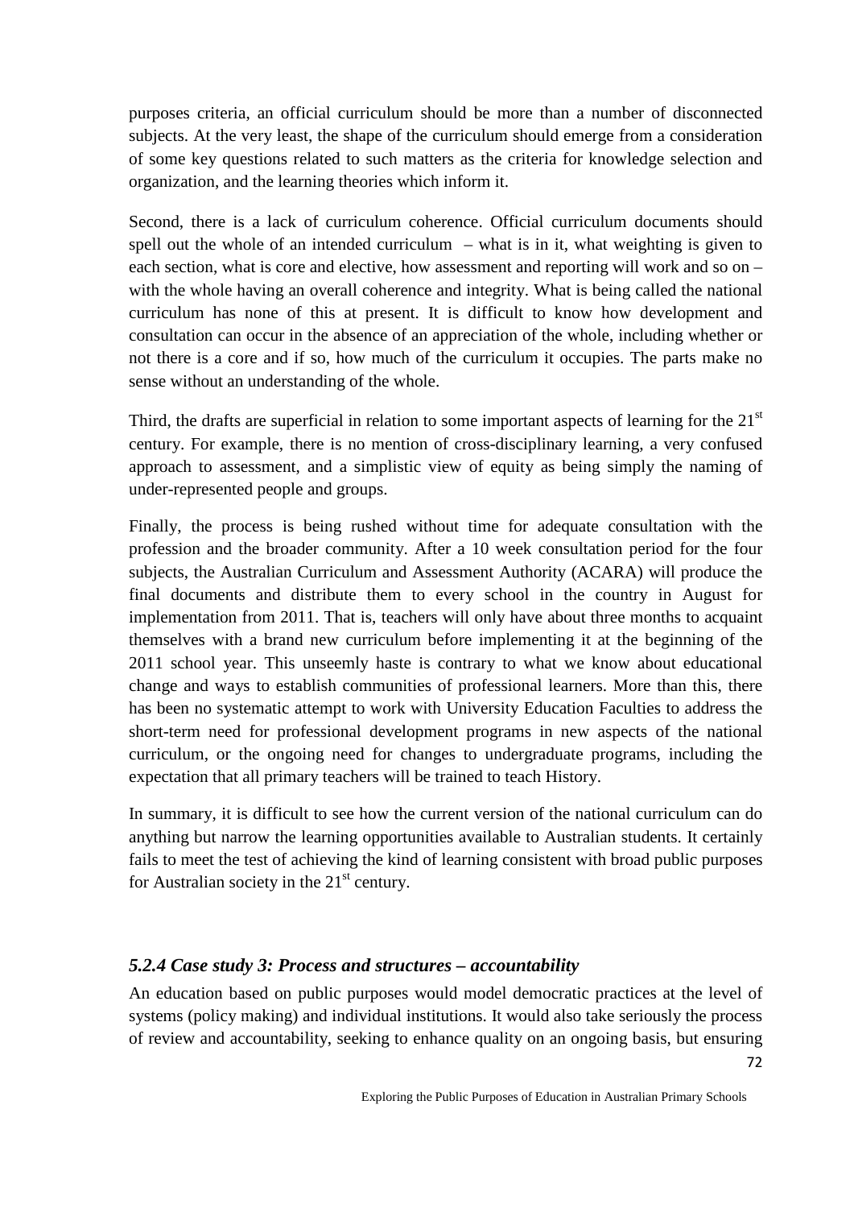purposes criteria, an official curriculum should be more than a number of disconnected subjects. At the very least, the shape of the curriculum should emerge from a consideration of some key questions related to such matters as the criteria for knowledge selection and organization, and the learning theories which inform it.

Second, there is a lack of curriculum coherence. Official curriculum documents should spell out the whole of an intended curriculum – what is in it, what weighting is given to each section, what is core and elective, how assessment and reporting will work and so on – with the whole having an overall coherence and integrity. What is being called the national curriculum has none of this at present. It is difficult to know how development and consultation can occur in the absence of an appreciation of the whole, including whether or not there is a core and if so, how much of the curriculum it occupies. The parts make no sense without an understanding of the whole.

Third, the drafts are superficial in relation to some important aspects of learning for the 21st century. For example, there is no mention of cross-disciplinary learning, a very confused approach to assessment, and a simplistic view of equity as being simply the naming of under-represented people and groups.

Finally, the process is being rushed without time for adequate consultation with the profession and the broader community. After a 10 week consultation period for the four subjects, the Australian Curriculum and Assessment Authority (ACARA) will produce the final documents and distribute them to every school in the country in August for implementation from 2011. That is, teachers will only have about three months to acquaint themselves with a brand new curriculum before implementing it at the beginning of the 2011 school year. This unseemly haste is contrary to what we know about educational change and ways to establish communities of professional learners. More than this, there has been no systematic attempt to work with University Education Faculties to address the short-term need for professional development programs in new aspects of the national curriculum, or the ongoing need for changes to undergraduate programs, including the expectation that all primary teachers will be trained to teach History.

In summary, it is difficult to see how the current version of the national curriculum can do anything but narrow the learning opportunities available to Australian students. It certainly fails to meet the test of achieving the kind of learning consistent with broad public purposes for Australian society in the 21st century.

### *5.2.4 Case study 3: Process and structures – accountability*

An education based on public purposes would model democratic practices at the level of systems (policy making) and individual institutions. It would also take seriously the process of review and accountability, seeking to enhance quality on an ongoing basis, but ensuring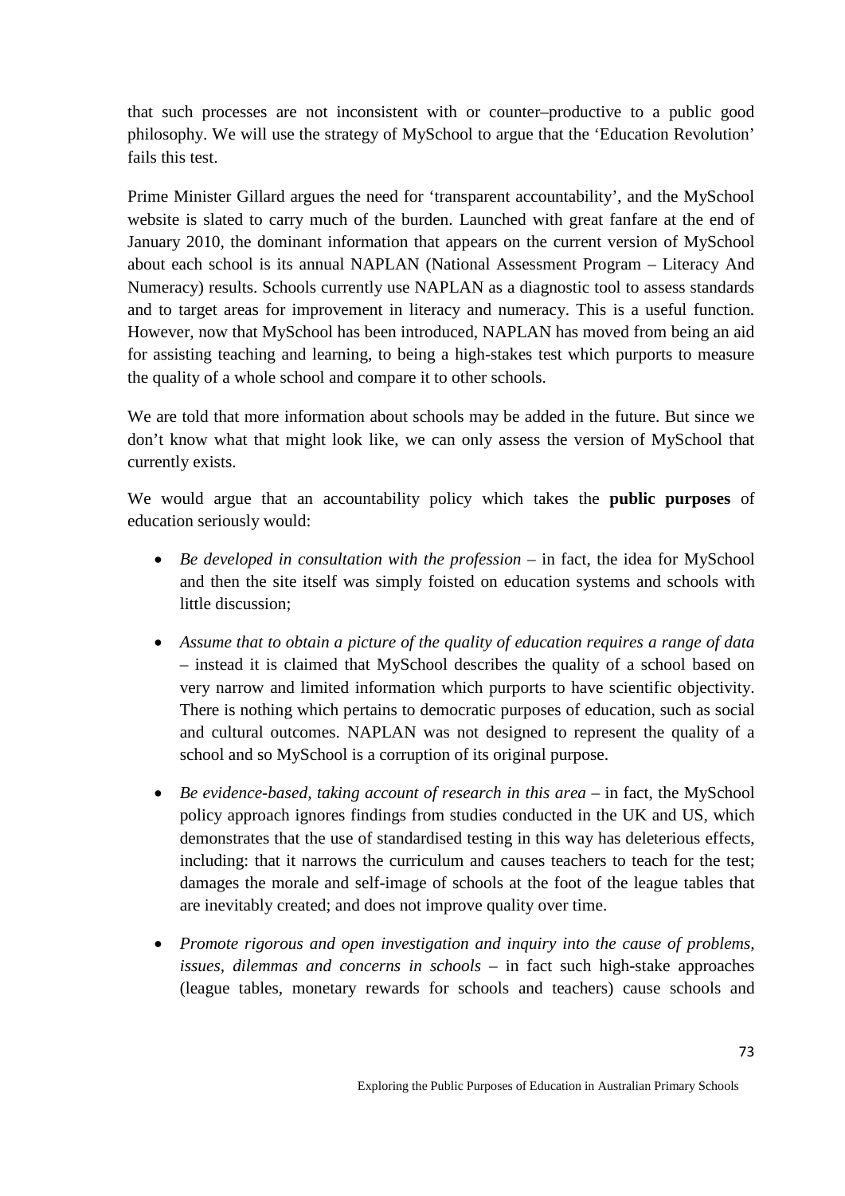that such processes are not inconsistent with or counter–productive to a public good philosophy. We will use the strategy of MySchool to argue that the 'Education Revolution' fails this test.

Prime Minister Gillard argues the need for 'transparent accountability', and the MySchool website is slated to carry much of the burden. Launched with great fanfare at the end of January 2010, the dominant information that appears on the current version of MySchool about each school is its annual NAPLAN (National Assessment Program – Literacy And Numeracy) results. Schools currently use NAPLAN as a diagnostic tool to assess standards and to target areas for improvement in literacy and numeracy. This is a useful function. However, now that MySchool has been introduced, NAPLAN has moved from being an aid for assisting teaching and learning, to being a high-stakes test which purports to measure the quality of a whole school and compare it to other schools.

We are told that more information about schools may be added in the future. But since we don't know what that might look like, we can only assess the version of MySchool that currently exists.

We would argue that an accountability policy which takes the **public purposes** of education seriously would:

- *Be developed in consultation with the profession* – in fact, the idea for MySchool and then the site itself was simply foisted on education systems and schools with little discussion;
- *Assume that to obtain a picture of the quality of education requires a range of data* – instead it is claimed that MySchool describes the quality of a school based on very narrow and limited information which purports to have scientific objectivity. There is nothing which pertains to democratic purposes of education, such as social and cultural outcomes. NAPLAN was not designed to represent the quality of a school and so MySchool is a corruption of its original purpose.
- *Be evidence-based, taking account of research in this area* – in fact, the MySchool policy approach ignores findings from studies conducted in the UK and US, which demonstrates that the use of standardised testing in this way has deleterious effects, including: that it narrows the curriculum and causes teachers to teach for the test; damages the morale and self-image of schools at the foot of the league tables that are inevitably created; and does not improve quality over time.
- *Promote rigorous and open investigation and inquiry into the cause of problems, issues, dilemmas and concerns in schools* – in fact such high-stake approaches (league tables, monetary rewards for schools and teachers) cause schools and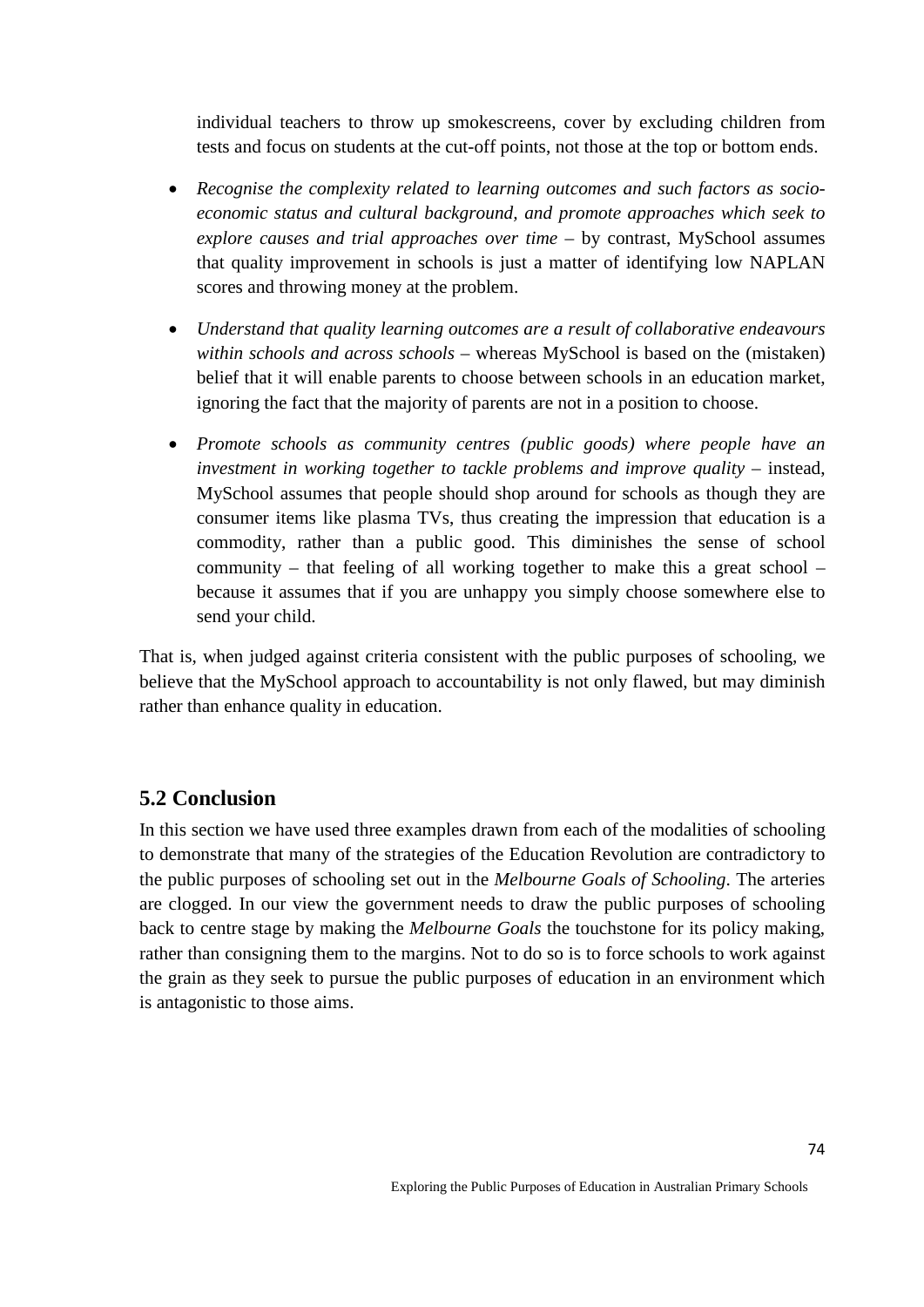individual teachers to throw up smokescreens, cover by excluding children from tests and focus on students at the cut-off points, not those at the top or bottom ends.

- *Recognise the complexity related to learning outcomes and such factors as socio-economic status and cultural background, and promote approaches which seek to explore causes and trial approaches over time* – by contrast, MySchool assumes that quality improvement in schools is just a matter of identifying low NAPLAN scores and throwing money at the problem.
- *Understand that quality learning outcomes are a result of collaborative endeavours within schools and across schools* – whereas MySchool is based on the (mistaken) belief that it will enable parents to choose between schools in an education market, ignoring the fact that the majority of parents are not in a position to choose.
- *Promote schools as community centres (public goods) where people have an investment in working together to tackle problems and improve quality* – instead, MySchool assumes that people should shop around for schools as though they are consumer items like plasma TVs, thus creating the impression that education is a commodity, rather than a public good. This diminishes the sense of school community – that feeling of all working together to make this a great school – because it assumes that if you are unhappy you simply choose somewhere else to send your child.

That is, when judged against criteria consistent with the public purposes of schooling, we believe that the MySchool approach to accountability is not only flawed, but may diminish rather than enhance quality in education.

## 5.2 Conclusion

In this section we have used three examples drawn from each of the modalities of schooling to demonstrate that many of the strategies of the Education Revolution are contradictory to the public purposes of schooling set out in the *Melbourne Goals of Schooling*. The arteries are clogged. In our view the government needs to draw the public purposes of schooling back to centre stage by making the *Melbourne Goals* the touchstone for its policy making, rather than consigning them to the margins. Not to do so is to force schools to work against the grain as they seek to pursue the public purposes of education in an environment which is antagonistic to those aims.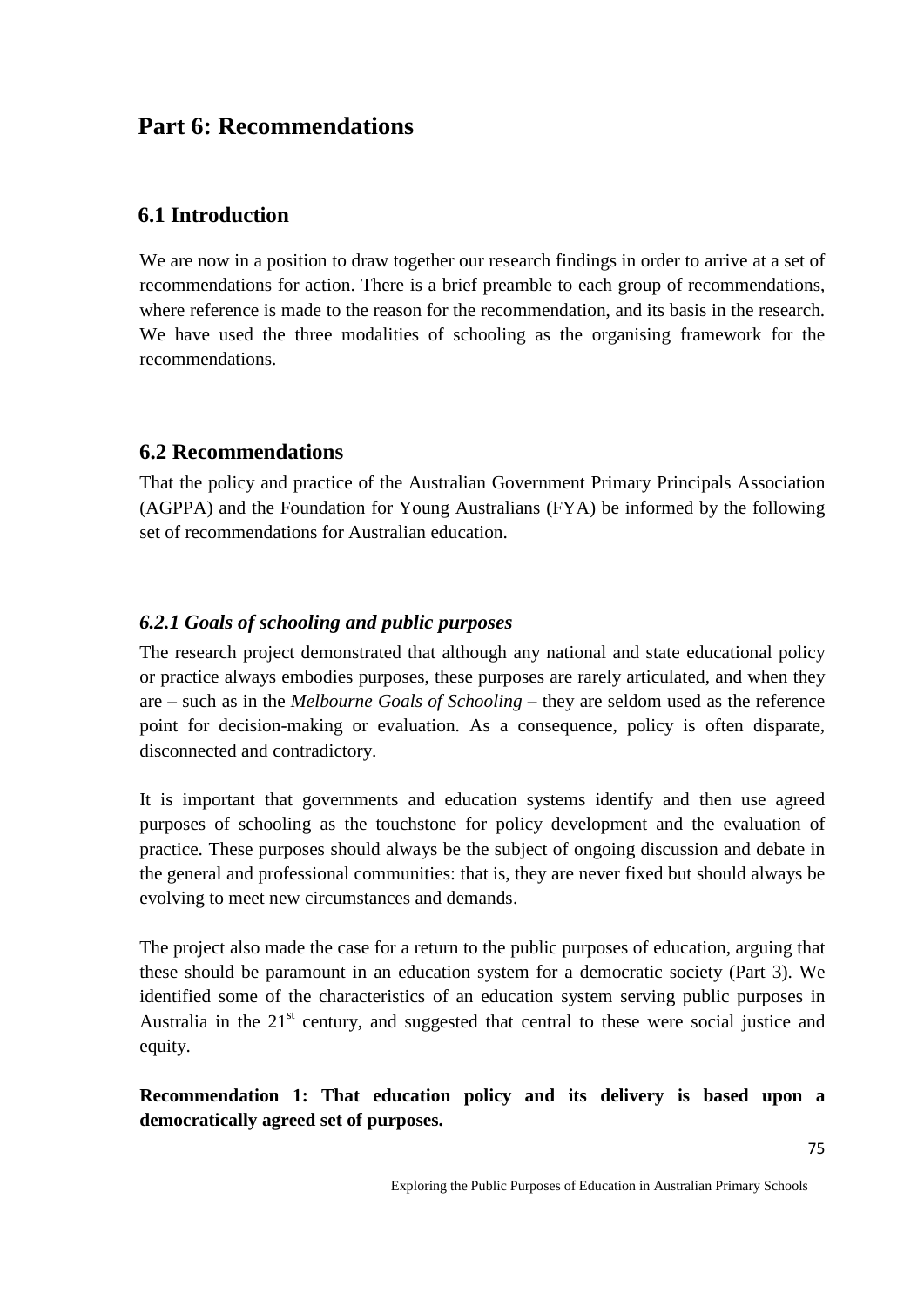# Part 6: Recommendations

## 6.1 Introduction

We are now in a position to draw together our research findings in order to arrive at a set of recommendations for action. There is a brief preamble to each group of recommendations, where reference is made to the reason for the recommendation, and its basis in the research. We have used the three modalities of schooling as the organising framework for the recommendations.

## 6.2 Recommendations

That the policy and practice of the Australian Government Primary Principals Association (AGPPA) and the Foundation for Young Australians (FYA) be informed by the following set of recommendations for Australian education.

### *6.2.1 Goals of schooling and public purposes*

The research project demonstrated that although any national and state educational policy or practice always embodies purposes, these purposes are rarely articulated, and when they are – such as in the *Melbourne Goals of Schooling* – they are seldom used as the reference point for decision-making or evaluation. As a consequence, policy is often disparate, disconnected and contradictory.

It is important that governments and education systems identify and then use agreed purposes of schooling as the touchstone for policy development and the evaluation of practice. These purposes should always be the subject of ongoing discussion and debate in the general and professional communities: that is, they are never fixed but should always be evolving to meet new circumstances and demands.

The project also made the case for a return to the public purposes of education, arguing that these should be paramount in an education system for a democratic society (Part 3). We identified some of the characteristics of an education system serving public purposes in Australia in the 21st century, and suggested that central to these were social justice and equity.

**Recommendation 1: That education policy and its delivery is based upon a democratically agreed set of purposes.**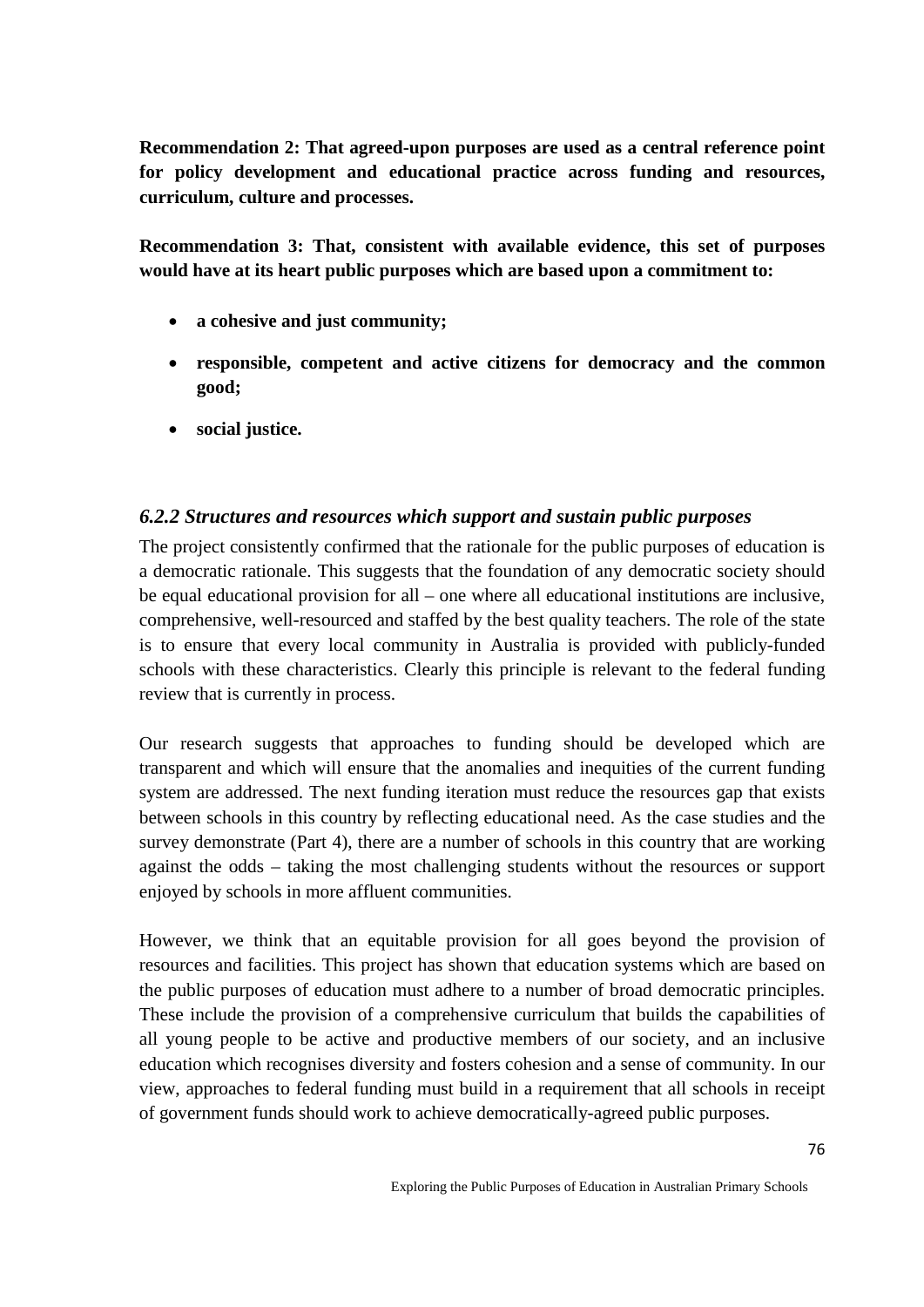**Recommendation 2: That agreed-upon purposes are used as a central reference point for policy development and educational practice across funding and resources, curriculum, culture and processes.**

**Recommendation 3: That, consistent with available evidence, this set of purposes would have at its heart public purposes which are based upon a commitment to:**

- **a cohesive and just community;**
- **responsible, competent and active citizens for democracy and the common good;**
- **social justice.**

### *6.2.2 Structures and resources which support and sustain public purposes*

The project consistently confirmed that the rationale for the public purposes of education is a democratic rationale. This suggests that the foundation of any democratic society should be equal educational provision for all – one where all educational institutions are inclusive, comprehensive, well-resourced and staffed by the best quality teachers. The role of the state is to ensure that every local community in Australia is provided with publicly-funded schools with these characteristics. Clearly this principle is relevant to the federal funding review that is currently in process.

Our research suggests that approaches to funding should be developed which are transparent and which will ensure that the anomalies and inequities of the current funding system are addressed. The next funding iteration must reduce the resources gap that exists between schools in this country by reflecting educational need. As the case studies and the survey demonstrate (Part 4), there are a number of schools in this country that are working against the odds – taking the most challenging students without the resources or support enjoyed by schools in more affluent communities.

However, we think that an equitable provision for all goes beyond the provision of resources and facilities. This project has shown that education systems which are based on the public purposes of education must adhere to a number of broad democratic principles. These include the provision of a comprehensive curriculum that builds the capabilities of all young people to be active and productive members of our society, and an inclusive education which recognises diversity and fosters cohesion and a sense of community. In our view, approaches to federal funding must build in a requirement that all schools in receipt of government funds should work to achieve democratically-agreed public purposes.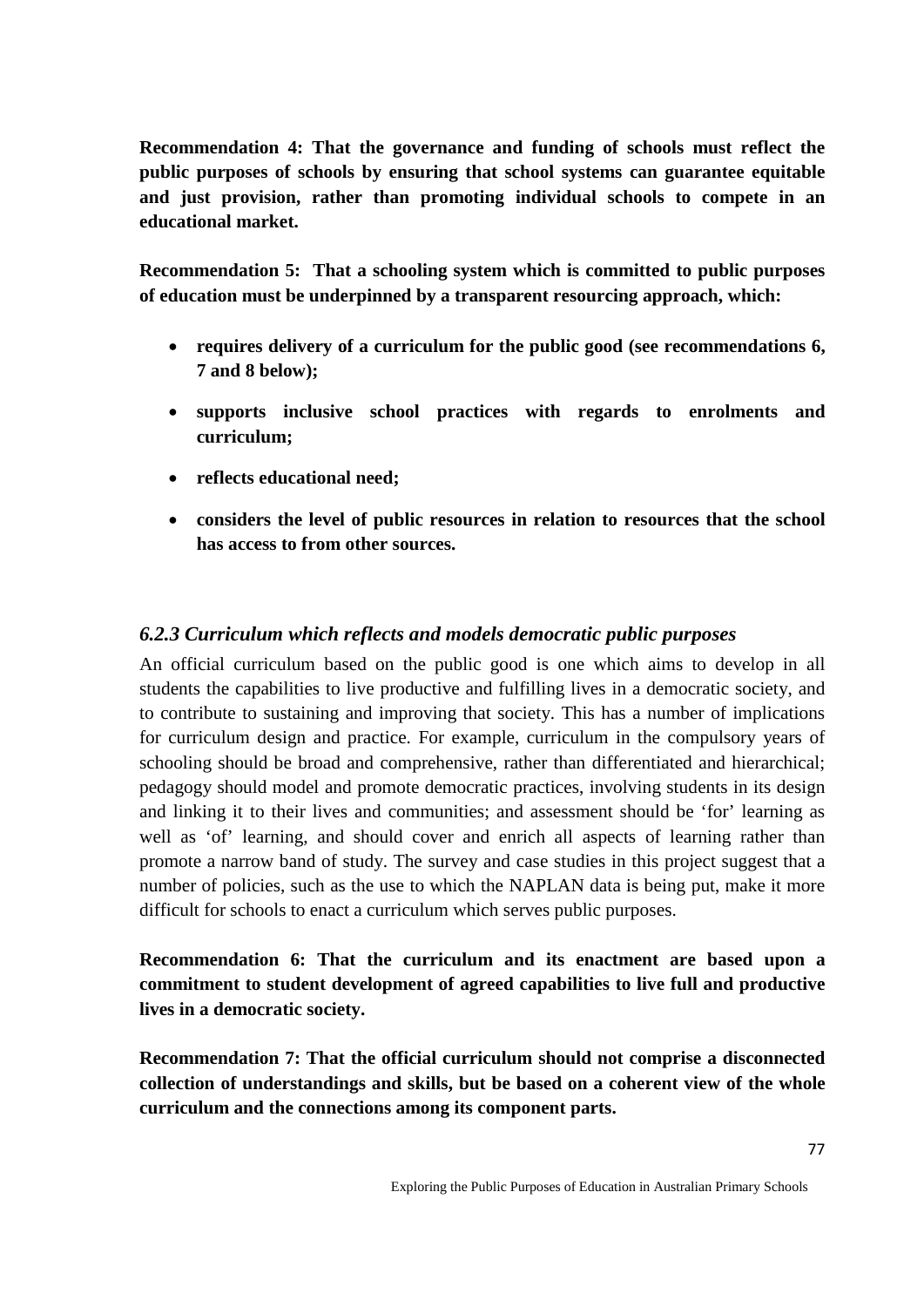**Recommendation 4: That the governance and funding of schools must reflect the public purposes of schools by ensuring that school systems can guarantee equitable and just provision, rather than promoting individual schools to compete in an educational market.**

**Recommendation 5: That a schooling system which is committed to public purposes of education must be underpinned by a transparent resourcing approach, which:**

- **requires delivery of a curriculum for the public good (see recommendations 6, 7 and 8 below);**
- **supports inclusive school practices with regards to enrolments and curriculum;**
- **reflects educational need;**
- **considers the level of public resources in relation to resources that the school has access to from other sources.**

### *6.2.3 Curriculum which reflects and models democratic public purposes*

An official curriculum based on the public good is one which aims to develop in all students the capabilities to live productive and fulfilling lives in a democratic society, and to contribute to sustaining and improving that society. This has a number of implications for curriculum design and practice. For example, curriculum in the compulsory years of schooling should be broad and comprehensive, rather than differentiated and hierarchical; pedagogy should model and promote democratic practices, involving students in its design and linking it to their lives and communities; and assessment should be 'for' learning as well as 'of' learning, and should cover and enrich all aspects of learning rather than promote a narrow band of study. The survey and case studies in this project suggest that a number of policies, such as the use to which the NAPLAN data is being put, make it more difficult for schools to enact a curriculum which serves public purposes.

**Recommendation 6: That the curriculum and its enactment are based upon a commitment to student development of agreed capabilities to live full and productive lives in a democratic society.**

**Recommendation 7: That the official curriculum should not comprise a disconnected collection of understandings and skills, but be based on a coherent view of the whole curriculum and the connections among its component parts.**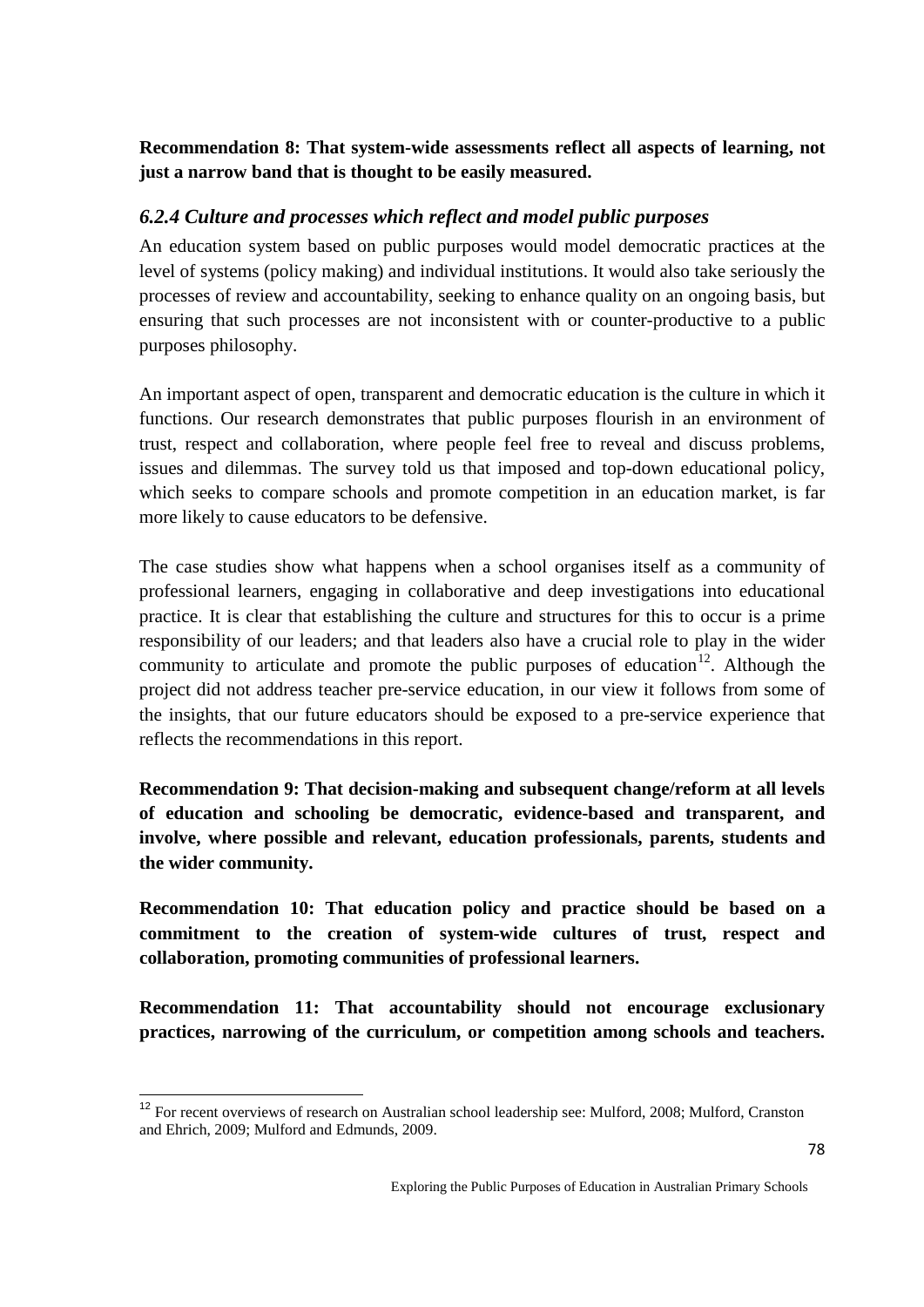**Recommendation 8: That system-wide assessments reflect all aspects of learning, not just a narrow band that is thought to be easily measured.**

### *6.2.4 Culture and processes which reflect and model public purposes*

An education system based on public purposes would model democratic practices at the level of systems (policy making) and individual institutions. It would also take seriously the processes of review and accountability, seeking to enhance quality on an ongoing basis, but ensuring that such processes are not inconsistent with or counter-productive to a public purposes philosophy.

An important aspect of open, transparent and democratic education is the culture in which it functions. Our research demonstrates that public purposes flourish in an environment of trust, respect and collaboration, where people feel free to reveal and discuss problems, issues and dilemmas. The survey told us that imposed and top-down educational policy, which seeks to compare schools and promote competition in an education market, is far more likely to cause educators to be defensive.

The case studies show what happens when a school organises itself as a community of professional learners, engaging in collaborative and deep investigations into educational practice. It is clear that establishing the culture and structures for this to occur is a prime responsibility of our leaders; and that leaders also have a crucial role to play in the wider community to articulate and promote the public purposes of education[12]. Although the project did not address teacher pre-service education, in our view it follows from some of the insights, that our future educators should be exposed to a pre-service experience that reflects the recommendations in this report.

**Recommendation 9: That decision-making and subsequent change/reform at all levels of education and schooling be democratic, evidence-based and transparent, and involve, where possible and relevant, education professionals, parents, students and the wider community.**

**Recommendation 10: That education policy and practice should be based on a commitment to the creation of system-wide cultures of trust, respect and collaboration, promoting communities of professional learners.**

**Recommendation 11: That accountability should not encourage exclusionary practices, narrowing of the curriculum, or competition among schools and teachers.**

[12] For recent overviews of research on Australian school leadership see: Mulford, 2008; Mulford, Cranston and Ehrich, 2009; Mulford and Edmunds, 2009.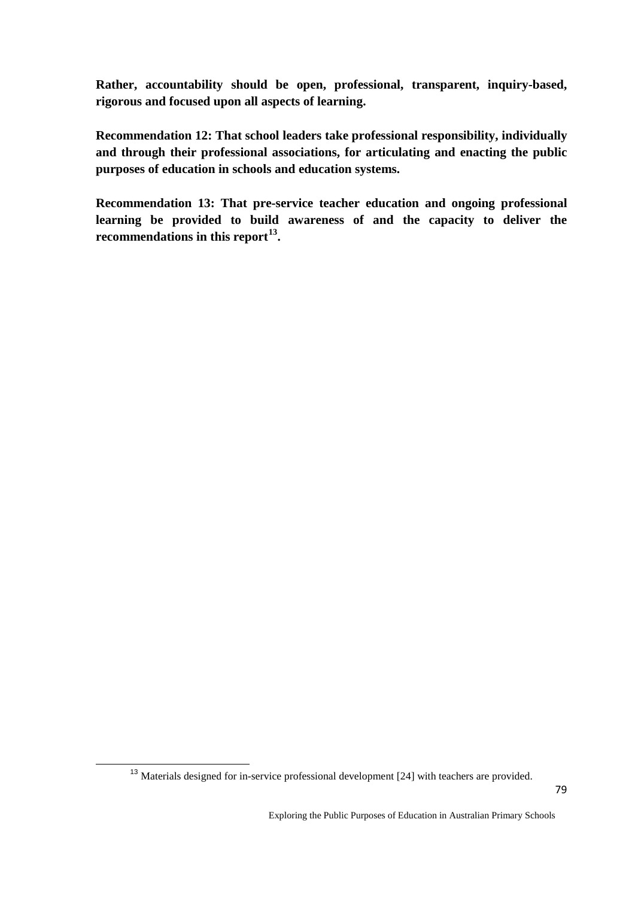**Rather, accountability should be open, professional, transparent, inquiry-based, rigorous and focused upon all aspects of learning.**

**Recommendation 12: That school leaders take professional responsibility, individually and through their professional associations, for articulating and enacting the public purposes of education in schools and education systems.**

**Recommendation 13: That pre-service teacher education and ongoing professional learning be provided to build awareness of and the capacity to deliver the recommendations in this report[13].**

---

[13] Materials designed for in-service professional development [24] with teachers are provided.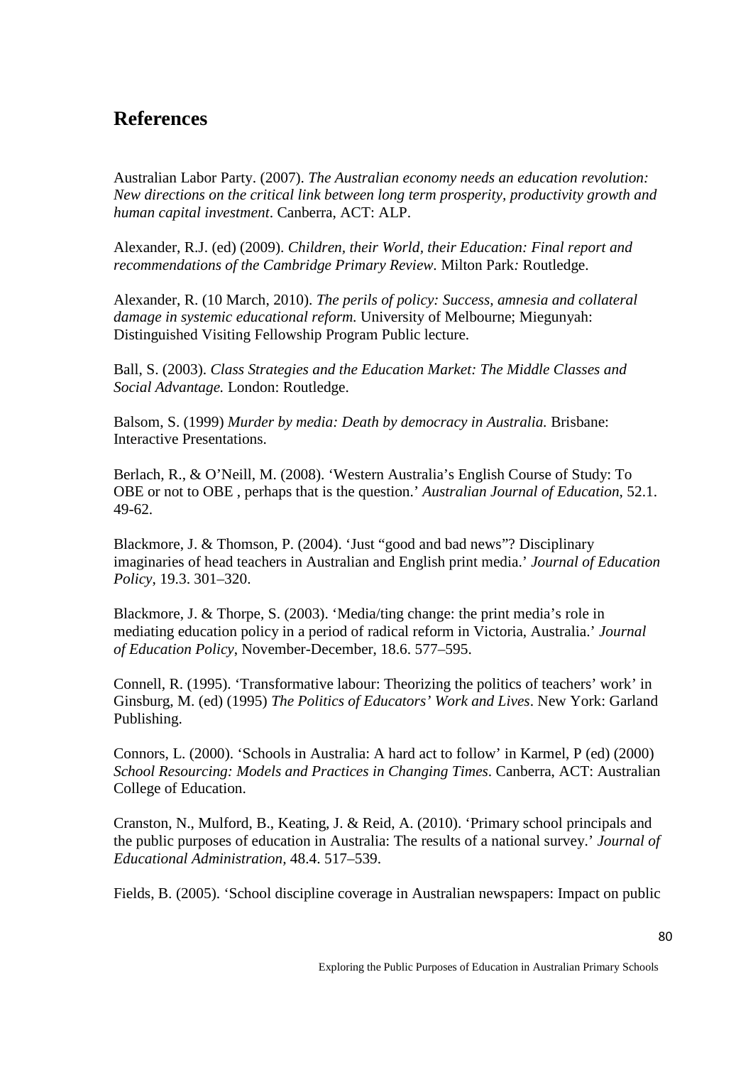## References

Australian Labor Party. (2007). *The Australian economy needs an education revolution: New directions on the critical link between long term prosperity, productivity growth and human capital investment*. Canberra, ACT: ALP.

Alexander, R.J. (ed) (2009). *Children, their World, their Education: Final report and recommendations of the Cambridge Primary Review*. Milton Park*:* Routledge.

Alexander, R. (10 March, 2010). *The perils of policy: Success, amnesia and collateral damage in systemic educational reform.* University of Melbourne; Miegunyah: Distinguished Visiting Fellowship Program Public lecture.

Ball, S. (2003). *Class Strategies and the Education Market: The Middle Classes and Social Advantage.* London: Routledge.

Balsom, S. (1999) *Murder by media: Death by democracy in Australia.* Brisbane: Interactive Presentations.

Berlach, R., & O'Neill, M. (2008). 'Western Australia's English Course of Study: To OBE or not to OBE , perhaps that is the question.' *Australian Journal of Education,* 52.1. 49-62.

Blackmore, J. & Thomson, P. (2004). 'Just "good and bad news"? Disciplinary imaginaries of head teachers in Australian and English print media.' *Journal of Education Policy*, 19.3. 301–320.

Blackmore, J. & Thorpe, S. (2003). 'Media/ting change: the print media's role in mediating education policy in a period of radical reform in Victoria, Australia.' *Journal of Education Policy*, November-December, 18.6. 577–595.

Connell, R. (1995). 'Transformative labour: Theorizing the politics of teachers' work' in Ginsburg, M. (ed) (1995) *The Politics of Educators' Work and Lives*. New York: Garland Publishing.

Connors, L. (2000). 'Schools in Australia: A hard act to follow' in Karmel, P (ed) (2000) *School Resourcing: Models and Practices in Changing Times*. Canberra, ACT: Australian College of Education.

Cranston, N., Mulford, B., Keating, J. & Reid, A. (2010). 'Primary school principals and the public purposes of education in Australia: The results of a national survey.' *Journal of Educational Administration,* 48.4. 517–539.

Fields, B. (2005). 'School discipline coverage in Australian newspapers: Impact on public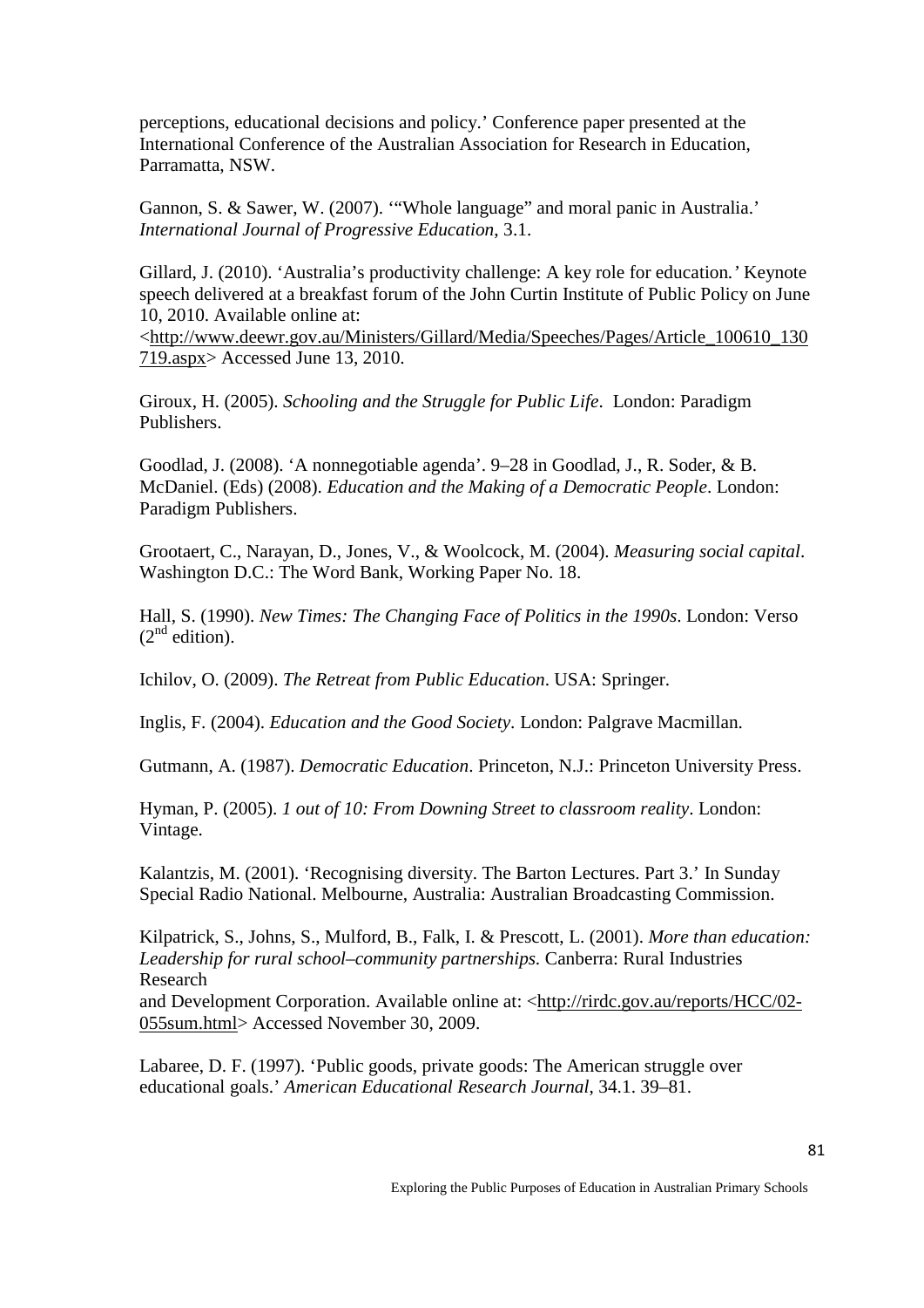perceptions, educational decisions and policy.' Conference paper presented at the International Conference of the Australian Association for Research in Education, Parramatta, NSW.

Gannon, S. & Sawer, W. (2007). '"Whole language" and moral panic in Australia.' *International Journal of Progressive Education*, 3.1.

Gillard, J. (2010). 'Australia's productivity challenge: A key role for education.' Keynote speech delivered at a breakfast forum of the John Curtin Institute of Public Policy on June 10, 2010. Available online at: <http://www.deewr.gov.au/Ministers/Gillard/Media/Speeches/Pages/Article_100610_130719.aspx> Accessed June 13, 2010.

Giroux, H. (2005). *Schooling and the Struggle for Public Life*. London: Paradigm Publishers.

Goodlad, J. (2008). 'A nonnegotiable agenda'. 9–28 in Goodlad, J., R. Soder, & B. McDaniel. (Eds) (2008). *Education and the Making of a Democratic People*. London: Paradigm Publishers.

Grootaert, C., Narayan, D., Jones, V., & Woolcock, M. (2004). *Measuring social capital*. Washington D.C.: The Word Bank, Working Paper No. 18.

Hall, S. (1990). *New Times: The Changing Face of Politics in the 1990s*. London: Verso (2nd edition).

Ichilov, O. (2009). *The Retreat from Public Education*. USA: Springer.

Inglis, F. (2004). *Education and the Good Society*. London: Palgrave Macmillan.

Gutmann, A. (1987). *Democratic Education*. Princeton, N.J.: Princeton University Press.

Hyman, P. (2005). *1 out of 10: From Downing Street to classroom reality*. London: Vintage.

Kalantzis, M. (2001). 'Recognising diversity. The Barton Lectures. Part 3.' In Sunday Special Radio National. Melbourne, Australia: Australian Broadcasting Commission.

Kilpatrick, S., Johns, S., Mulford, B., Falk, I. & Prescott, L. (2001). *More than education: Leadership for rural school–community partnerships.* Canberra: Rural Industries Research
and Development Corporation. Available online at: <http://rirdc.gov.au/reports/HCC/02-055sum.html> Accessed November 30, 2009.

Labaree, D. F. (1997). 'Public goods, private goods: The American struggle over educational goals.' *American Educational Research Journal*, 34.1. 39–81.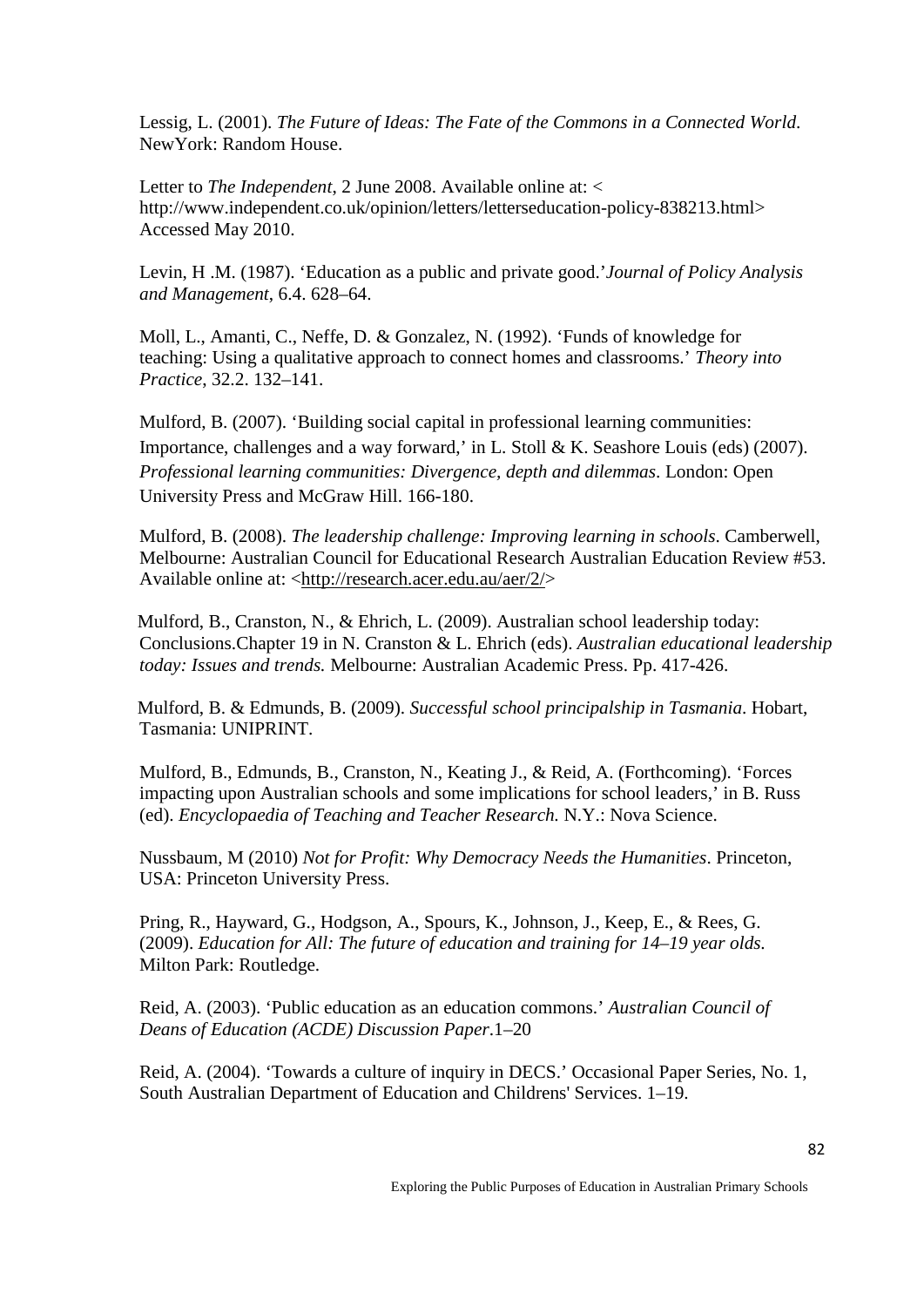Lessig, L. (2001). *The Future of Ideas: The Fate of the Commons in a Connected World*. NewYork: Random House.

Letter to *The Independent*, 2 June 2008. Available online at: < http://www.independent.co.uk/opinion/letters/letterseducation-policy-838213.html> Accessed May 2010.

Levin, H .M. (1987). 'Education as a public and private good.'*Journal of Policy Analysis and Management*, 6.4. 628–64.

Moll, L., Amanti, C., Neffe, D. & Gonzalez, N. (1992). 'Funds of knowledge for teaching: Using a qualitative approach to connect homes and classrooms.' *Theory into Practice*, 32.2. 132–141.

Mulford, B. (2007). 'Building social capital in professional learning communities: Importance, challenges and a way forward,' in L. Stoll & K. Seashore Louis (eds) (2007). *Professional learning communities: Divergence, depth and dilemmas*. London: Open University Press and McGraw Hill. 166-180.

Mulford, B. (2008). *The leadership challenge: Improving learning in schools*. Camberwell, Melbourne: Australian Council for Educational Research Australian Education Review #53. Available online at: <http://research.acer.edu.au/aer/2/>

Mulford, B., Cranston, N., & Ehrich, L. (2009). Australian school leadership today: Conclusions.Chapter 19 in N. Cranston & L. Ehrich (eds). *Australian educational leadership today: Issues and trends.* Melbourne: Australian Academic Press. Pp. 417-426.

Mulford, B. & Edmunds, B. (2009). *Successful school principalship in Tasmania*. Hobart, Tasmania: UNIPRINT.

Mulford, B., Edmunds, B., Cranston, N., Keating J., & Reid, A. (Forthcoming). 'Forces impacting upon Australian schools and some implications for school leaders,' in B. Russ (ed). *Encyclopaedia of Teaching and Teacher Research.* N.Y.: Nova Science.

Nussbaum, M (2010) *Not for Profit: Why Democracy Needs the Humanities*. Princeton, USA: Princeton University Press.

Pring, R., Hayward, G., Hodgson, A., Spours, K., Johnson, J., Keep, E., & Rees, G. (2009). *Education for All: The future of education and training for 14–19 year olds.* Milton Park: Routledge.

Reid, A. (2003). 'Public education as an education commons.' *Australian Council of Deans of Education (ACDE) Discussion Paper*.1–20

Reid, A. (2004). 'Towards a culture of inquiry in DECS.' Occasional Paper Series, No. 1, South Australian Department of Education and Childrens' Services. 1–19.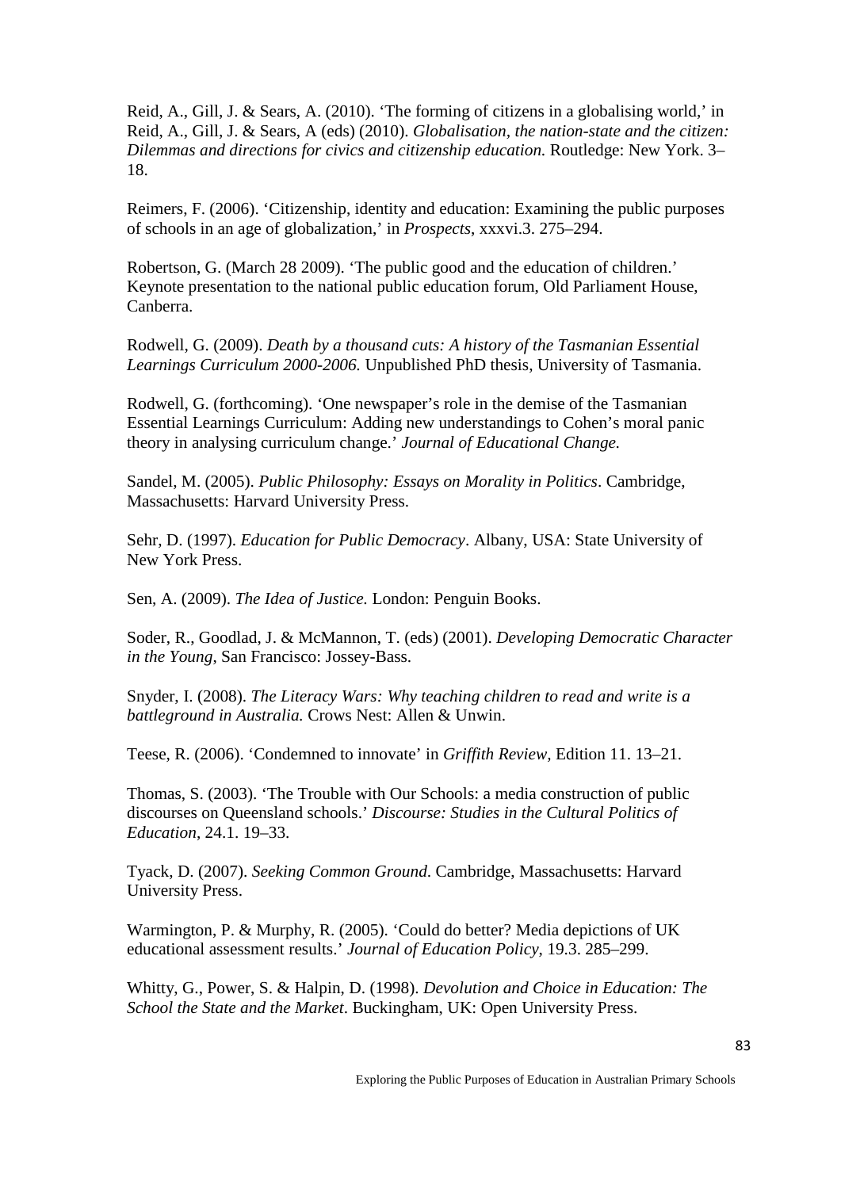Reid, A., Gill, J. & Sears, A. (2010). 'The forming of citizens in a globalising world,' in Reid, A., Gill, J. & Sears, A (eds) (2010). *Globalisation, the nation-state and the citizen: Dilemmas and directions for civics and citizenship education.* Routledge: New York. 3–18.

Reimers, F. (2006). 'Citizenship, identity and education: Examining the public purposes of schools in an age of globalization,' in *Prospects*, xxxvi.3. 275–294.

Robertson, G. (March 28 2009). 'The public good and the education of children.' Keynote presentation to the national public education forum, Old Parliament House, Canberra.

Rodwell, G. (2009). *Death by a thousand cuts: A history of the Tasmanian Essential Learnings Curriculum 2000-2006.* Unpublished PhD thesis, University of Tasmania.

Rodwell, G. (forthcoming). 'One newspaper's role in the demise of the Tasmanian Essential Learnings Curriculum: Adding new understandings to Cohen's moral panic theory in analysing curriculum change.' *Journal of Educational Change.*

Sandel, M. (2005). *Public Philosophy: Essays on Morality in Politics*. Cambridge, Massachusetts: Harvard University Press.

Sehr, D. (1997). *Education for Public Democracy*. Albany, USA: State University of New York Press.

Sen, A. (2009). *The Idea of Justice.* London: Penguin Books.

Soder, R., Goodlad, J. & McMannon, T. (eds) (2001). *Developing Democratic Character in the Young*, San Francisco: Jossey-Bass.

Snyder, I. (2008). *The Literacy Wars: Why teaching children to read and write is a battleground in Australia.* Crows Nest: Allen & Unwin.

Teese, R. (2006). 'Condemned to innovate' in *Griffith Review,* Edition 11. 13–21.

Thomas, S. (2003). 'The Trouble with Our Schools: a media construction of public discourses on Queensland schools.' *Discourse: Studies in the Cultural Politics of Education*, 24.1. 19–33.

Tyack, D. (2007). *Seeking Common Ground*. Cambridge, Massachusetts: Harvard University Press.

Warmington, P. & Murphy, R. (2005). 'Could do better? Media depictions of UK educational assessment results.' *Journal of Education Policy*, 19.3. 285–299.

Whitty, G., Power, S. & Halpin, D. (1998). *Devolution and Choice in Education: The School the State and the Market*. Buckingham, UK: Open University Press.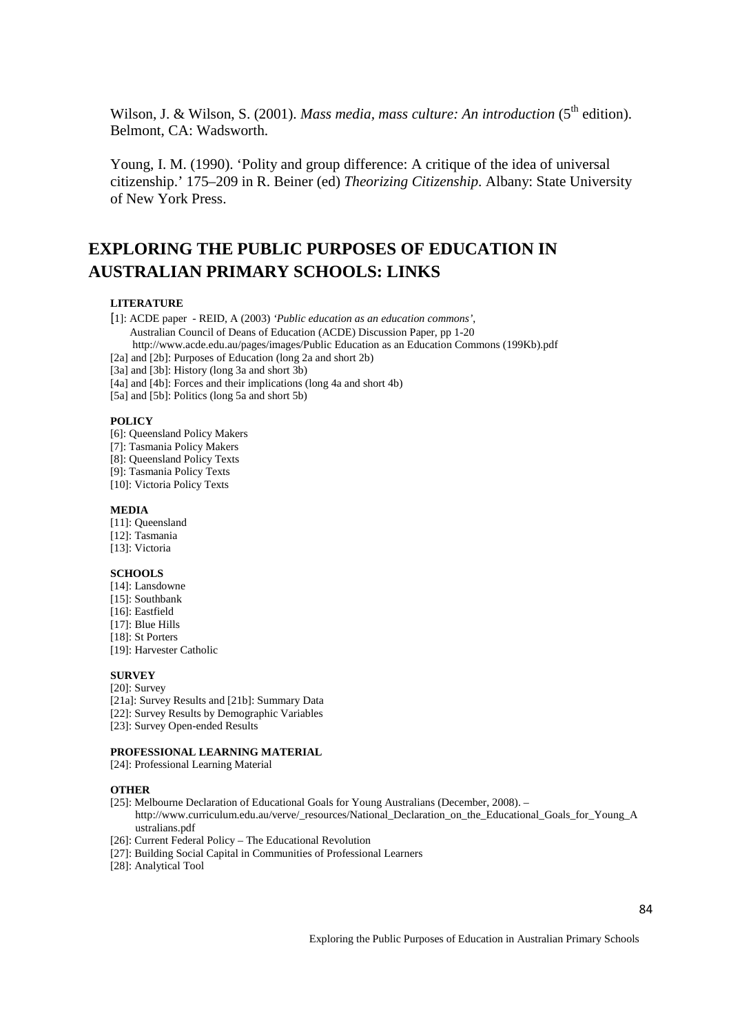Wilson, J. & Wilson, S. (2001). *Mass media, mass culture: An introduction* (5th edition). Belmont, CA: Wadsworth.

Young, I. M. (1990). 'Polity and group difference: A critique of the idea of universal citizenship.' 175–209 in R. Beiner (ed) *Theorizing Citizenship*. Albany: State University of New York Press.

## EXPLORING THE PUBLIC PURPOSES OF EDUCATION IN AUSTRALIAN PRIMARY SCHOOLS: LINKS

**LITERATURE**

[1]: ACDE paper - REID, A (2003) *'Public education as an education commons'*, Australian Council of Deans of Education (ACDE) Discussion Paper, pp 1-20 http://www.acde.edu.au/pages/images/Public Education as an Education Commons (199Kb).pdf
[2a] and [2b]: Purposes of Education (long 2a and short 2b)
[3a] and [3b]: History (long 3a and short 3b)
[4a] and [4b]: Forces and their implications (long 4a and short 4b)
[5a] and [5b]: Politics (long 5a and short 5b)

**POLICY**

[6]: Queensland Policy Makers
[7]: Tasmania Policy Makers
[8]: Queensland Policy Texts
[9]: Tasmania Policy Texts
[10]: Victoria Policy Texts

**MEDIA**

[11]: Queensland
[12]: Tasmania
[13]: Victoria

**SCHOOLS**

[14]: Lansdowne
[15]: Southbank
[16]: Eastfield
[17]: Blue Hills
[18]: St Porters
[19]: Harvester Catholic

**SURVEY**

[20]: Survey
[21a]: Survey Results and [21b]: Summary Data
[22]: Survey Results by Demographic Variables
[23]: Survey Open-ended Results

**PROFESSIONAL LEARNING MATERIAL**

[24]: Professional Learning Material

**OTHER**

[25]: Melbourne Declaration of Educational Goals for Young Australians (December, 2008). – http://www.curriculum.edu.au/verve/_resources/National_Declaration_on_the_Educational_Goals_for_Young_Australians.pdf
[26]: Current Federal Policy – The Educational Revolution
[27]: Building Social Capital in Communities of Professional Learners
[28]: Analytical Tool